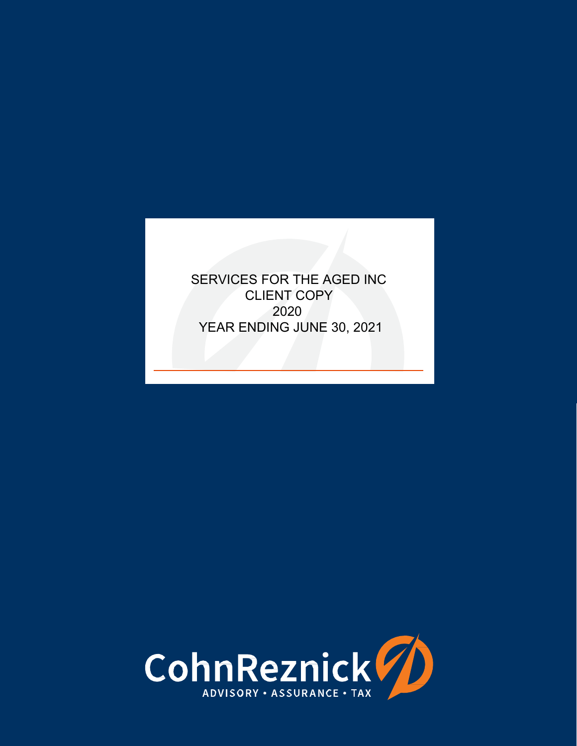SERVICES FOR THE AGED INC
CLIENT COPY
2020
YEAR ENDING JUNE 30, 2021

CohnReznick
ADVISORY • ASSURANCE • TAX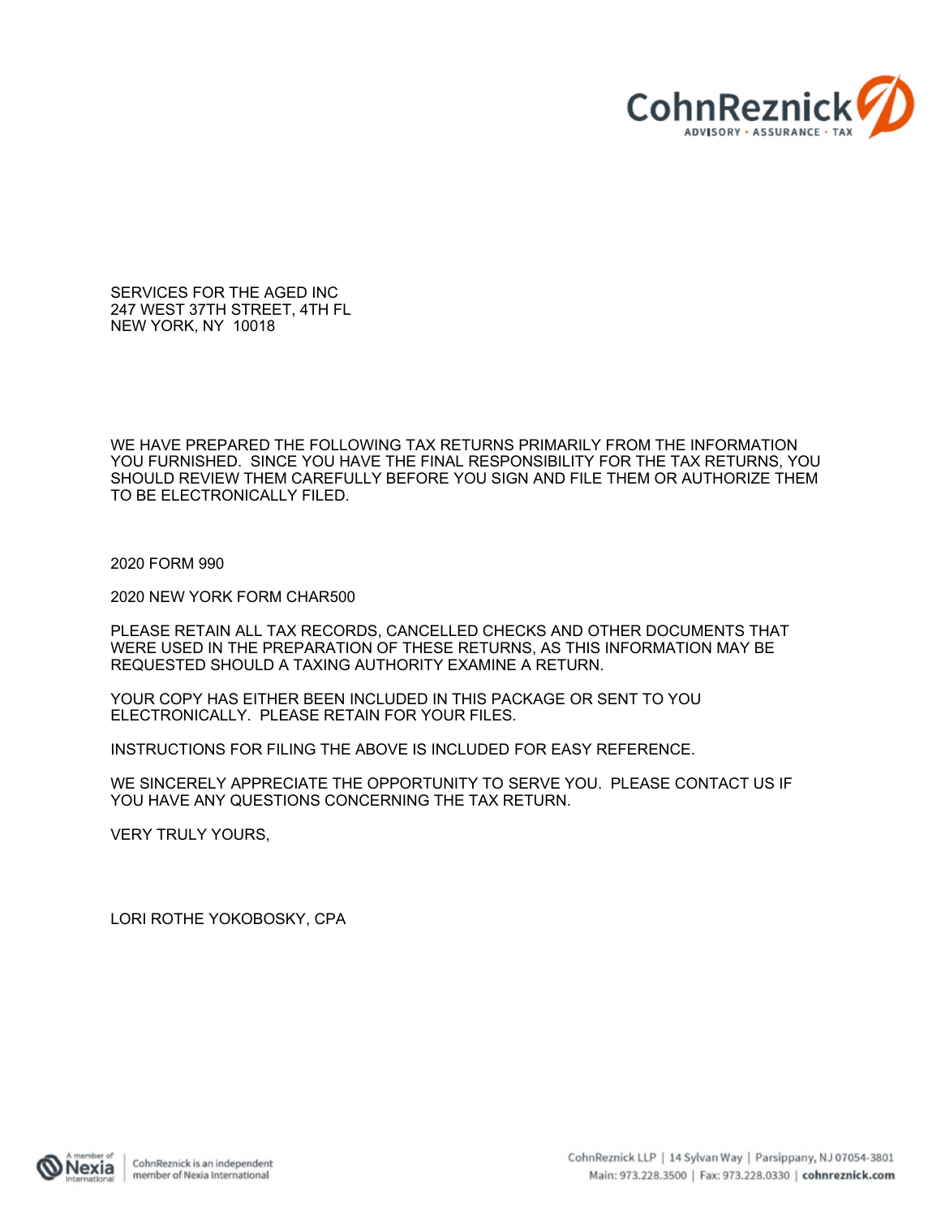CohnReznick
ADVISORY · ASSURANCE · TAX

SERVICES FOR THE AGED INC
247 WEST 37TH STREET, 4TH FL
NEW YORK, NY 10018

WE HAVE PREPARED THE FOLLOWING TAX RETURNS PRIMARILY FROM THE INFORMATION YOU FURNISHED. SINCE YOU HAVE THE FINAL RESPONSIBILITY FOR THE TAX RETURNS, YOU SHOULD REVIEW THEM CAREFULLY BEFORE YOU SIGN AND FILE THEM OR AUTHORIZE THEM TO BE ELECTRONICALLY FILED.

2020 FORM 990

2020 NEW YORK FORM CHAR500

PLEASE RETAIN ALL TAX RECORDS, CANCELLED CHECKS AND OTHER DOCUMENTS THAT WERE USED IN THE PREPARATION OF THESE RETURNS, AS THIS INFORMATION MAY BE REQUESTED SHOULD A TAXING AUTHORITY EXAMINE A RETURN.

YOUR COPY HAS EITHER BEEN INCLUDED IN THIS PACKAGE OR SENT TO YOU ELECTRONICALLY. PLEASE RETAIN FOR YOUR FILES.

INSTRUCTIONS FOR FILING THE ABOVE IS INCLUDED FOR EASY REFERENCE.

WE SINCERELY APPRECIATE THE OPPORTUNITY TO SERVE YOU. PLEASE CONTACT US IF YOU HAVE ANY QUESTIONS CONCERNING THE TAX RETURN.

VERY TRULY YOURS,

LORI ROTHE YOKOBOSKY, CPA

A member of Nexia International | CohnReznick is an independent member of Nexia International

CohnReznick LLP | 14 Sylvan Way | Parsippany, NJ 07054-3801
Main: 973.228.3500 | Fax: 973.228.0330 | cohnreznick.com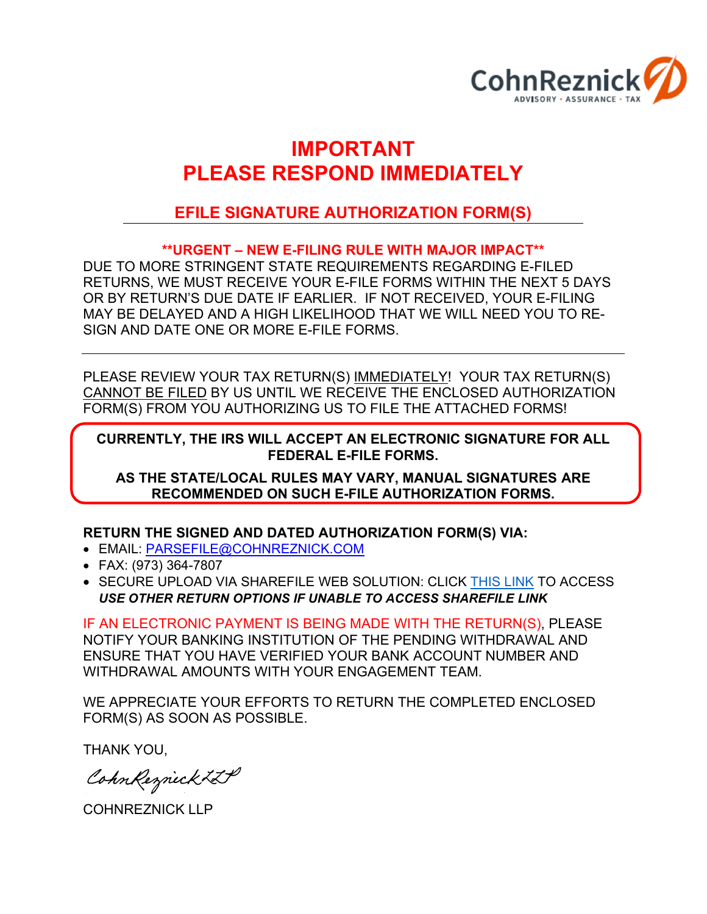CohnReznick
ADVISORY · ASSURANCE · TAX

# IMPORTANT
# PLEASE RESPOND IMMEDIATELY

## EFILE SIGNATURE AUTHORIZATION FORM(S)

**\*\*URGENT – NEW E-FILING RULE WITH MAJOR IMPACT\*\***

DUE TO MORE STRINGENT STATE REQUIREMENTS REGARDING E-FILED RETURNS, WE MUST RECEIVE YOUR E-FILE FORMS WITHIN THE NEXT 5 DAYS OR BY RETURN'S DUE DATE IF EARLIER. IF NOT RECEIVED, YOUR E-FILING MAY BE DELAYED AND A HIGH LIKELIHOOD THAT WE WILL NEED YOU TO RE-SIGN AND DATE ONE OR MORE E-FILE FORMS.

---

PLEASE REVIEW YOUR TAX RETURN(S) IMMEDIATELY! YOUR TAX RETURN(S) CANNOT BE FILED BY US UNTIL WE RECEIVE THE ENCLOSED AUTHORIZATION FORM(S) FROM YOU AUTHORIZING US TO FILE THE ATTACHED FORMS!

**CURRENTLY, THE IRS WILL ACCEPT AN ELECTRONIC SIGNATURE FOR ALL FEDERAL E-FILE FORMS.**

**AS THE STATE/LOCAL RULES MAY VARY, MANUAL SIGNATURES ARE RECOMMENDED ON SUCH E-FILE AUTHORIZATION FORMS.**

**RETURN THE SIGNED AND DATED AUTHORIZATION FORM(S) VIA:**

- EMAIL: PARSEFILE@COHNREZNICK.COM
- FAX: (973) 364-7807
- SECURE UPLOAD VIA SHAREFILE WEB SOLUTION: CLICK THIS LINK TO ACCESS
  ***USE OTHER RETURN OPTIONS IF UNABLE TO ACCESS SHAREFILE LINK***

IF AN ELECTRONIC PAYMENT IS BEING MADE WITH THE RETURN(S), PLEASE NOTIFY YOUR BANKING INSTITUTION OF THE PENDING WITHDRAWAL AND ENSURE THAT YOU HAVE VERIFIED YOUR BANK ACCOUNT NUMBER AND WITHDRAWAL AMOUNTS WITH YOUR ENGAGEMENT TEAM.

WE APPRECIATE YOUR EFFORTS TO RETURN THE COMPLETED ENCLOSED FORM(S) AS SOON AS POSSIBLE.

THANK YOU,

*CohnReznick LLP*

COHNREZNICK LLP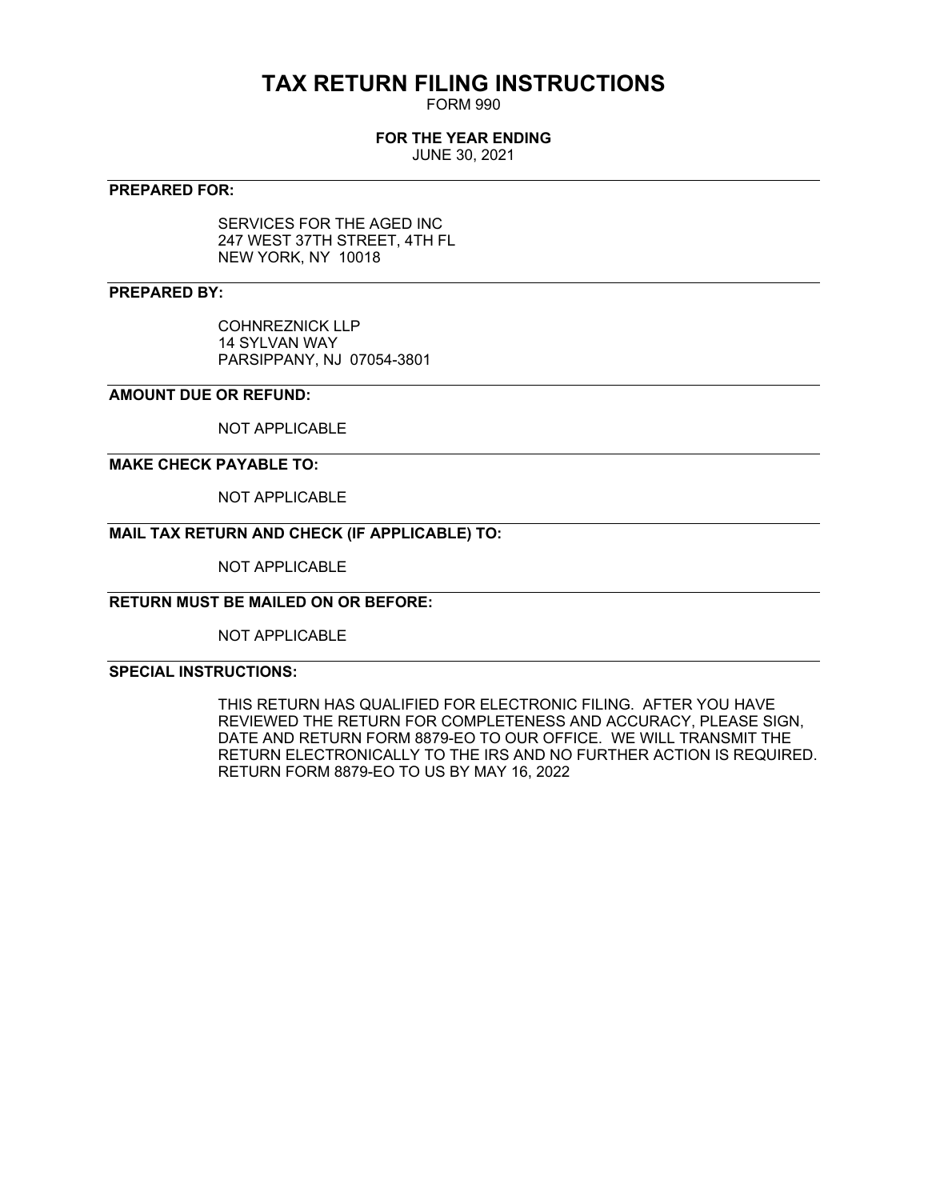# TAX RETURN FILING INSTRUCTIONS

FORM 990

**FOR THE YEAR ENDING**

JUNE 30, 2021

---

**PREPARED FOR:**

SERVICES FOR THE AGED INC
247 WEST 37TH STREET, 4TH FL
NEW YORK, NY 10018

---

**PREPARED BY:**

COHNREZNICK LLP
14 SYLVAN WAY
PARSIPPANY, NJ 07054-3801

---

**AMOUNT DUE OR REFUND:**

NOT APPLICABLE

---

**MAKE CHECK PAYABLE TO:**

NOT APPLICABLE

---

**MAIL TAX RETURN AND CHECK (IF APPLICABLE) TO:**

NOT APPLICABLE

---

**RETURN MUST BE MAILED ON OR BEFORE:**

NOT APPLICABLE

---

**SPECIAL INSTRUCTIONS:**

THIS RETURN HAS QUALIFIED FOR ELECTRONIC FILING. AFTER YOU HAVE REVIEWED THE RETURN FOR COMPLETENESS AND ACCURACY, PLEASE SIGN, DATE AND RETURN FORM 8879-EO TO OUR OFFICE. WE WILL TRANSMIT THE RETURN ELECTRONICALLY TO THE IRS AND NO FURTHER ACTION IS REQUIRED. RETURN FORM 8879-EO TO US BY MAY 16, 2022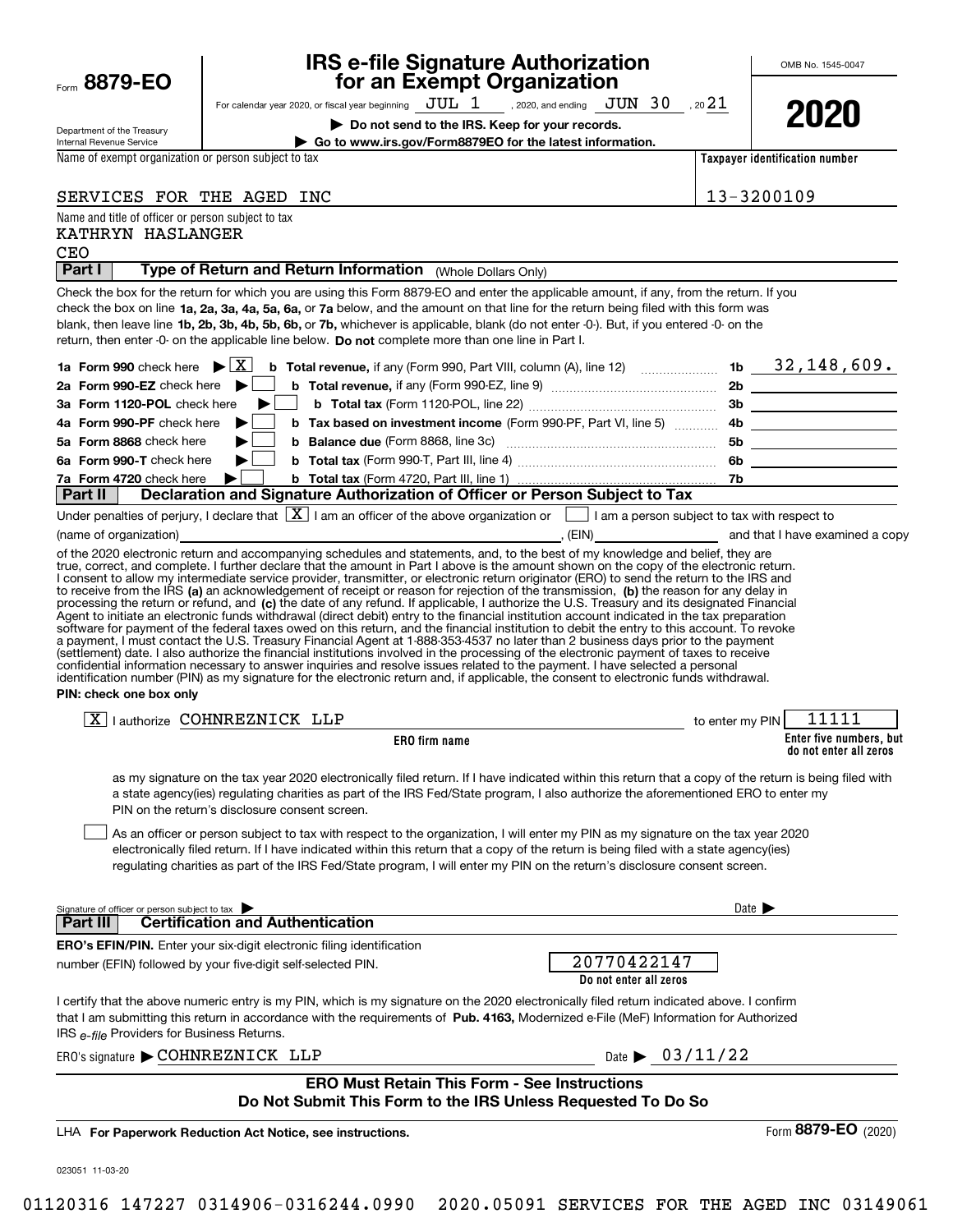Form **8879-EO**

Department of the Treasury
Internal Revenue Service

# IRS e-file Signature Authorization for an Exempt Organization

For calendar year 2020, or fiscal year beginning JUL 1, 2020, and ending JUN 30, 20 21

▶ **Do not send to the IRS. Keep for your records.**

▶ **Go to www.irs.gov/Form8879EO for the latest information.**

OMB No. 1545-0047

**2020**

Name of exempt organization or person subject to tax: SERVICES FOR THE AGED INC

Taxpayer identification number: 13-3200109

Name and title of officer or person subject to tax:
KATHRYN HASLANGER
CEO

## Part I — Type of Return and Return Information (Whole Dollars Only)

Check the box for the return for which you are using this Form 8879-EO and enter the applicable amount, if any, from the return. If you check the box on line **1a, 2a, 3a, 4a, 5a, 6a,** or **7a** below, and the amount on that line for the return being filed with this form was blank, then leave line **1b, 2b, 3b, 4b, 5b, 6b,** or **7b,** whichever is applicable, blank (do not enter -0-). But, if you entered -0- on the return, then enter -0- on the applicable line below. **Do not** complete more than one line in Part I.

| | | | |
|---|---|---|---|
| **1a Form 990** check here ▶ [X] | **b Total revenue,** if any (Form 990, Part VIII, column (A), line 12) | 1b | 32,148,609. |
| **2a Form 990-EZ** check here ▶ [ ] | **b Total revenue,** if any (Form 990-EZ, line 9) | 2b | |
| **3a Form 1120-POL** check here ▶ [ ] | **b Total tax** (Form 1120-POL, line 22) | 3b | |
| **4a Form 990-PF** check here ▶ [ ] | **b Tax based on investment income** (Form 990-PF, Part VI, line 5) | 4b | |
| **5a Form 8868** check here ▶ [ ] | **b Balance due** (Form 8868, line 3c) | 5b | |
| **6a Form 990-T** check here ▶ [ ] | **b Total tax** (Form 990-T, Part III, line 4) | 6b | |
| **7a Form 4720** check here ▶ [ ] | **b Total tax** (Form 4720, Part III, line 1) | 7b | |

## Part II — Declaration and Signature Authorization of Officer or Person Subject to Tax

Under penalties of perjury, I declare that [X] I am an officer of the above organization or [ ] I am a person subject to tax with respect to (name of organization) \_\_\_\_\_\_\_\_, (EIN) \_\_\_\_\_\_\_\_ and that I have examined a copy of the 2020 electronic return and accompanying schedules and statements, and, to the best of my knowledge and belief, they are true, correct, and complete. I further declare that the amount in Part I above is the amount shown on the copy of the electronic return. I consent to allow my intermediate service provider, transmitter, or electronic return originator (ERO) to send the return to the IRS and to receive from the IRS **(a)** an acknowledgement of receipt or reason for rejection of the transmission, **(b)** the reason for any delay in processing the return or refund, and **(c)** the date of any refund. If applicable, I authorize the U.S. Treasury and its designated Financial Agent to initiate an electronic funds withdrawal (direct debit) entry to the financial institution account indicated in the tax preparation software for payment of the federal taxes owed on this return, and the financial institution to debit the entry to this account. To revoke a payment, I must contact the U.S. Treasury Financial Agent at 1-888-353-4537 no later than 2 business days prior to the payment (settlement) date. I also authorize the financial institutions involved in the processing of the electronic payment of taxes to receive confidential information necessary to answer inquiries and resolve issues related to the payment. I have selected a personal identification number (PIN) as my signature for the electronic return and, if applicable, the consent to electronic funds withdrawal.

**PIN: check one box only**

[X] I authorize COHNREZNICK LLP (**ERO firm name**) to enter my PIN 11111 (**Enter five numbers, but do not enter all zeros**)

as my signature on the tax year 2020 electronically filed return. If I have indicated within this return that a copy of the return is being filed with a state agency(ies) regulating charities as part of the IRS Fed/State program, I also authorize the aforementioned ERO to enter my PIN on the return's disclosure consent screen.

[ ] As an officer or person subject to tax with respect to the organization, I will enter my PIN as my signature on the tax year 2020 electronically filed return. If I have indicated within this return that a copy of the return is being filed with a state agency(ies) regulating charities as part of the IRS Fed/State program, I will enter my PIN on the return's disclosure consent screen.

Signature of officer or person subject to tax ▶ \_\_\_\_\_\_\_\_ Date ▶ \_\_\_\_\_\_\_\_

## Part III — Certification and Authentication

**ERO's EFIN/PIN.** Enter your six-digit electronic filing identification number (EFIN) followed by your five-digit self-selected PIN.

20770422147
**Do not enter all zeros**

I certify that the above numeric entry is my PIN, which is my signature on the 2020 electronically filed return indicated above. I confirm that I am submitting this return in accordance with the requirements of **Pub. 4163,** Modernized e-File (MeF) Information for Authorized IRS *e-file* Providers for Business Returns.

ERO's signature ▶ COHNREZNICK LLP Date ▶ 03/11/22

**ERO Must Retain This Form - See Instructions**
**Do Not Submit This Form to the IRS Unless Requested To Do So**

LHA **For Paperwork Reduction Act Notice, see instructions.**

Form **8879-EO** (2020)

023051 11-03-20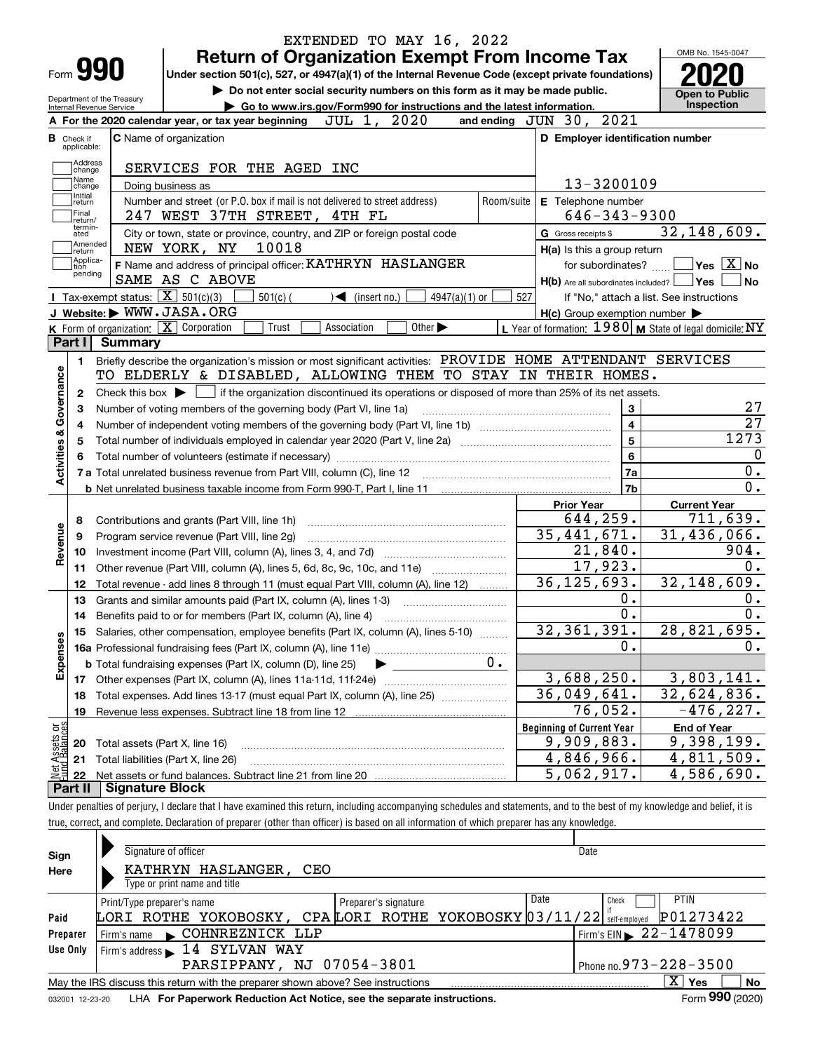EXTENDED TO MAY 16, 2022

# Form 990 — Return of Organization Exempt From Income Tax — 2020

Under section 501(c), 527, or 4947(a)(1) of the Internal Revenue Code (except private foundations)

▶ Do not enter social security numbers on this form as it may be made public.

▶ Go to www.irs.gov/Form990 for instructions and the latest information.

Department of the Treasury, Internal Revenue Service

OMB No. 1545-0047 — Open to Public Inspection

**A** For the 2020 calendar year, or tax year beginning JUL 1, 2020 and ending JUN 30, 2021

**B** Check if applicable: Address change, Name change, Initial return, Final return/terminated, Amended return, Application pending

**C** Name of organization: SERVICES FOR THE AGED INC

Doing business as

Number and street (or P.O. box if mail is not delivered to street address): 247 WEST 37TH STREET, 4TH FL — Room/suite

City or town, state or province, country, and ZIP or foreign postal code: NEW YORK, NY 10018

**D** Employer identification number: 13-3200109

**E** Telephone number: 646-343-9300

**G** Gross receipts $ 32,148,609.

**F** Name and address of principal officer: KATHRYN HASLANGER, SAME AS C ABOVE

**H(a)** Is this a group return for subordinates? Yes [ ] No [X]

**H(b)** Are all subordinates included? Yes [ ] No [ ] — If "No," attach a list. See instructions

**H(c)** Group exemption number ▶

**I** Tax-exempt status: [X] 501(c)(3) [ ] 501(c)( ) ◀ (insert no.) [ ] 4947(a)(1) or [ ] 527

**J** Website: ▶ WWW.JASA.ORG

**K** Form of organization: [X] Corporation [ ] Trust [ ] Association [ ] Other ▶

**L** Year of formation: 1980 **M** State of legal domicile: NY

## Part I Summary

**Activities & Governance**

1 Briefly describe the organization's mission or most significant activities: PROVIDE HOME ATTENDANT SERVICES TO ELDERLY & DISABLED, ALLOWING THEM TO STAY IN THEIR HOMES.

2 Check this box ▶ [ ] if the organization discontinued its operations or disposed of more than 25% of its net assets.

| Line | Description | No. | Value |
|---|---|---|---|
| 3 | Number of voting members of the governing body (Part VI, line 1a) | 3 | 27 |
| 4 | Number of independent voting members of the governing body (Part VI, line 1b) | 4 | 27 |
| 5 | Total number of individuals employed in calendar year 2020 (Part V, line 2a) | 5 | 1273 |
| 6 | Total number of volunteers (estimate if necessary) | 6 | 0 |
| 7a | Total unrelated business revenue from Part VIII, column (C), line 12 | 7a | 0. |
| 7b | Net unrelated business taxable income from Form 990-T, Part I, line 11 | 7b | 0. |

| Line | Description | Prior Year | Current Year |
|---|---|---|---|
| **Revenue** | | | |
| 8 | Contributions and grants (Part VIII, line 1h) | 644,259. | 711,639. |
| 9 | Program service revenue (Part VIII, line 2g) | 35,441,671. | 31,436,066. |
| 10 | Investment income (Part VIII, column (A), lines 3, 4, and 7d) | 21,840. | 904. |
| 11 | Other revenue (Part VIII, column (A), lines 5, 6d, 8c, 9c, 10c, and 11e) | 17,923. | 0. |
| 12 | Total revenue - add lines 8 through 11 (must equal Part VIII, column (A), line 12) | 36,125,693. | 32,148,609. |
| **Expenses** | | | |
| 13 | Grants and similar amounts paid (Part IX, column (A), lines 1-3) | 0. | 0. |
| 14 | Benefits paid to or for members (Part IX, column (A), line 4) | 0. | 0. |
| 15 | Salaries, other compensation, employee benefits (Part IX, column (A), lines 5-10) | 32,361,391. | 28,821,695. |
| 16a | Professional fundraising fees (Part IX, column (A), line 11e) | 0. | 0. |
| b | Total fundraising expenses (Part IX, column (D), line 25) ▶ 0. | | |
| 17 | Other expenses (Part IX, column (A), lines 11a-11d, 11f-24e) | 3,688,250. | 3,803,141. |
| 18 | Total expenses. Add lines 13-17 (must equal Part IX, column (A), line 25) | 36,049,641. | 32,624,836. |
| 19 | Revenue less expenses. Subtract line 18 from line 12 | 76,052. | -476,227. |

| Line | Net Assets or Fund Balances | Beginning of Current Year | End of Year |
|---|---|---|---|
| 20 | Total assets (Part X, line 16) | 9,909,883. | 9,398,199. |
| 21 | Total liabilities (Part X, line 26) | 4,846,966. | 4,811,509. |
| 22 | Net assets or fund balances. Subtract line 21 from line 20 | 5,062,917. | 4,586,690. |

## Part II Signature Block

Under penalties of perjury, I declare that I have examined this return, including accompanying schedules and statements, and to the best of my knowledge and belief, it is true, correct, and complete. Declaration of preparer (other than officer) is based on all information of which preparer has any knowledge.

**Sign Here**

Signature of officer — Date

KATHRYN HASLANGER, CEO

Type or print name and title

**Paid Preparer Use Only**

| Print/Type preparer's name | Preparer's signature | Date | Check if self-employed | PTIN |
|---|---|---|---|---|
| LORI ROTHE YOKOBOSKY, CPA | LORI ROTHE YOKOBOSKY | 03/11/22 | [ ] | P01273422 |

Firm's name ▶ COHNREZNICK LLP — Firm's EIN ▶ 22-1478099

Firm's address ▶ 14 SYLVAN WAY, PARSIPPANY, NJ 07054-3801 — Phone no. 973-228-3500

May the IRS discuss this return with the preparer shown above? See instructions [X] Yes [ ] No

032001 12-23-20 LHA For Paperwork Reduction Act Notice, see the separate instructions. Form 990 (2020)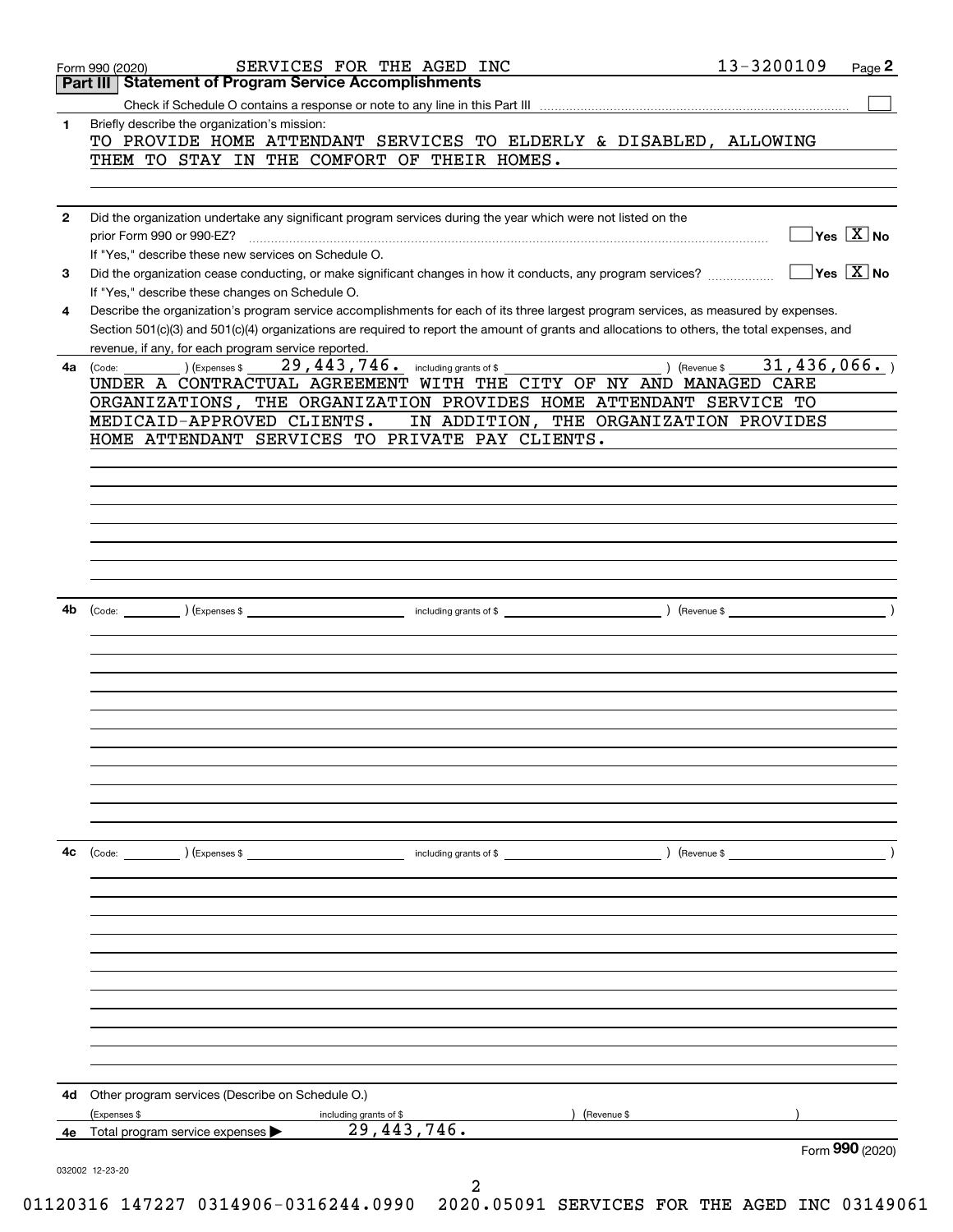Form 990 (2020) SERVICES FOR THE AGED INC 13-3200109

## Part III Statement of Program Service Accomplishments

Check if Schedule O contains a response or note to any line in this Part III ☐

**1** Briefly describe the organization's mission:

TO PROVIDE HOME ATTENDANT SERVICES TO ELDERLY & DISABLED, ALLOWING THEM TO STAY IN THE COMFORT OF THEIR HOMES.

**2** Did the organization undertake any significant program services during the year which were not listed on the prior Form 990 or 990-EZ? ☐ Yes ☒ No

If "Yes," describe these new services on Schedule O.

**3** Did the organization cease conducting, or make significant changes in how it conducts, any program services? ☐ Yes ☒ No

If "Yes," describe these changes on Schedule O.

**4** Describe the organization's program service accomplishments for each of its three largest program services, as measured by expenses. Section 501(c)(3) and 501(c)(4) organizations are required to report the amount of grants and allocations to others, the total expenses, and revenue, if any, for each program service reported.

**4a** (Code: ) (Expenses $ 29,443,746. including grants of $ ) (Revenue $ 31,436,066. )

UNDER A CONTRACTUAL AGREEMENT WITH THE CITY OF NY AND MANAGED CARE ORGANIZATIONS, THE ORGANIZATION PROVIDES HOME ATTENDANT SERVICE TO MEDICAID-APPROVED CLIENTS. IN ADDITION, THE ORGANIZATION PROVIDES HOME ATTENDANT SERVICES TO PRIVATE PAY CLIENTS.

**4b** (Code: ) (Expenses $ including grants of $ ) (Revenue $ )

**4c** (Code: ) (Expenses $ including grants of $ ) (Revenue $ )

**4d** Other program services (Describe on Schedule O.)

(Expenses $ including grants of $ ) (Revenue $ )

**4e** Total program service expenses ▶ 29,443,746.

Form **990** (2020)

032002 12-23-20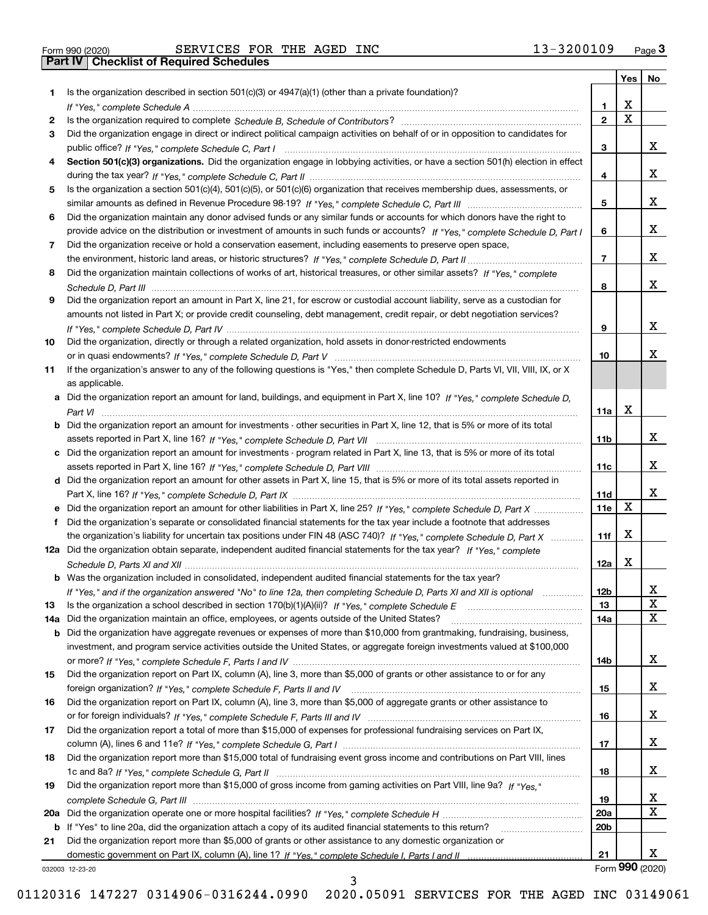Form 990 (2020) SERVICES FOR THE AGED INC 13-3200109

## Part IV | Checklist of Required Schedules

| | | | Yes | No |
|---|---|---|---|---|
| 1 | Is the organization described in section 501(c)(3) or 4947(a)(1) (other than a private foundation)? *If "Yes," complete Schedule A* | 1 | X | |
| 2 | Is the organization required to complete *Schedule B, Schedule of Contributors*? | 2 | X | |
| 3 | Did the organization engage in direct or indirect political campaign activities on behalf of or in opposition to candidates for public office? *If "Yes," complete Schedule C, Part I* | 3 | | X |
| 4 | **Section 501(c)(3) organizations.** Did the organization engage in lobbying activities, or have a section 501(h) election in effect during the tax year? *If "Yes," complete Schedule C, Part II* | 4 | | X |
| 5 | Is the organization a section 501(c)(4), 501(c)(5), or 501(c)(6) organization that receives membership dues, assessments, or similar amounts as defined in Revenue Procedure 98-19? *If "Yes," complete Schedule C, Part III* | 5 | | X |
| 6 | Did the organization maintain any donor advised funds or any similar funds or accounts for which donors have the right to provide advice on the distribution or investment of amounts in such funds or accounts? *If "Yes," complete Schedule D, Part I* | 6 | | X |
| 7 | Did the organization receive or hold a conservation easement, including easements to preserve open space, the environment, historic land areas, or historic structures? *If "Yes," complete Schedule D, Part II* | 7 | | X |
| 8 | Did the organization maintain collections of works of art, historical treasures, or other similar assets? *If "Yes," complete Schedule D, Part III* | 8 | | X |
| 9 | Did the organization report an amount in Part X, line 21, for escrow or custodial account liability, serve as a custodian for amounts not listed in Part X; or provide credit counseling, debt management, credit repair, or debt negotiation services? *If "Yes," complete Schedule D, Part IV* | 9 | | X |
| 10 | Did the organization, directly or through a related organization, hold assets in donor-restricted endowments or in quasi endowments? *If "Yes," complete Schedule D, Part V* | 10 | | X |
| 11 | If the organization's answer to any of the following questions is "Yes," then complete Schedule D, Parts VI, VII, VIII, IX, or X as applicable. | | | |
| a | Did the organization report an amount for land, buildings, and equipment in Part X, line 10? *If "Yes," complete Schedule D, Part VI* | 11a | X | |
| b | Did the organization report an amount for investments - other securities in Part X, line 12, that is 5% or more of its total assets reported in Part X, line 16? *If "Yes," complete Schedule D, Part VII* | 11b | | X |
| c | Did the organization report an amount for investments - program related in Part X, line 13, that is 5% or more of its total assets reported in Part X, line 16? *If "Yes," complete Schedule D, Part VIII* | 11c | | X |
| d | Did the organization report an amount for other assets in Part X, line 15, that is 5% or more of its total assets reported in Part X, line 16? *If "Yes," complete Schedule D, Part IX* | 11d | | X |
| e | Did the organization report an amount for other liabilities in Part X, line 25? *If "Yes," complete Schedule D, Part X* | 11e | X | |
| f | Did the organization's separate or consolidated financial statements for the tax year include a footnote that addresses the organization's liability for uncertain tax positions under FIN 48 (ASC 740)? *If "Yes," complete Schedule D, Part X* | 11f | X | |
| 12a | Did the organization obtain separate, independent audited financial statements for the tax year? *If "Yes," complete Schedule D, Parts XI and XII* | 12a | X | |
| b | Was the organization included in consolidated, independent audited financial statements for the tax year? *If "Yes," and if the organization answered "No" to line 12a, then completing Schedule D, Parts XI and XII is optional* | 12b | | X |
| 13 | Is the organization a school described in section 170(b)(1)(A)(ii)? *If "Yes," complete Schedule E* | 13 | | X |
| 14a | Did the organization maintain an office, employees, or agents outside of the United States? | 14a | | X |
| b | Did the organization have aggregate revenues or expenses of more than $10,000 from grantmaking, fundraising, business, investment, and program service activities outside the United States, or aggregate foreign investments valued at $100,000 or more? *If "Yes," complete Schedule F, Parts I and IV* | 14b | | X |
| 15 | Did the organization report on Part IX, column (A), line 3, more than $5,000 of grants or other assistance to or for any foreign organization? *If "Yes," complete Schedule F, Parts II and IV* | 15 | | X |
| 16 | Did the organization report on Part IX, column (A), line 3, more than $5,000 of aggregate grants or other assistance to or for foreign individuals? *If "Yes," complete Schedule F, Parts III and IV* | 16 | | X |
| 17 | Did the organization report a total of more than $15,000 of expenses for professional fundraising services on Part IX, column (A), lines 6 and 11e? *If "Yes," complete Schedule G, Part I* | 17 | | X |
| 18 | Did the organization report more than $15,000 total of fundraising event gross income and contributions on Part VIII, lines 1c and 8a? *If "Yes," complete Schedule G, Part II* | 18 | | X |
| 19 | Did the organization report more than $15,000 of gross income from gaming activities on Part VIII, line 9a? *If "Yes," complete Schedule G, Part III* | 19 | | X |
| 20a | Did the organization operate one or more hospital facilities? *If "Yes," complete Schedule H* | 20a | | X |
| b | If "Yes" to line 20a, did the organization attach a copy of its audited financial statements to this return? | 20b | | |
| 21 | Did the organization report more than $5,000 of grants or other assistance to any domestic organization or domestic government on Part IX, column (A), line 1? *If "Yes," complete Schedule I, Parts I and II* | 21 | | X |

032003 12-23-20

Form **990** (2020)

01120316 147227 0314906-0316244.0990 2020.05091 SERVICES FOR THE AGED INC 03149061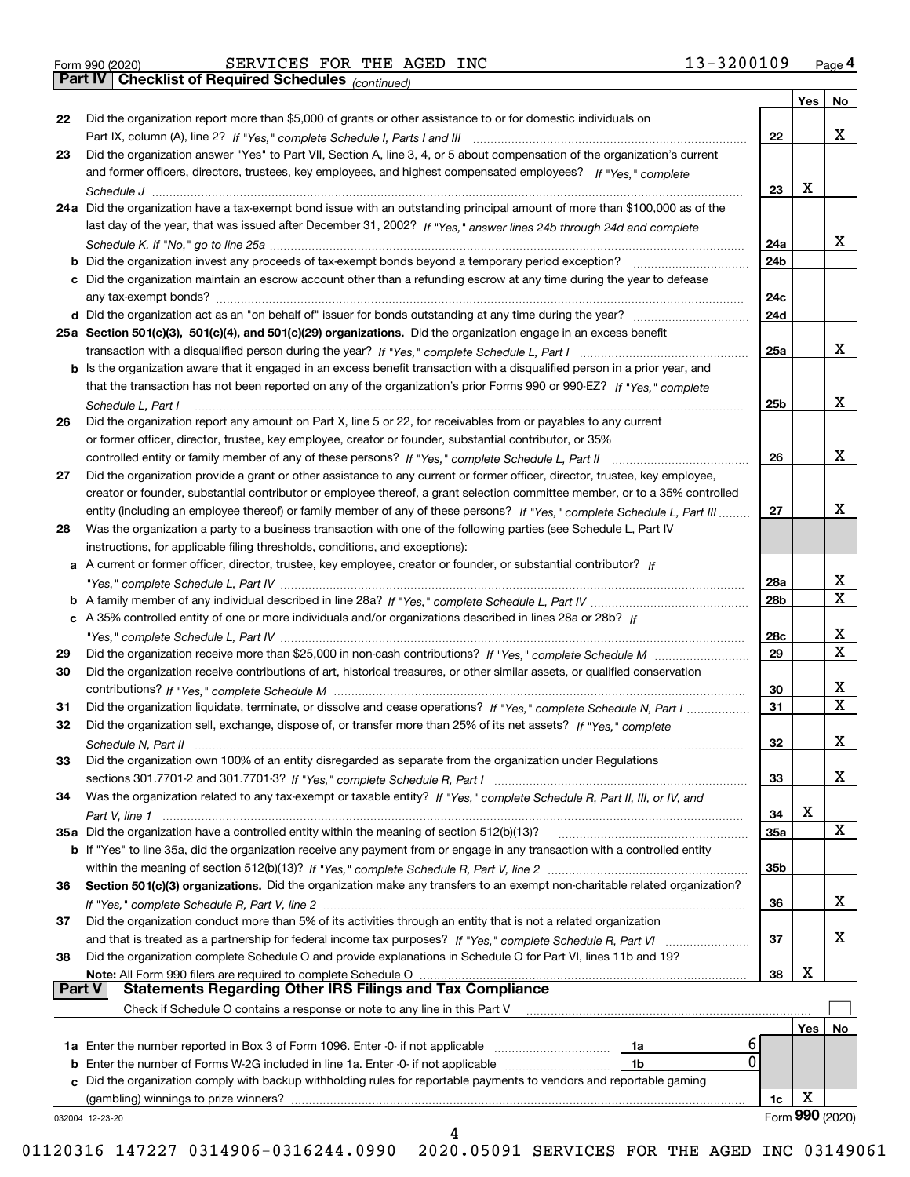Form 990 (2020) SERVICES FOR THE AGED INC 13-3200109 Page 4

## Part IV Checklist of Required Schedules *(continued)*

| | | | Yes | No |
|---|---|---|---|---|
| 22 | Did the organization report more than $5,000 of grants or other assistance to or for domestic individuals on Part IX, column (A), line 2? *If "Yes," complete Schedule I, Parts I and III* | 22 | | X |
| 23 | Did the organization answer "Yes" to Part VII, Section A, line 3, 4, or 5 about compensation of the organization's current and former officers, directors, trustees, key employees, and highest compensated employees? *If "Yes," complete Schedule J* | 23 | X | |
| 24a | Did the organization have a tax-exempt bond issue with an outstanding principal amount of more than $100,000 as of the last day of the year, that was issued after December 31, 2002? *If "Yes," answer lines 24b through 24d and complete Schedule K. If "No," go to line 25a* | 24a | | X |
| b | Did the organization invest any proceeds of tax-exempt bonds beyond a temporary period exception? | 24b | | |
| c | Did the organization maintain an escrow account other than a refunding escrow at any time during the year to defease any tax-exempt bonds? | 24c | | |
| d | Did the organization act as an "on behalf of" issuer for bonds outstanding at any time during the year? | 24d | | |
| 25a | **Section 501(c)(3), 501(c)(4), and 501(c)(29) organizations.** Did the organization engage in an excess benefit transaction with a disqualified person during the year? *If "Yes," complete Schedule L, Part I* | 25a | | X |
| b | Is the organization aware that it engaged in an excess benefit transaction with a disqualified person in a prior year, and that the transaction has not been reported on any of the organization's prior Forms 990 or 990-EZ? *If "Yes," complete Schedule L, Part I* | 25b | | X |
| 26 | Did the organization report any amount on Part X, line 5 or 22, for receivables from or payables to any current or former officer, director, trustee, key employee, creator or founder, substantial contributor, or 35% controlled entity or family member of any of these persons? *If "Yes," complete Schedule L, Part II* | 26 | | X |
| 27 | Did the organization provide a grant or other assistance to any current or former officer, director, trustee, key employee, creator or founder, substantial contributor or employee thereof, a grant selection committee member, or to a 35% controlled entity (including an employee thereof) or family member of any of these persons? *If "Yes," complete Schedule L, Part III* | 27 | | X |
| 28 | Was the organization a party to a business transaction with one of the following parties (see Schedule L, Part IV instructions, for applicable filing thresholds, conditions, and exceptions): | | | |
| a | A current or former officer, director, trustee, key employee, creator or founder, or substantial contributor? *If "Yes," complete Schedule L, Part IV* | 28a | | X |
| b | A family member of any individual described in line 28a? *If "Yes," complete Schedule L, Part IV* | 28b | | X |
| c | A 35% controlled entity of one or more individuals and/or organizations described in lines 28a or 28b? *If "Yes," complete Schedule L, Part IV* | 28c | | X |
| 29 | Did the organization receive more than $25,000 in non-cash contributions? *If "Yes," complete Schedule M* | 29 | | X |
| 30 | Did the organization receive contributions of art, historical treasures, or other similar assets, or qualified conservation contributions? *If "Yes," complete Schedule M* | 30 | | X |
| 31 | Did the organization liquidate, terminate, or dissolve and cease operations? *If "Yes," complete Schedule N, Part I* | 31 | | X |
| 32 | Did the organization sell, exchange, dispose of, or transfer more than 25% of its net assets? *If "Yes," complete Schedule N, Part II* | 32 | | X |
| 33 | Did the organization own 100% of an entity disregarded as separate from the organization under Regulations sections 301.7701-2 and 301.7701-3? *If "Yes," complete Schedule R, Part I* | 33 | | X |
| 34 | Was the organization related to any tax-exempt or taxable entity? *If "Yes," complete Schedule R, Part II, III, or IV, and Part V, line 1* | 34 | X | |
| 35a | Did the organization have a controlled entity within the meaning of section 512(b)(13)? | 35a | | X |
| b | If "Yes" to line 35a, did the organization receive any payment from or engage in any transaction with a controlled entity within the meaning of section 512(b)(13)? *If "Yes," complete Schedule R, Part V, line 2* | 35b | | |
| 36 | **Section 501(c)(3) organizations.** Did the organization make any transfers to an exempt non-charitable related organization? *If "Yes," complete Schedule R, Part V, line 2* | 36 | | X |
| 37 | Did the organization conduct more than 5% of its activities through an entity that is not a related organization and that is treated as a partnership for federal income tax purposes? *If "Yes," complete Schedule R, Part VI* | 37 | | X |
| 38 | Did the organization complete Schedule O and provide explanations in Schedule O for Part VI, lines 11b and 19? **Note:** All Form 990 filers are required to complete Schedule O | 38 | X | |

## Part V Statements Regarding Other IRS Filings and Tax Compliance

Check if Schedule O contains a response or note to any line in this Part V

| | | | | | Yes | No |
|---|---|---|---|---|---|---|
| 1a | Enter the number reported in Box 3 of Form 1096. Enter -0- if not applicable | 1a | 6 | | | |
| b | Enter the number of Forms W-2G included in line 1a. Enter -0- if not applicable | 1b | 0 | | | |
| c | Did the organization comply with backup withholding rules for reportable payments to vendors and reportable gaming (gambling) winnings to prize winners? | | | 1c | X | |

032004 12-23-20

Form **990** (2020)

01120316 147227 0314906-0316244.0990 2020.05091 SERVICES FOR THE AGED INC 03149061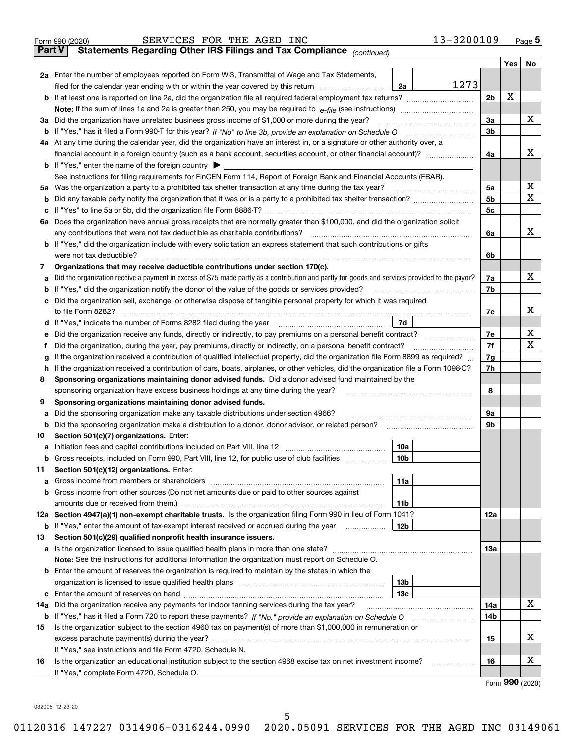Form 990 (2020) SERVICES FOR THE AGED INC 13-3200109

## Part V Statements Regarding Other IRS Filings and Tax Compliance *(continued)*

| | | | | Yes | No |
|---|---|---|---|---|---|
| **2a** | Enter the number of employees reported on Form W-3, Transmittal of Wage and Tax Statements, filed for the calendar year ending with or within the year covered by this return | 2a | 1273 | | |
| **b** | If at least one is reported on line 2a, did the organization file all required federal employment tax returns? | | | 2b | X | |
| | **Note:** If the sum of lines 1a and 2a is greater than 250, you may be required to *e-file* (see instructions) | | | | |
| **3a** | Did the organization have unrelated business gross income of $1,000 or more during the year? | | | 3a | | X |
| **b** | If "Yes," has it filed a Form 990-T for this year? *If "No" to line 3b, provide an explanation on Schedule O* | | | 3b | | |
| **4a** | At any time during the calendar year, did the organization have an interest in, or a signature or other authority over, a financial account in a foreign country (such as a bank account, securities account, or other financial account)? | | | 4a | | X |
| **b** | If "Yes," enter the name of the foreign country ▶ | | | | |
| | See instructions for filing requirements for FinCEN Form 114, Report of Foreign Bank and Financial Accounts (FBAR). | | | | |
| **5a** | Was the organization a party to a prohibited tax shelter transaction at any time during the tax year? | | | 5a | | X |
| **b** | Did any taxable party notify the organization that it was or is a party to a prohibited tax shelter transaction? | | | 5b | | X |
| **c** | If "Yes" to line 5a or 5b, did the organization file Form 8886-T? | | | 5c | | |
| **6a** | Does the organization have annual gross receipts that are normally greater than $100,000, and did the organization solicit any contributions that were not tax deductible as charitable contributions? | | | 6a | | X |
| **b** | If "Yes," did the organization include with every solicitation an express statement that such contributions or gifts were not tax deductible? | | | 6b | | |
| **7** | **Organizations that may receive deductible contributions under section 170(c).** | | | | |
| **a** | Did the organization receive a payment in excess of $75 made partly as a contribution and partly for goods and services provided to the payor? | | | 7a | | X |
| **b** | If "Yes," did the organization notify the donor of the value of the goods or services provided? | | | 7b | | |
| **c** | Did the organization sell, exchange, or otherwise dispose of tangible personal property for which it was required to file Form 8282? | | | 7c | | X |
| **d** | If "Yes," indicate the number of Forms 8282 filed during the year | 7d | | | |
| **e** | Did the organization receive any funds, directly or indirectly, to pay premiums on a personal benefit contract? | | | 7e | | X |
| **f** | Did the organization, during the year, pay premiums, directly or indirectly, on a personal benefit contract? | | | 7f | | X |
| **g** | If the organization received a contribution of qualified intellectual property, did the organization file Form 8899 as required? | | | 7g | | |
| **h** | If the organization received a contribution of cars, boats, airplanes, or other vehicles, did the organization file a Form 1098-C? | | | 7h | | |
| **8** | **Sponsoring organizations maintaining donor advised funds.** Did a donor advised fund maintained by the sponsoring organization have excess business holdings at any time during the year? | | | 8 | | |
| **9** | **Sponsoring organizations maintaining donor advised funds.** | | | | |
| **a** | Did the sponsoring organization make any taxable distributions under section 4966? | | | 9a | | |
| **b** | Did the sponsoring organization make a distribution to a donor, donor advisor, or related person? | | | 9b | | |
| **10** | **Section 501(c)(7) organizations.** Enter: | | | | |
| **a** | Initiation fees and capital contributions included on Part VIII, line 12 | 10a | | | |
| **b** | Gross receipts, included on Form 990, Part VIII, line 12, for public use of club facilities | 10b | | | |
| **11** | **Section 501(c)(12) organizations.** Enter: | | | | |
| **a** | Gross income from members or shareholders | 11a | | | |
| **b** | Gross income from other sources (Do not net amounts due or paid to other sources against amounts due or received from them.) | 11b | | | |
| **12a** | **Section 4947(a)(1) non-exempt charitable trusts.** Is the organization filing Form 990 in lieu of Form 1041? | | | 12a | | |
| **b** | If "Yes," enter the amount of tax-exempt interest received or accrued during the year | 12b | | | |
| **13** | **Section 501(c)(29) qualified nonprofit health insurance issuers.** | | | | |
| **a** | Is the organization licensed to issue qualified health plans in more than one state? | | | 13a | | |
| | **Note:** See the instructions for additional information the organization must report on Schedule O. | | | | |
| **b** | Enter the amount of reserves the organization is required to maintain by the states in which the organization is licensed to issue qualified health plans | 13b | | | |
| **c** | Enter the amount of reserves on hand | 13c | | | |
| **14a** | Did the organization receive any payments for indoor tanning services during the tax year? | | | 14a | | X |
| **b** | If "Yes," has it filed a Form 720 to report these payments? *If "No," provide an explanation on Schedule O* | | | 14b | | |
| **15** | Is the organization subject to the section 4960 tax on payment(s) of more than $1,000,000 in remuneration or excess parachute payment(s) during the year? | | | 15 | | X |
| | If "Yes," see instructions and file Form 4720, Schedule N. | | | | |
| **16** | Is the organization an educational institution subject to the section 4968 excise tax on net investment income? | | | 16 | | X |
| | If "Yes," complete Form 4720, Schedule O. | | | | |

Form **990** (2020)

032005 12-23-20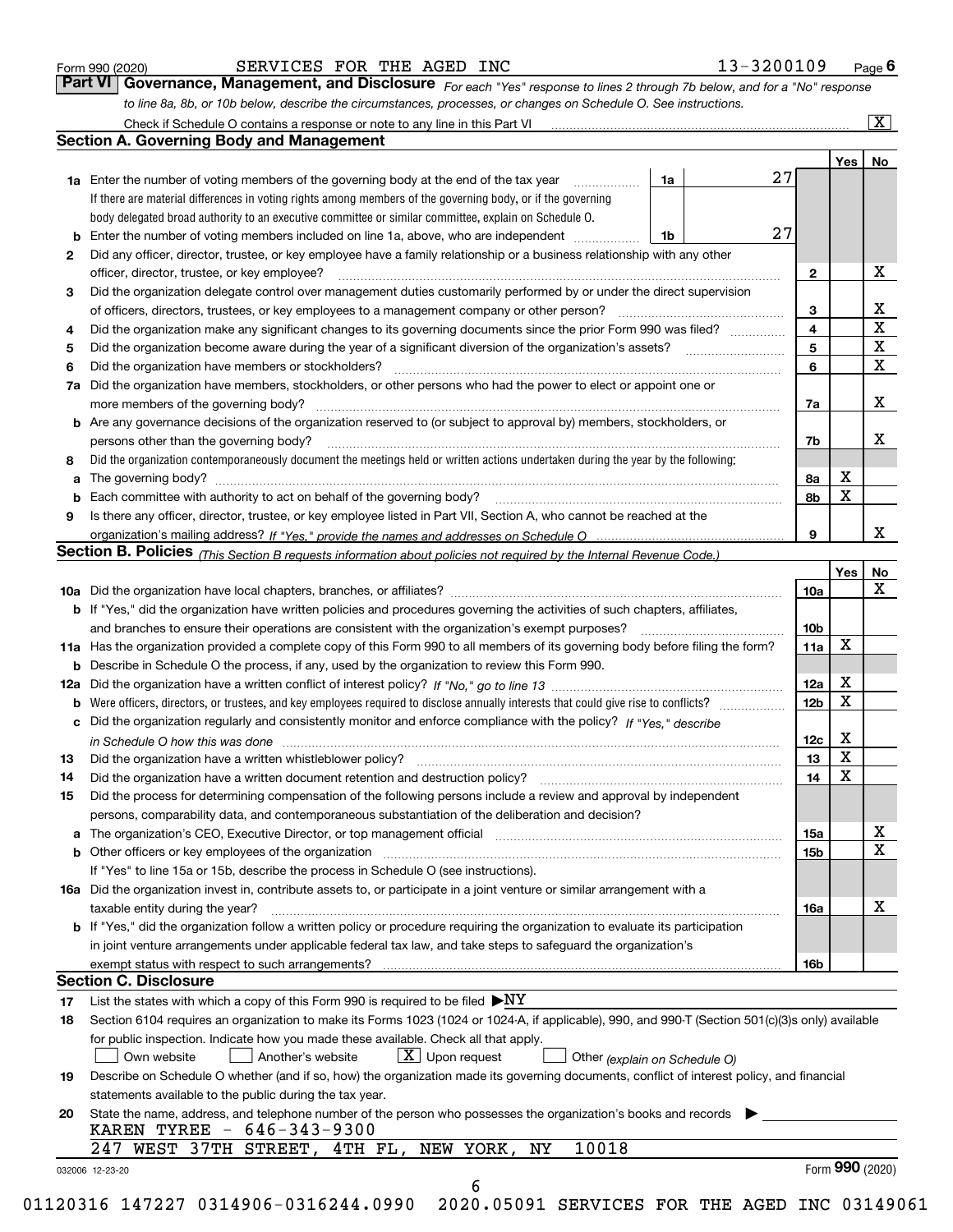Form 990 (2020) SERVICES FOR THE AGED INC 13-3200109 Page 6

## Part VI Governance, Management, and Disclosure

*For each "Yes" response to lines 2 through 7b below, and for a "No" response to line 8a, 8b, or 10b below, describe the circumstances, processes, or changes on Schedule O. See instructions.*

Check if Schedule O contains a response or note to any line in this Part VI [X]

### Section A. Governing Body and Management

| | | | Yes | No |
|---|---|---|---|---|
| **1a** | Enter the number of voting members of the governing body at the end of the tax year — **1a** 27. If there are material differences in voting rights among members of the governing body, or if the governing body delegated broad authority to an executive committee or similar committee, explain on Schedule O. | | | |
| **b** | Enter the number of voting members included on line 1a, above, who are independent — **1b** 27 | | | |
| **2** | Did any officer, director, trustee, or key employee have a family relationship or a business relationship with any other officer, director, trustee, or key employee? | 2 | | X |
| **3** | Did the organization delegate control over management duties customarily performed by or under the direct supervision of officers, directors, trustees, or key employees to a management company or other person? | 3 | | X |
| **4** | Did the organization make any significant changes to its governing documents since the prior Form 990 was filed? | 4 | | X |
| **5** | Did the organization become aware during the year of a significant diversion of the organization's assets? | 5 | | X |
| **6** | Did the organization have members or stockholders? | 6 | | X |
| **7a** | Did the organization have members, stockholders, or other persons who had the power to elect or appoint one or more members of the governing body? | 7a | | X |
| **b** | Are any governance decisions of the organization reserved to (or subject to approval by) members, stockholders, or persons other than the governing body? | 7b | | X |
| **8** | Did the organization contemporaneously document the meetings held or written actions undertaken during the year by the following: | | | |
| **a** | The governing body? | 8a | X | |
| **b** | Each committee with authority to act on behalf of the governing body? | 8b | X | |
| **9** | Is there any officer, director, trustee, or key employee listed in Part VII, Section A, who cannot be reached at the organization's mailing address? *If "Yes," provide the names and addresses on Schedule O* | 9 | | X |

### Section B. Policies *(This Section B requests information about policies not required by the Internal Revenue Code.)*

| | | | Yes | No |
|---|---|---|---|---|
| **10a** | Did the organization have local chapters, branches, or affiliates? | 10a | | X |
| **b** | If "Yes," did the organization have written policies and procedures governing the activities of such chapters, affiliates, and branches to ensure their operations are consistent with the organization's exempt purposes? | 10b | | |
| **11a** | Has the organization provided a complete copy of this Form 990 to all members of its governing body before filing the form? | 11a | X | |
| **b** | Describe in Schedule O the process, if any, used by the organization to review this Form 990. | | | |
| **12a** | Did the organization have a written conflict of interest policy? *If "No," go to line 13* | 12a | X | |
| **b** | Were officers, directors, or trustees, and key employees required to disclose annually interests that could give rise to conflicts? | 12b | X | |
| **c** | Did the organization regularly and consistently monitor and enforce compliance with the policy? *If "Yes," describe in Schedule O how this was done* | 12c | X | |
| **13** | Did the organization have a written whistleblower policy? | 13 | X | |
| **14** | Did the organization have a written document retention and destruction policy? | 14 | X | |
| **15** | Did the process for determining compensation of the following persons include a review and approval by independent persons, comparability data, and contemporaneous substantiation of the deliberation and decision? | | | |
| **a** | The organization's CEO, Executive Director, or top management official | 15a | | X |
| **b** | Other officers or key employees of the organization | 15b | | X |
| | If "Yes" to line 15a or 15b, describe the process in Schedule O (see instructions). | | | |
| **16a** | Did the organization invest in, contribute assets to, or participate in a joint venture or similar arrangement with a taxable entity during the year? | 16a | | X |
| **b** | If "Yes," did the organization follow a written policy or procedure requiring the organization to evaluate its participation in joint venture arrangements under applicable federal tax law, and take steps to safeguard the organization's exempt status with respect to such arrangements? | 16b | | |

### Section C. Disclosure

**17** List the states with which a copy of this Form 990 is required to be filed ▶NY

**18** Section 6104 requires an organization to make its Forms 1023 (1024 or 1024-A, if applicable), 990, and 990-T (Section 501(c)(3)s only) available for public inspection. Indicate how you made these available. Check all that apply.

[ ] Own website [ ] Another's website [X] Upon request [ ] Other *(explain on Schedule O)*

**19** Describe on Schedule O whether (and if so, how) the organization made its governing documents, conflict of interest policy, and financial statements available to the public during the tax year.

**20** State the name, address, and telephone number of the person who possesses the organization's books and records ▶

KAREN TYREE - 646-343-9300
247 WEST 37TH STREET, 4TH FL, NEW YORK, NY 10018

032006 12-23-20 Form **990** (2020)

01120316 147227 0314906-0316244.0990 2020.05091 SERVICES FOR THE AGED INC 03149061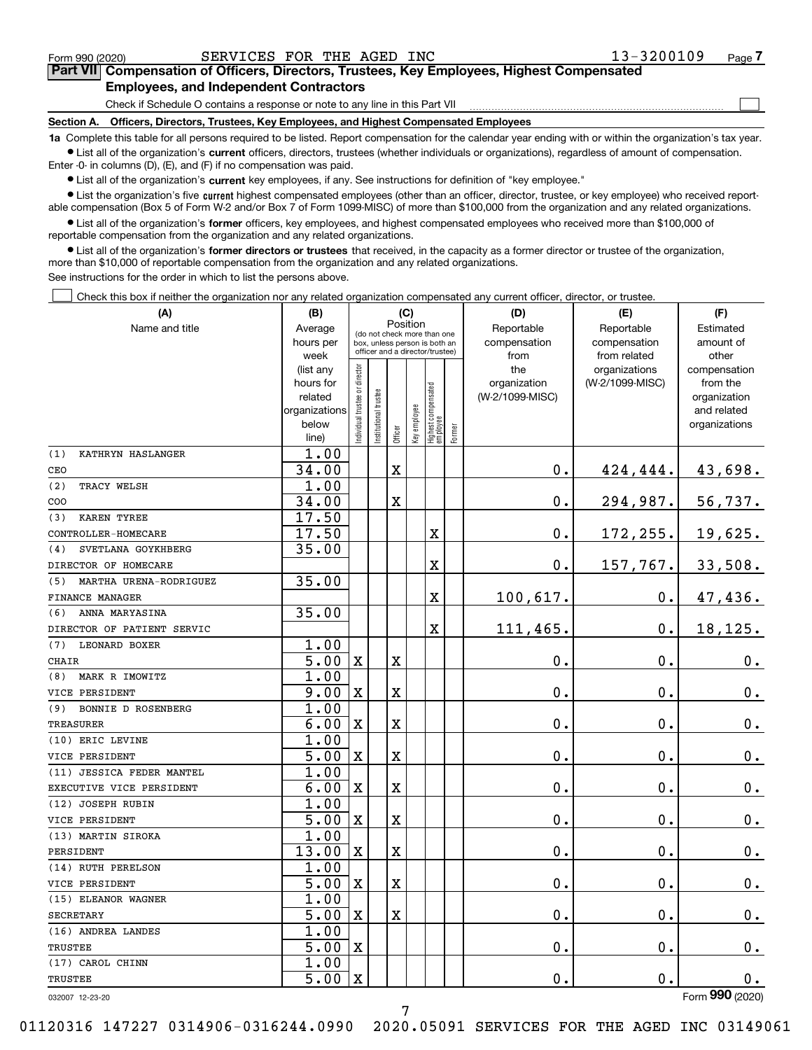Form 990 (2020) SERVICES FOR THE AGED INC 13-3200109 Page 7

## Part VII Compensation of Officers, Directors, Trustees, Key Employees, Highest Compensated Employees, and Independent Contractors

Check if Schedule O contains a response or note to any line in this Part VII

### Section A. Officers, Directors, Trustees, Key Employees, and Highest Compensated Employees

**1a** Complete this table for all persons required to be listed. Report compensation for the calendar year ending with or within the organization's tax year.

- List all of the organization's **current** officers, directors, trustees (whether individuals or organizations), regardless of amount of compensation. Enter -0- in columns (D), (E), and (F) if no compensation was paid.
- List all of the organization's **current** key employees, if any. See instructions for definition of "key employee."
- List the organization's five **current** highest compensated employees (other than an officer, director, trustee, or key employee) who received reportable compensation (Box 5 of Form W-2 and/or Box 7 of Form 1099-MISC) of more than $100,000 from the organization and any related organizations.
- List all of the organization's **former** officers, key employees, and highest compensated employees who received more than $100,000 of reportable compensation from the organization and any related organizations.
- List all of the organization's **former directors or trustees** that received, in the capacity as a former director or trustee of the organization, more than $10,000 of reportable compensation from the organization and any related organizations.

See instructions for the order in which to list the persons above.

Check this box if neither the organization nor any related organization compensated any current officer, director, or trustee.

| (A) Name and title | (B) Average hours per week (list any hours for related organizations below line) | (C) Position: Individual trustee or director | Institutional trustee | Officer | Key employee | Highest compensated employee | Former | (D) Reportable compensation from the organization (W-2/1099-MISC) | (E) Reportable compensation from related organizations (W-2/1099-MISC) | (F) Estimated amount of other compensation from the organization and related organizations |
|---|---|---|---|---|---|---|---|---|---|---|
| (1) KATHRYN HASLANGER<br>CEO | 1.00<br>34.00 | | | X | | | | 0. | 424,444. | 43,698. |
| (2) TRACY WELSH<br>COO | 1.00<br>34.00 | | | X | | | | 0. | 294,987. | 56,737. |
| (3) KAREN TYREE<br>CONTROLLER-HOMECARE | 17.50<br>17.50 | | | | | X | | 0. | 172,255. | 19,625. |
| (4) SVETLANA GOYKHBERG<br>DIRECTOR OF HOMECARE | 35.00 | | | | | X | | 0. | 157,767. | 33,508. |
| (5) MARTHA URENA-RODRIGUEZ<br>FINANCE MANAGER | 35.00 | | | | | X | | 100,617. | 0. | 47,436. |
| (6) ANNA MARYASINA<br>DIRECTOR OF PATIENT SERVIC | 35.00 | | | | | X | | 111,465. | 0. | 18,125. |
| (7) LEONARD BOXER<br>CHAIR | 1.00<br>5.00 | X | | X | | | | 0. | 0. | 0. |
| (8) MARK R IMOWITZ<br>VICE PERSIDENT | 1.00<br>9.00 | X | | X | | | | 0. | 0. | 0. |
| (9) BONNIE D ROSENBERG<br>TREASURER | 1.00<br>6.00 | X | | X | | | | 0. | 0. | 0. |
| (10) ERIC LEVINE<br>VICE PERSIDENT | 1.00<br>5.00 | X | | X | | | | 0. | 0. | 0. |
| (11) JESSICA FEDER MANTEL<br>EXECUTIVE VICE PERSIDENT | 1.00<br>6.00 | X | | X | | | | 0. | 0. | 0. |
| (12) JOSEPH RUBIN<br>VICE PERSIDENT | 1.00<br>5.00 | X | | X | | | | 0. | 0. | 0. |
| (13) MARTIN SIROKA<br>PERSIDENT | 1.00<br>13.00 | X | | X | | | | 0. | 0. | 0. |
| (14) RUTH PERELSON<br>VICE PERSIDENT | 1.00<br>5.00 | X | | X | | | | 0. | 0. | 0. |
| (15) ELEANOR WAGNER<br>SECRETARY | 1.00<br>5.00 | X | | X | | | | 0. | 0. | 0. |
| (16) ANDREA LANDES<br>TRUSTEE | 1.00<br>5.00 | X | | | | | | 0. | 0. | 0. |
| (17) CAROL CHINN<br>TRUSTEE | 1.00<br>5.00 | X | | | | | | 0. | 0. | 0. |

032007 12-23-20 Form 990 (2020)

01120316 147227 0314906-0316244.0990 2020.05091 SERVICES FOR THE AGED INC 03149061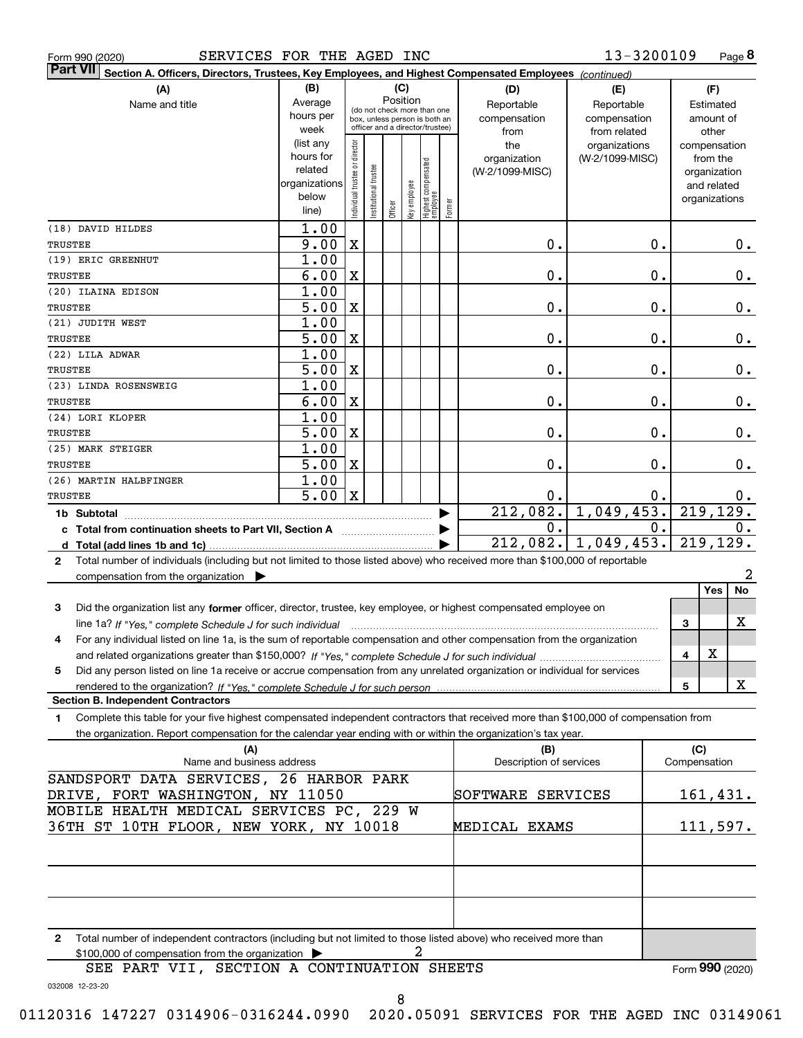Form 990 (2020) SERVICES FOR THE AGED INC 13-3200109 Page 8

**Part VII Section A. Officers, Directors, Trustees, Key Employees, and Highest Compensated Employees** *(continued)*

| (A) Name and title | (B) Average hours per week (list any hours for related organizations below line) | (C) Position: Individual trustee or director | Institutional trustee | Officer | Key employee | Highest compensated employee | Former | (D) Reportable compensation from the organization (W-2/1099-MISC) | (E) Reportable compensation from related organizations (W-2/1099-MISC) | (F) Estimated amount of other compensation from the organization and related organizations |
|---|---|---|---|---|---|---|---|---|---|---|
| (18) DAVID HILDES<br>TRUSTEE | 1.00<br>9.00 | X | | | | | | 0. | 0. | 0. |
| (19) ERIC GREENHUT<br>TRUSTEE | 1.00<br>6.00 | X | | | | | | 0. | 0. | 0. |
| (20) ILAINA EDISON<br>TRUSTEE | 1.00<br>5.00 | X | | | | | | 0. | 0. | 0. |
| (21) JUDITH WEST<br>TRUSTEE | 1.00<br>5.00 | X | | | | | | 0. | 0. | 0. |
| (22) LILA ADWAR<br>TRUSTEE | 1.00<br>5.00 | X | | | | | | 0. | 0. | 0. |
| (23) LINDA ROSENSWEIG<br>TRUSTEE | 1.00<br>6.00 | X | | | | | | 0. | 0. | 0. |
| (24) LORI KLOPER<br>TRUSTEE | 1.00<br>5.00 | X | | | | | | 0. | 0. | 0. |
| (25) MARK STEIGER<br>TRUSTEE | 1.00<br>5.00 | X | | | | | | 0. | 0. | 0. |
| (26) MARTIN HALBFINGER<br>TRUSTEE | 1.00<br>5.00 | X | | | | | | 0. | 0. | 0. |
| **1b Subtotal** | | | | | | | | 212,082. | 1,049,453. | 219,129. |
| **c Total from continuation sheets to Part VII, Section A** | | | | | | | | 0. | 0. | 0. |
| **d Total (add lines 1b and 1c)** | | | | | | | | 212,082. | 1,049,453. | 219,129. |

**2** Total number of individuals (including but not limited to those listed above) who received more than $100,000 of reportable compensation from the organization ▶ 2

| | | Yes | No |
|---|---|---|---|
| **3** Did the organization list any **former** officer, director, trustee, key employee, or highest compensated employee on line 1a? *If "Yes," complete Schedule J for such individual* | 3 | | X |
| **4** For any individual listed on line 1a, is the sum of reportable compensation and other compensation from the organization and related organizations greater than $150,000? *If "Yes," complete Schedule J for such individual* | 4 | X | |
| **5** Did any person listed on line 1a receive or accrue compensation from any unrelated organization or individual for services rendered to the organization? *If "Yes," complete Schedule J for such person* | 5 | | X |

**Section B. Independent Contractors**

**1** Complete this table for your five highest compensated independent contractors that received more than $100,000 of compensation from the organization. Report compensation for the calendar year ending with or within the organization's tax year.

| (A) Name and business address | (B) Description of services | (C) Compensation |
|---|---|---|
| SANDSPORT DATA SERVICES, 26 HARBOR PARK DRIVE, FORT WASHINGTON, NY 11050 | SOFTWARE SERVICES | 161,431. |
| MOBILE HEALTH MEDICAL SERVICES PC, 229 W 36TH ST 10TH FLOOR, NEW YORK, NY 10018 | MEDICAL EXAMS | 111,597. |
| | | |
| | | |
| | | |

**2** Total number of independent contractors (including but not limited to those listed above) who received more than $100,000 of compensation from the organization ▶ 2

SEE PART VII, SECTION A CONTINUATION SHEETS

Form **990** (2020)

032008 12-23-20

01120316 147227 0314906-0316244.0990 2020.05091 SERVICES FOR THE AGED INC 03149061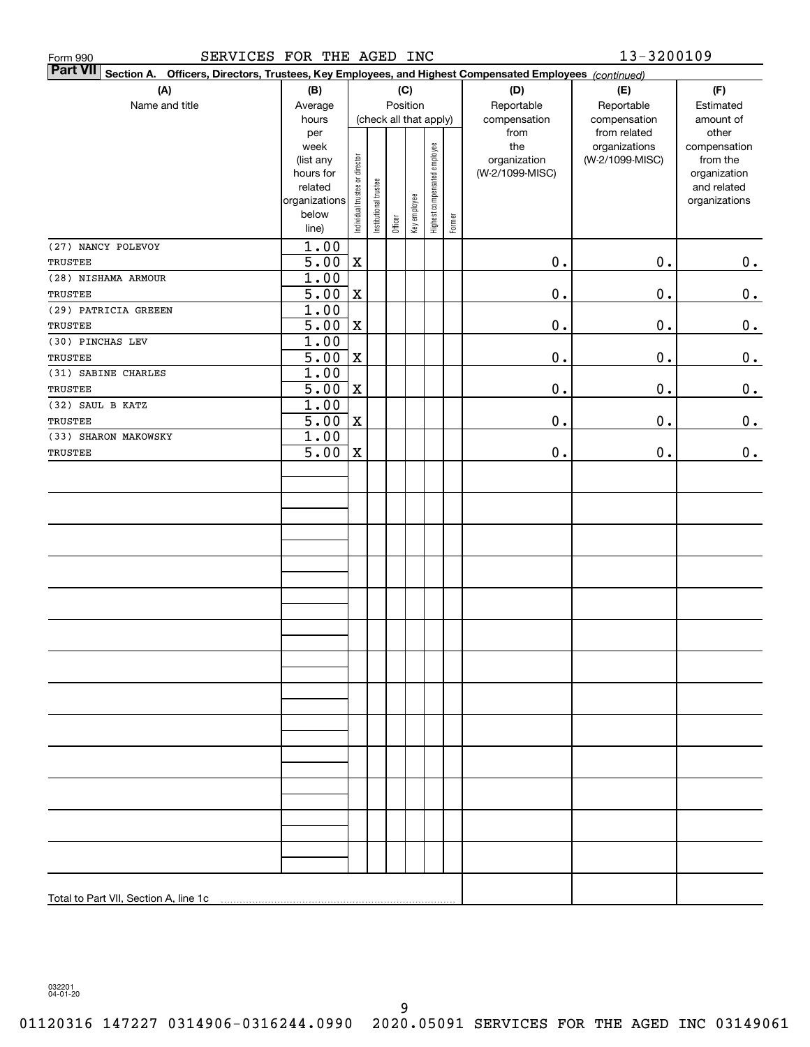Form 990 SERVICES FOR THE AGED INC 13-3200109

**Part VII** Section A. Officers, Directors, Trustees, Key Employees, and Highest Compensated Employees *(continued)*

| (A) Name and title | (B) Average hours per week (list any hours for related organizations below line) | (C) Position (check all that apply): Individual trustee or director | Institutional trustee | Officer | Key employee | Highest compensated employee | Former | (D) Reportable compensation from the organization (W-2/1099-MISC) | (E) Reportable compensation from related organizations (W-2/1099-MISC) | (F) Estimated amount of other compensation from the organization and related organizations |
|---|---|---|---|---|---|---|---|---|---|---|
| (27) NANCY POLEVOY<br>TRUSTEE | 1.00<br>5.00 | X | | | | | | 0. | 0. | 0. |
| (28) NISHAMA ARMOUR<br>TRUSTEE | 1.00<br>5.00 | X | | | | | | 0. | 0. | 0. |
| (29) PATRICIA GREEEN<br>TRUSTEE | 1.00<br>5.00 | X | | | | | | 0. | 0. | 0. |
| (30) PINCHAS LEV<br>TRUSTEE | 1.00<br>5.00 | X | | | | | | 0. | 0. | 0. |
| (31) SABINE CHARLES<br>TRUSTEE | 1.00<br>5.00 | X | | | | | | 0. | 0. | 0. |
| (32) SAUL B KATZ<br>TRUSTEE | 1.00<br>5.00 | X | | | | | | 0. | 0. | 0. |
| (33) SHARON MAKOWSKY<br>TRUSTEE | 1.00<br>5.00 | X | | | | | | 0. | 0. | 0. |
| Total to Part VII, Section A, line 1c | | | | | | | | | | |

032201 04-01-20

01120316 147227 0314906-0316244.0990 2020.05091 SERVICES FOR THE AGED INC 03149061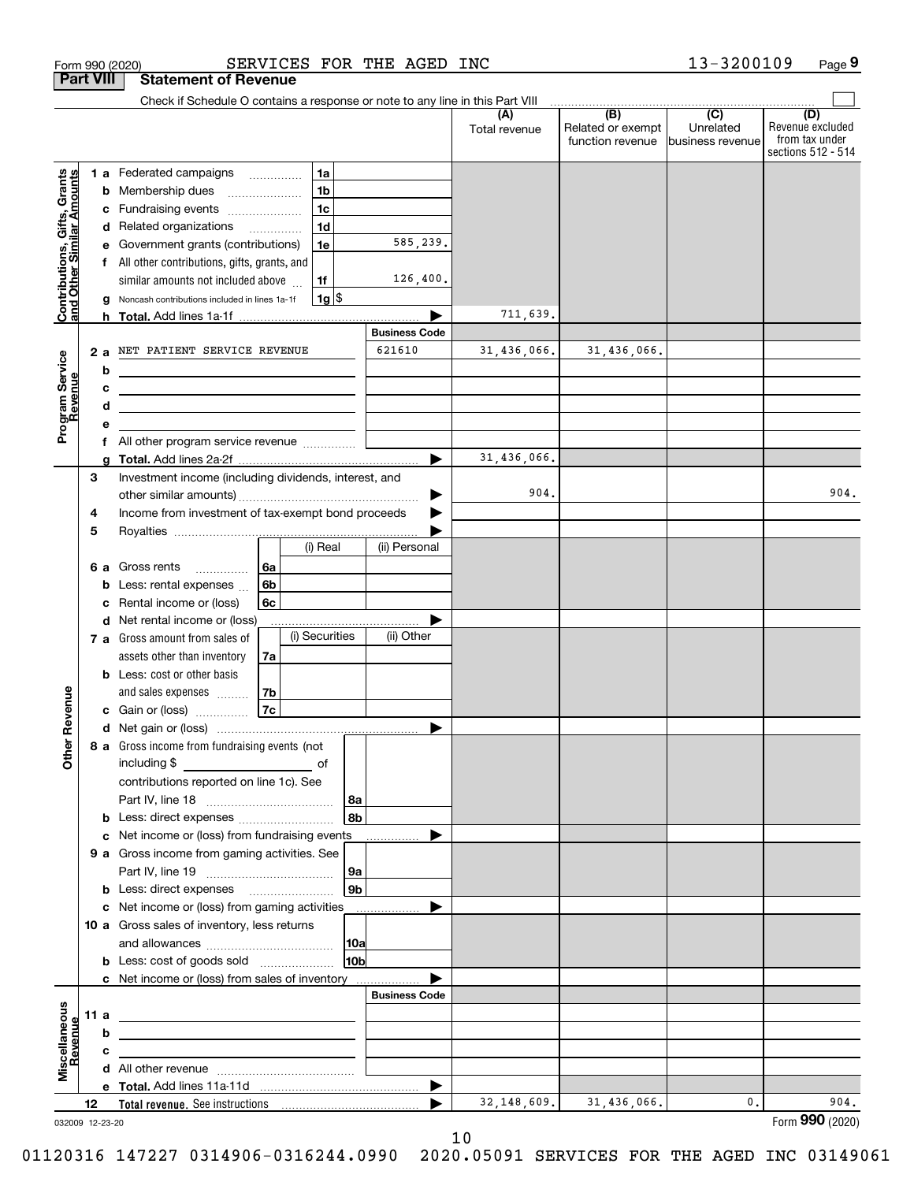Form 990 (2020) SERVICES FOR THE AGED INC 13-3200109

## Part VIII Statement of Revenue

Check if Schedule O contains a response or note to any line in this Part VIII

| | | | | (A) Total revenue | (B) Related or exempt function revenue | (C) Unrelated business revenue | (D) Revenue excluded from tax under sections 512 - 514 |
|---|---|---|---|---|---|---|---|
| **Contributions, Gifts, Grants and Other Similar Amounts** | 1 a Federated campaigns | 1a | | | | | |
| | b Membership dues | 1b | | | | | |
| | c Fundraising events | 1c | | | | | |
| | d Related organizations | 1d | | | | | |
| | e Government grants (contributions) | 1e | 585,239. | | | | |
| | f All other contributions, gifts, grants, and similar amounts not included above | 1f | 126,400. | | | | |
| | g Noncash contributions included in lines 1a-1f | 1g | $ | | | | |
| | h **Total.** Add lines 1a-1f | | | 711,639. | | | |
| | | | **Business Code** | | | | |
| **Program Service Revenue** | 2 a NET PATIENT SERVICE REVENUE | | 621610 | 31,436,066. | 31,436,066. | | |
| | b | | | | | | |
| | c | | | | | | |
| | d | | | | | | |
| | e | | | | | | |
| | f All other program service revenue | | | | | | |
| | g **Total.** Add lines 2a-2f | | | 31,436,066. | | | |
| **Other Revenue** | 3 Investment income (including dividends, interest, and other similar amounts) | | | 904. | | | 904. |
| | 4 Income from investment of tax-exempt bond proceeds | | | | | | |
| | 5 Royalties | | | | | | |
| | | | (i) Real / (ii) Personal | | | | |
| | 6 a Gross rents | 6a | | | | | |
| | b Less: rental expenses | 6b | | | | | |
| | c Rental income or (loss) | 6c | | | | | |
| | d Net rental income or (loss) | | | | | | |
| | | | (i) Securities / (ii) Other | | | | |
| | 7 a Gross amount from sales of assets other than inventory | 7a | | | | | |
| | b Less: cost or other basis and sales expenses | 7b | | | | | |
| | c Gain or (loss) | 7c | | | | | |
| | d Net gain or (loss) | | | | | | |
| | 8 a Gross income from fundraising events (not including $ of contributions reported on line 1c). See Part IV, line 18 | 8a | | | | | |
| | b Less: direct expenses | 8b | | | | | |
| | c Net income or (loss) from fundraising events | | | | | | |
| | 9 a Gross income from gaming activities. See Part IV, line 19 | 9a | | | | | |
| | b Less: direct expenses | 9b | | | | | |
| | c Net income or (loss) from gaming activities | | | | | | |
| | 10 a Gross sales of inventory, less returns and allowances | 10a | | | | | |
| | b Less: cost of goods sold | 10b | | | | | |
| | c Net income or (loss) from sales of inventory | | | | | | |
| | | | **Business Code** | | | | |
| **Miscellaneous Revenue** | 11 a | | | | | | |
| | b | | | | | | |
| | c | | | | | | |
| | d All other revenue | | | | | | |
| | e **Total.** Add lines 11a-11d | | | | | | |
| | 12 **Total revenue.** See instructions | | | 32,148,609. | 31,436,066. | 0. | 904. |

032009 12-23-20

Form **990** (2020)

01120316 147227 0314906-0316244.0990 2020.05091 SERVICES FOR THE AGED INC 03149061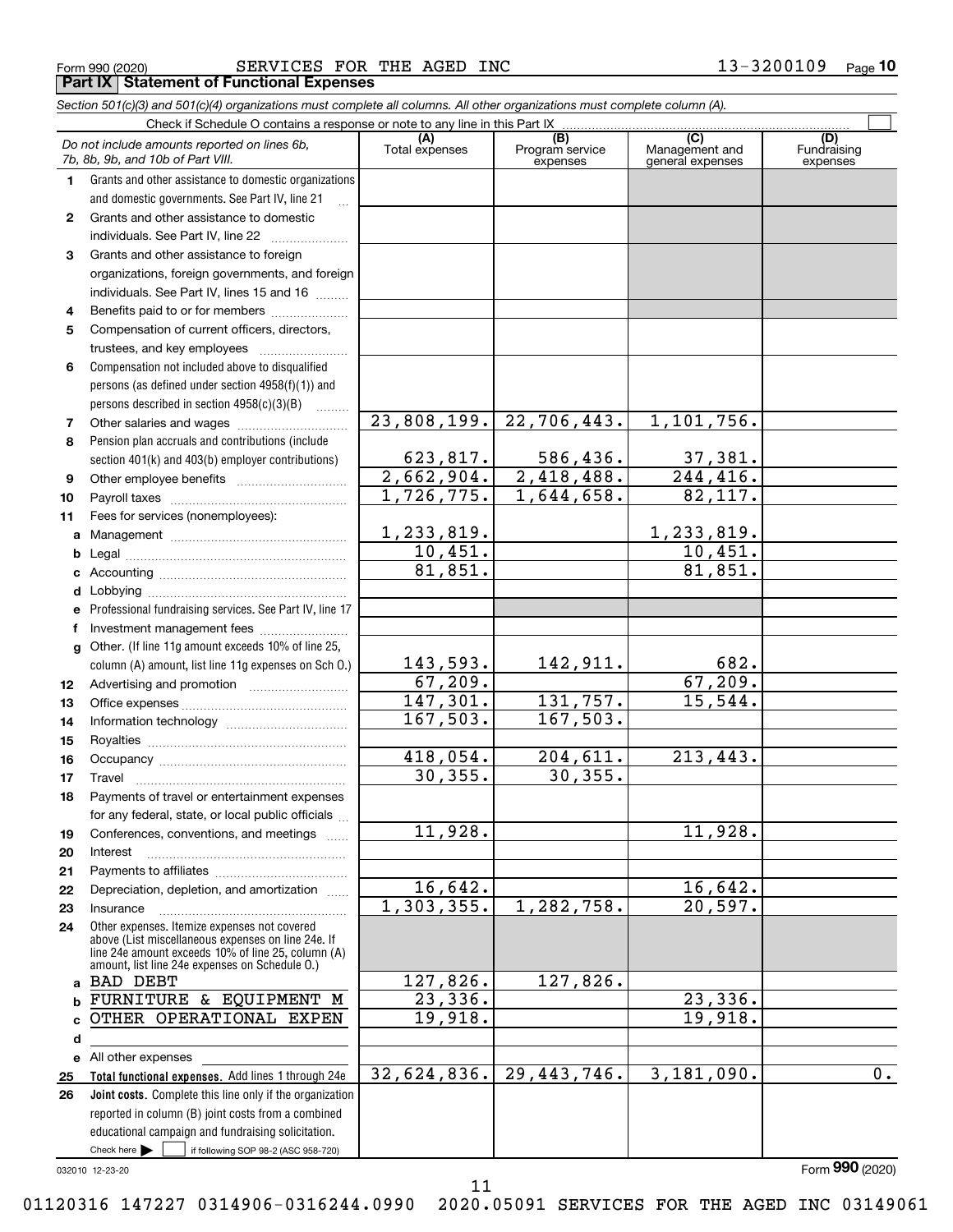Form 990 (2020) SERVICES FOR THE AGED INC 13-3200109 Page 10

## Part IX Statement of Functional Expenses

*Section 501(c)(3) and 501(c)(4) organizations must complete all columns. All other organizations must complete column (A).*

Check if Schedule O contains a response or note to any line in this Part IX

| *Do not include amounts reported on lines 6b, 7b, 8b, 9b, and 10b of Part VIII.* | (A) Total expenses | (B) Program service expenses | (C) Management and general expenses | (D) Fundraising expenses |
|---|---|---|---|---|
| **1** Grants and other assistance to domestic organizations and domestic governments. See Part IV, line 21 | | | | |
| **2** Grants and other assistance to domestic individuals. See Part IV, line 22 | | | | |
| **3** Grants and other assistance to foreign organizations, foreign governments, and foreign individuals. See Part IV, lines 15 and 16 | | | | |
| **4** Benefits paid to or for members | | | | |
| **5** Compensation of current officers, directors, trustees, and key employees | | | | |
| **6** Compensation not included above to disqualified persons (as defined under section 4958(f)(1)) and persons described in section 4958(c)(3)(B) | | | | |
| **7** Other salaries and wages | 23,808,199. | 22,706,443. | 1,101,756. | |
| **8** Pension plan accruals and contributions (include section 401(k) and 403(b) employer contributions) | 623,817. | 586,436. | 37,381. | |
| **9** Other employee benefits | 2,662,904. | 2,418,488. | 244,416. | |
| **10** Payroll taxes | 1,726,775. | 1,644,658. | 82,117. | |
| **11** Fees for services (nonemployees): | | | | |
| **a** Management | 1,233,819. | | 1,233,819. | |
| **b** Legal | 10,451. | | 10,451. | |
| **c** Accounting | 81,851. | | 81,851. | |
| **d** Lobbying | | | | |
| **e** Professional fundraising services. See Part IV, line 17 | | | | |
| **f** Investment management fees | | | | |
| **g** Other. (If line 11g amount exceeds 10% of line 25, column (A) amount, list line 11g expenses on Sch O.) | 143,593. | 142,911. | 682. | |
| **12** Advertising and promotion | 67,209. | | 67,209. | |
| **13** Office expenses | 147,301. | 131,757. | 15,544. | |
| **14** Information technology | 167,503. | 167,503. | | |
| **15** Royalties | | | | |
| **16** Occupancy | 418,054. | 204,611. | 213,443. | |
| **17** Travel | 30,355. | 30,355. | | |
| **18** Payments of travel or entertainment expenses for any federal, state, or local public officials | | | | |
| **19** Conferences, conventions, and meetings | 11,928. | | 11,928. | |
| **20** Interest | | | | |
| **21** Payments to affiliates | | | | |
| **22** Depreciation, depletion, and amortization | 16,642. | | 16,642. | |
| **23** Insurance | 1,303,355. | 1,282,758. | 20,597. | |
| **24** Other expenses. Itemize expenses not covered above (List miscellaneous expenses on line 24e. If line 24e amount exceeds 10% of line 25, column (A) amount, list line 24e expenses on Schedule O.) | | | | |
| **a** BAD DEBT | 127,826. | 127,826. | | |
| **b** FURNITURE & EQUIPMENT M | 23,336. | | 23,336. | |
| **c** OTHER OPERATIONAL EXPEN | 19,918. | | 19,918. | |
| **d** | | | | |
| **e** All other expenses | | | | |
| **25 Total functional expenses.** Add lines 1 through 24e | 32,624,836. | 29,443,746. | 3,181,090. | 0. |
| **26 Joint costs.** Complete this line only if the organization reported in column (B) joint costs from a combined educational campaign and fundraising solicitation. Check here ☐ if following SOP 98-2 (ASC 958-720) | | | | |

032010 12-23-20

Form **990** (2020)

01120316 147227 0314906-0316244.0990 2020.05091 SERVICES FOR THE AGED INC 03149061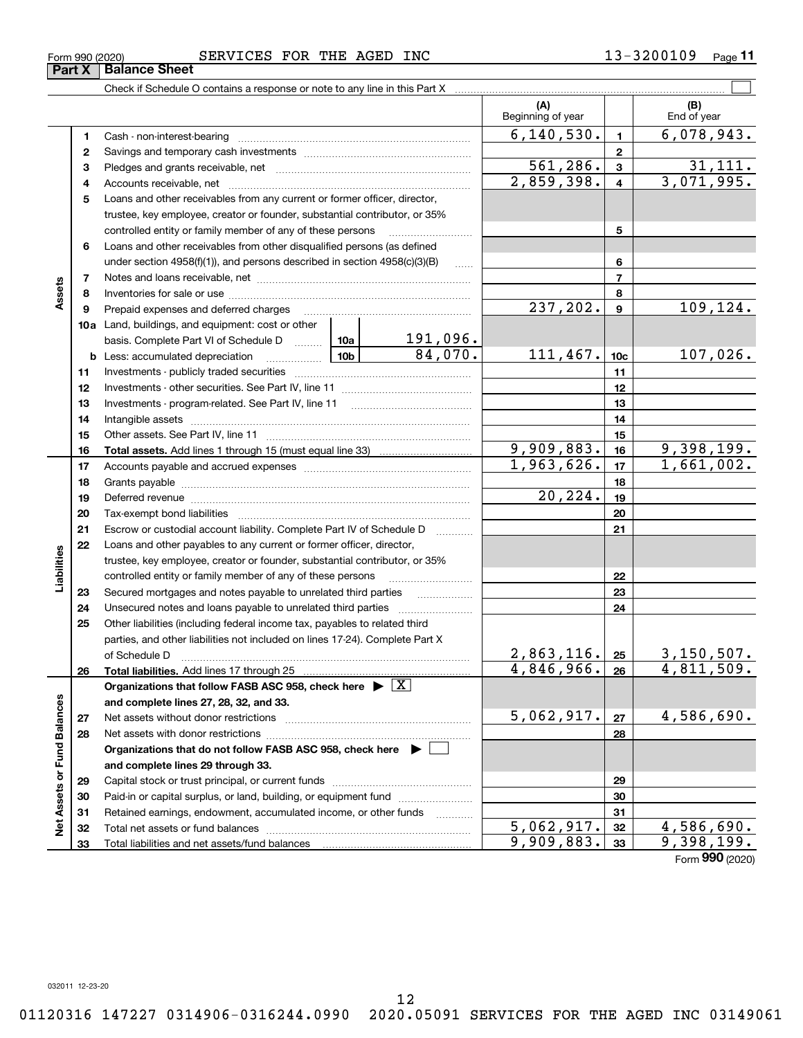Form 990 (2020) SERVICES FOR THE AGED INC 13-3200109

## Part X Balance Sheet

Check if Schedule O contains a response or note to any line in this Part X

| | | Description | | | (A) Beginning of year | | (B) End of year |
|---|---|---|---|---|---|---|---|
| Assets | 1 | Cash - non-interest-bearing | | | 6,140,530. | 1 | 6,078,943. |
| | 2 | Savings and temporary cash investments | | | | 2 | |
| | 3 | Pledges and grants receivable, net | | | 561,286. | 3 | 31,111. |
| | 4 | Accounts receivable, net | | | 2,859,398. | 4 | 3,071,995. |
| | 5 | Loans and other receivables from any current or former officer, director, trustee, key employee, creator or founder, substantial contributor, or 35% controlled entity or family member of any of these persons | | | | 5 | |
| | 6 | Loans and other receivables from other disqualified persons (as defined under section 4958(f)(1)), and persons described in section 4958(c)(3)(B) | | | | 6 | |
| | 7 | Notes and loans receivable, net | | | | 7 | |
| | 8 | Inventories for sale or use | | | | 8 | |
| | 9 | Prepaid expenses and deferred charges | | | 237,202. | 9 | 109,124. |
| | 10a | Land, buildings, and equipment: cost or other basis. Complete Part VI of Schedule D | 10a | 191,096. | | | |
| | b | Less: accumulated depreciation | 10b | 84,070. | 111,467. | 10c | 107,026. |
| | 11 | Investments - publicly traded securities | | | | 11 | |
| | 12 | Investments - other securities. See Part IV, line 11 | | | | 12 | |
| | 13 | Investments - program-related. See Part IV, line 11 | | | | 13 | |
| | 14 | Intangible assets | | | | 14 | |
| | 15 | Other assets. See Part IV, line 11 | | | | 15 | |
| | 16 | **Total assets.** Add lines 1 through 15 (must equal line 33) | | | 9,909,883. | 16 | 9,398,199. |
| Liabilities | 17 | Accounts payable and accrued expenses | | | 1,963,626. | 17 | 1,661,002. |
| | 18 | Grants payable | | | | 18 | |
| | 19 | Deferred revenue | | | 20,224. | 19 | |
| | 20 | Tax-exempt bond liabilities | | | | 20 | |
| | 21 | Escrow or custodial account liability. Complete Part IV of Schedule D | | | | 21 | |
| | 22 | Loans and other payables to any current or former officer, director, trustee, key employee, creator or founder, substantial contributor, or 35% controlled entity or family member of any of these persons | | | | 22 | |
| | 23 | Secured mortgages and notes payable to unrelated third parties | | | | 23 | |
| | 24 | Unsecured notes and loans payable to unrelated third parties | | | | 24 | |
| | 25 | Other liabilities (including federal income tax, payables to related third parties, and other liabilities not included on lines 17-24). Complete Part X of Schedule D | | | 2,863,116. | 25 | 3,150,507. |
| | 26 | **Total liabilities.** Add lines 17 through 25 | | | 4,846,966. | 26 | 4,811,509. |
| Net Assets or Fund Balances | | **Organizations that follow FASB ASC 958, check here** ▶ [X] **and complete lines 27, 28, 32, and 33.** | | | | | |
| | 27 | Net assets without donor restrictions | | | 5,062,917. | 27 | 4,586,690. |
| | 28 | Net assets with donor restrictions | | | | 28 | |
| | | **Organizations that do not follow FASB ASC 958, check here** ▶ [ ] **and complete lines 29 through 33.** | | | | | |
| | 29 | Capital stock or trust principal, or current funds | | | | 29 | |
| | 30 | Paid-in or capital surplus, or land, building, or equipment fund | | | | 30 | |
| | 31 | Retained earnings, endowment, accumulated income, or other funds | | | | 31 | |
| | 32 | Total net assets or fund balances | | | 5,062,917. | 32 | 4,586,690. |
| | 33 | Total liabilities and net assets/fund balances | | | 9,909,883. | 33 | 9,398,199. |

Form **990** (2020)

032011 12-23-20

01120316 147227 0314906-0316244.0990 2020.05091 SERVICES FOR THE AGED INC 03149061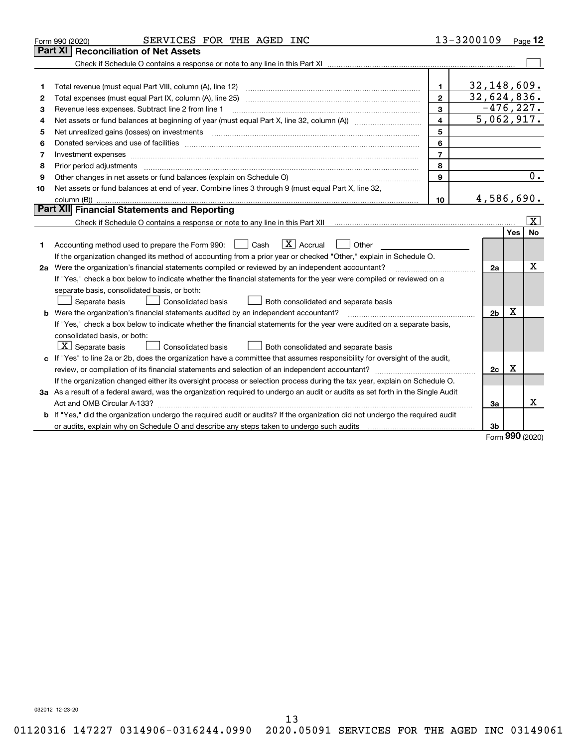Form 990 (2020) SERVICES FOR THE AGED INC 13-3200109 Page 12

## Part XI Reconciliation of Net Assets

Check if Schedule O contains a response or note to any line in this Part XI ☐

| | | | |
|---|---|---|---|
| 1 | Total revenue (must equal Part VIII, column (A), line 12) | 1 | 32,148,609. |
| 2 | Total expenses (must equal Part IX, column (A), line 25) | 2 | 32,624,836. |
| 3 | Revenue less expenses. Subtract line 2 from line 1 | 3 | -476,227. |
| 4 | Net assets or fund balances at beginning of year (must equal Part X, line 32, column (A)) | 4 | 5,062,917. |
| 5 | Net unrealized gains (losses) on investments | 5 | |
| 6 | Donated services and use of facilities | 6 | |
| 7 | Investment expenses | 7 | |
| 8 | Prior period adjustments | 8 | |
| 9 | Other changes in net assets or fund balances (explain on Schedule O) | 9 | 0. |
| 10 | Net assets or fund balances at end of year. Combine lines 3 through 9 (must equal Part X, line 32, column (B)) | 10 | 4,586,690. |

## Part XII Financial Statements and Reporting

Check if Schedule O contains a response or note to any line in this Part XII ☒

| | | | Yes | No |
|---|---|---|---|---|
| 1 | Accounting method used to prepare the Form 990: ☐ Cash ☒ Accrual ☐ Other | | | |
| | If the organization changed its method of accounting from a prior year or checked "Other," explain in Schedule O. | | | |
| 2a | Were the organization's financial statements compiled or reviewed by an independent accountant? | 2a | | X |
| | If "Yes," check a box below to indicate whether the financial statements for the year were compiled or reviewed on a separate basis, consolidated basis, or both: ☐ Separate basis ☐ Consolidated basis ☐ Both consolidated and separate basis | | | |
| b | Were the organization's financial statements audited by an independent accountant? | 2b | X | |
| | If "Yes," check a box below to indicate whether the financial statements for the year were audited on a separate basis, consolidated basis, or both: ☒ Separate basis ☐ Consolidated basis ☐ Both consolidated and separate basis | | | |
| c | If "Yes" to line 2a or 2b, does the organization have a committee that assumes responsibility for oversight of the audit, review, or compilation of its financial statements and selection of an independent accountant? | 2c | X | |
| | If the organization changed either its oversight process or selection process during the tax year, explain on Schedule O. | | | |
| 3a | As a result of a federal award, was the organization required to undergo an audit or audits as set forth in the Single Audit Act and OMB Circular A-133? | 3a | | X |
| b | If "Yes," did the organization undergo the required audit or audits? If the organization did not undergo the required audit or audits, explain why on Schedule O and describe any steps taken to undergo such audits | 3b | | |

Form 990 (2020)

032012 12-23-20

01120316 147227 0314906-0316244.0990 2020.05091 SERVICES FOR THE AGED INC 03149061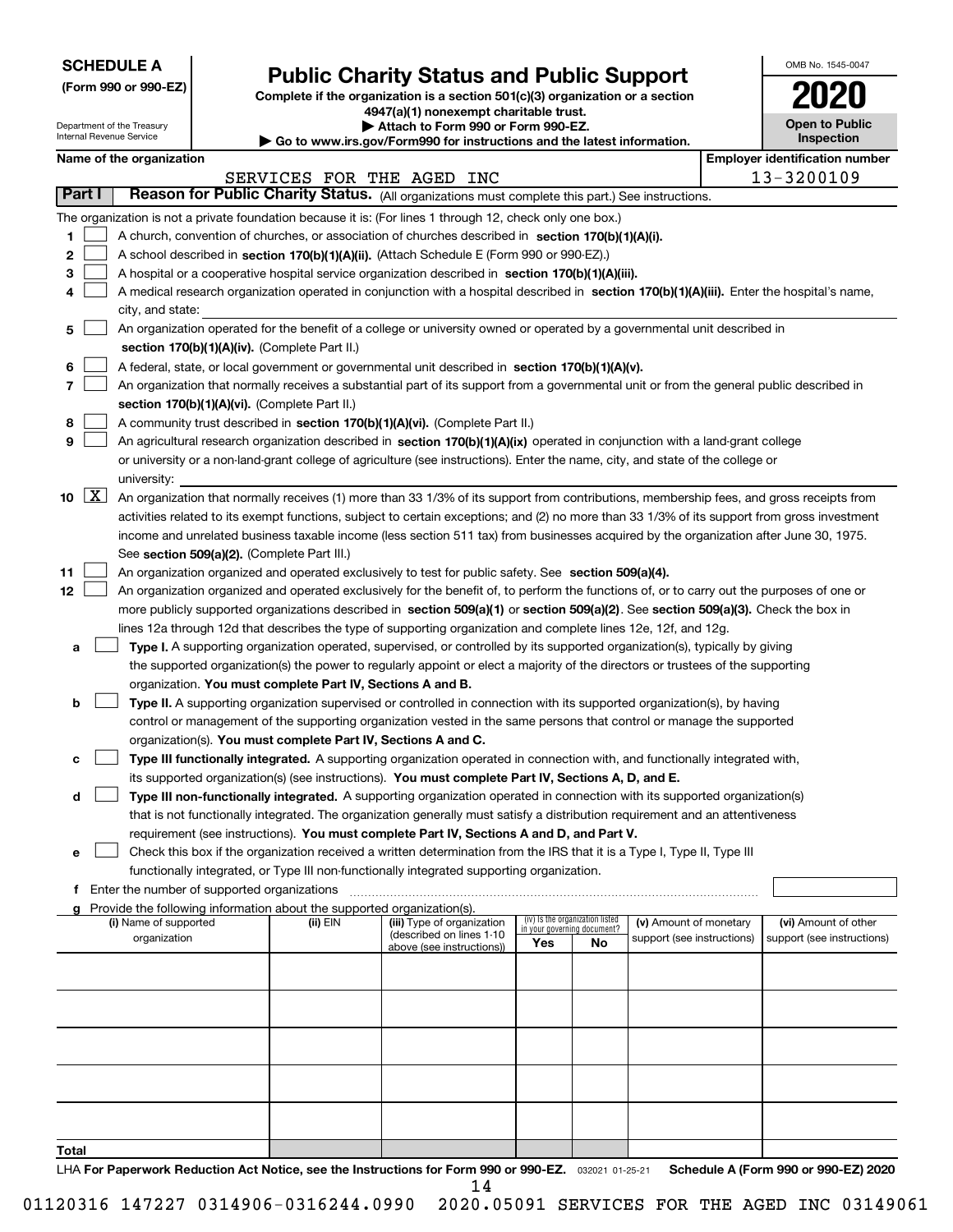**SCHEDULE A**
**(Form 990 or 990-EZ)**

Department of the Treasury
Internal Revenue Service

# Public Charity Status and Public Support

**Complete if the organization is a section 501(c)(3) organization or a section 4947(a)(1) nonexempt charitable trust.**
**▶ Attach to Form 990 or Form 990-EZ.**
**▶ Go to www.irs.gov/Form990 for instructions and the latest information.**

OMB No. 1545-0047

**2020**

**Open to Public Inspection**

**Name of the organization**: SERVICES FOR THE AGED INC

**Employer identification number**: 13-3200109

## Part I Reason for Public Charity Status. (All organizations must complete this part.) See instructions.

The organization is not a private foundation because it is: (For lines 1 through 12, check only one box.)

1. [ ] A church, convention of churches, or association of churches described in **section 170(b)(1)(A)(i).**
2. [ ] A school described in **section 170(b)(1)(A)(ii).** (Attach Schedule E (Form 990 or 990-EZ).)
3. [ ] A hospital or a cooperative hospital service organization described in **section 170(b)(1)(A)(iii).**
4. [ ] A medical research organization operated in conjunction with a hospital described in **section 170(b)(1)(A)(iii).** Enter the hospital's name, city, and state:
5. [ ] An organization operated for the benefit of a college or university owned or operated by a governmental unit described in **section 170(b)(1)(A)(iv).** (Complete Part II.)
6. [ ] A federal, state, or local government or governmental unit described in **section 170(b)(1)(A)(v).**
7. [ ] An organization that normally receives a substantial part of its support from a governmental unit or from the general public described in **section 170(b)(1)(A)(vi).** (Complete Part II.)
8. [ ] A community trust described in **section 170(b)(1)(A)(vi).** (Complete Part II.)
9. [ ] An agricultural research organization described in **section 170(b)(1)(A)(ix)** operated in conjunction with a land-grant college or university or a non-land-grant college of agriculture (see instructions). Enter the name, city, and state of the college or university:
10. [X] An organization that normally receives (1) more than 33 1/3% of its support from contributions, membership fees, and gross receipts from activities related to its exempt functions, subject to certain exceptions; and (2) no more than 33 1/3% of its support from gross investment income and unrelated business taxable income (less section 511 tax) from businesses acquired by the organization after June 30, 1975. See **section 509(a)(2).** (Complete Part III.)
11. [ ] An organization organized and operated exclusively to test for public safety. See **section 509(a)(4).**
12. [ ] An organization organized and operated exclusively for the benefit of, to perform the functions of, or to carry out the purposes of one or more publicly supported organizations described in **section 509(a)(1)** or **section 509(a)(2)**. See **section 509(a)(3).** Check the box in lines 12a through 12d that describes the type of supporting organization and complete lines 12e, 12f, and 12g.
   - **a** [ ] **Type I.** A supporting organization operated, supervised, or controlled by its supported organization(s), typically by giving the supported organization(s) the power to regularly appoint or elect a majority of the directors or trustees of the supporting organization. **You must complete Part IV, Sections A and B.**
   - **b** [ ] **Type II.** A supporting organization supervised or controlled in connection with its supported organization(s), by having control or management of the supporting organization vested in the same persons that control or manage the supported organization(s). **You must complete Part IV, Sections A and C.**
   - **c** [ ] **Type III functionally integrated.** A supporting organization operated in connection with, and functionally integrated with, its supported organization(s) (see instructions). **You must complete Part IV, Sections A, D, and E.**
   - **d** [ ] **Type III non-functionally integrated.** A supporting organization operated in connection with its supported organization(s) that is not functionally integrated. The organization generally must satisfy a distribution requirement and an attentiveness requirement (see instructions). **You must complete Part IV, Sections A and D, and Part V.**
   - **e** [ ] Check this box if the organization received a written determination from the IRS that it is a Type I, Type II, Type III functionally integrated, or Type III non-functionally integrated supporting organization.
   - **f** Enter the number of supported organizations
   - **g** Provide the following information about the supported organization(s).

| (i) Name of supported organization | (ii) EIN | (iii) Type of organization (described on lines 1-10 above (see instructions)) | (iv) Is the organization listed in your governing document? Yes | No | (v) Amount of monetary support (see instructions) | (vi) Amount of other support (see instructions) |
|---|---|---|---|---|---|---|
| | | | | | | |
| | | | | | | |
| | | | | | | |
| | | | | | | |
| | | | | | | |
| **Total** | | | | | | |

LHA **For Paperwork Reduction Act Notice, see the Instructions for Form 990 or 990-EZ.** 032021 01-25-21 **Schedule A (Form 990 or 990-EZ) 2020**

01120316 147227 0314906-0316244.0990 2020.05091 SERVICES FOR THE AGED INC 03149061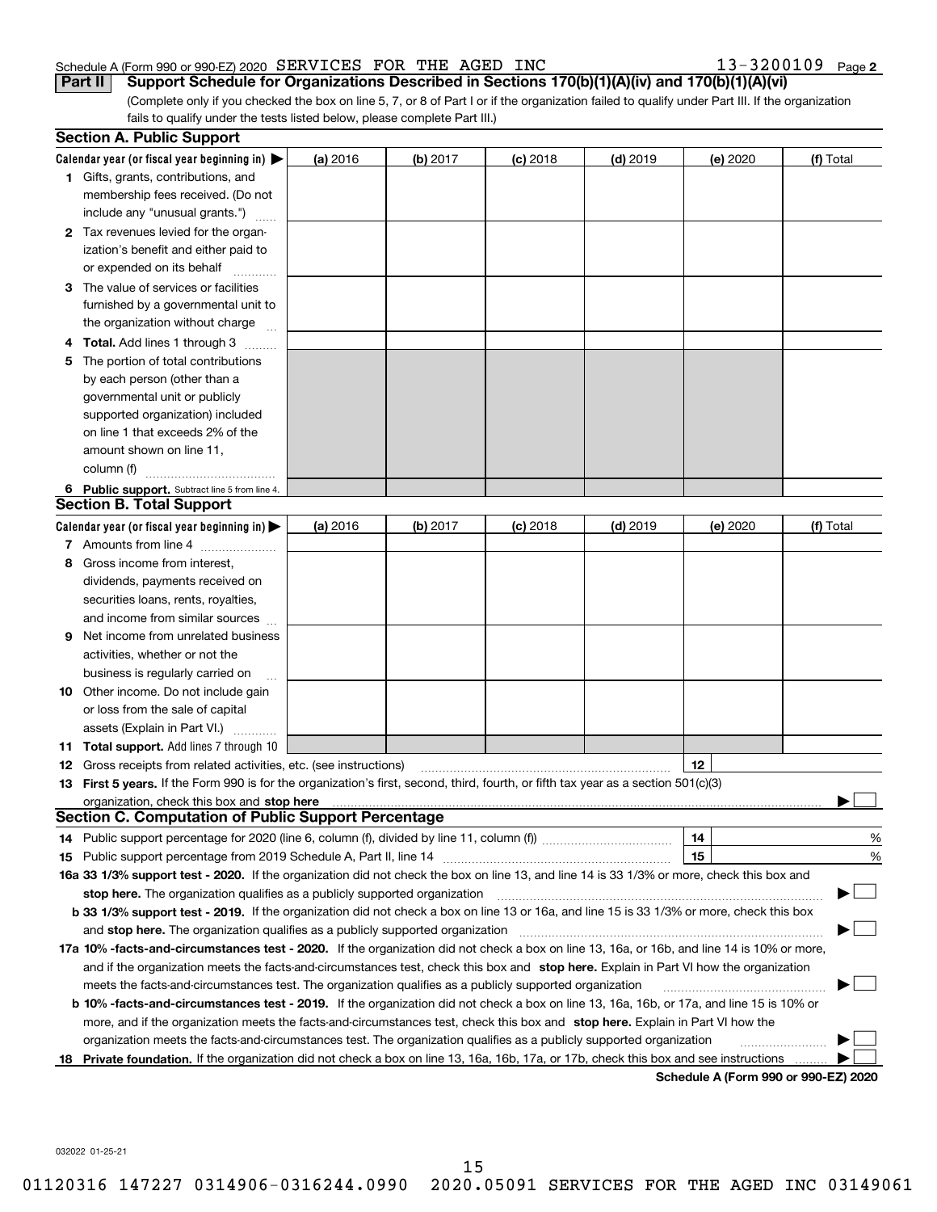Schedule A (Form 990 or 990-EZ) 2020 SERVICES FOR THE AGED INC 13-3200109 Page 2

**Part II Support Schedule for Organizations Described in Sections 170(b)(1)(A)(iv) and 170(b)(1)(A)(vi)**

(Complete only if you checked the box on line 5, 7, or 8 of Part I or if the organization failed to qualify under Part III. If the organization fails to qualify under the tests listed below, please complete Part III.)

## Section A. Public Support

| Calendar year (or fiscal year beginning in) ▶ | (a) 2016 | (b) 2017 | (c) 2018 | (d) 2019 | (e) 2020 | (f) Total |
|---|---|---|---|---|---|---|
| **1** Gifts, grants, contributions, and membership fees received. (Do not include any "unusual grants.") | | | | | | |
| **2** Tax revenues levied for the organization's benefit and either paid to or expended on its behalf | | | | | | |
| **3** The value of services or facilities furnished by a governmental unit to the organization without charge | | | | | | |
| **4 Total.** Add lines 1 through 3 | | | | | | |
| **5** The portion of total contributions by each person (other than a governmental unit or publicly supported organization) included on line 1 that exceeds 2% of the amount shown on line 11, column (f) | | | | | | |
| **6 Public support.** Subtract line 5 from line 4. | | | | | | |

## Section B. Total Support

| Calendar year (or fiscal year beginning in) ▶ | (a) 2016 | (b) 2017 | (c) 2018 | (d) 2019 | (e) 2020 | (f) Total |
|---|---|---|---|---|---|---|
| **7** Amounts from line 4 | | | | | | |
| **8** Gross income from interest, dividends, payments received on securities loans, rents, royalties, and income from similar sources | | | | | | |
| **9** Net income from unrelated business activities, whether or not the business is regularly carried on | | | | | | |
| **10** Other income. Do not include gain or loss from the sale of capital assets (Explain in Part VI.) | | | | | | |
| **11 Total support.** Add lines 7 through 10 | | | | | | |

**12** Gross receipts from related activities, etc. (see instructions) **12**

**13 First 5 years.** If the Form 990 is for the organization's first, second, third, fourth, or fifth tax year as a section 501(c)(3) organization, check this box and **stop here** ▶ ☐

## Section C. Computation of Public Support Percentage

**14** Public support percentage for 2020 (line 6, column (f), divided by line 11, column (f)) **14** %

**15** Public support percentage from 2019 Schedule A, Part II, line 14 **15** %

**16a 33 1/3% support test - 2020.** If the organization did not check the box on line 13, and line 14 is 33 1/3% or more, check this box and **stop here.** The organization qualifies as a publicly supported organization ▶ ☐

**b 33 1/3% support test - 2019.** If the organization did not check a box on line 13 or 16a, and line 15 is 33 1/3% or more, check this box and **stop here.** The organization qualifies as a publicly supported organization ▶ ☐

**17a 10% -facts-and-circumstances test - 2020.** If the organization did not check a box on line 13, 16a, or 16b, and line 14 is 10% or more, and if the organization meets the facts-and-circumstances test, check this box and **stop here.** Explain in Part VI how the organization meets the facts-and-circumstances test. The organization qualifies as a publicly supported organization ▶ ☐

**b 10% -facts-and-circumstances test - 2019.** If the organization did not check a box on line 13, 16a, 16b, or 17a, and line 15 is 10% or more, and if the organization meets the facts-and-circumstances test, check this box and **stop here.** Explain in Part VI how the organization meets the facts-and-circumstances test. The organization qualifies as a publicly supported organization ▶ ☐

**18 Private foundation.** If the organization did not check a box on line 13, 16a, 16b, 17a, or 17b, check this box and see instructions ▶ ☐

**Schedule A (Form 990 or 990-EZ) 2020**

032022 01-25-21

01120316 147227 0314906-0316244.0990 2020.05091 SERVICES FOR THE AGED INC 03149061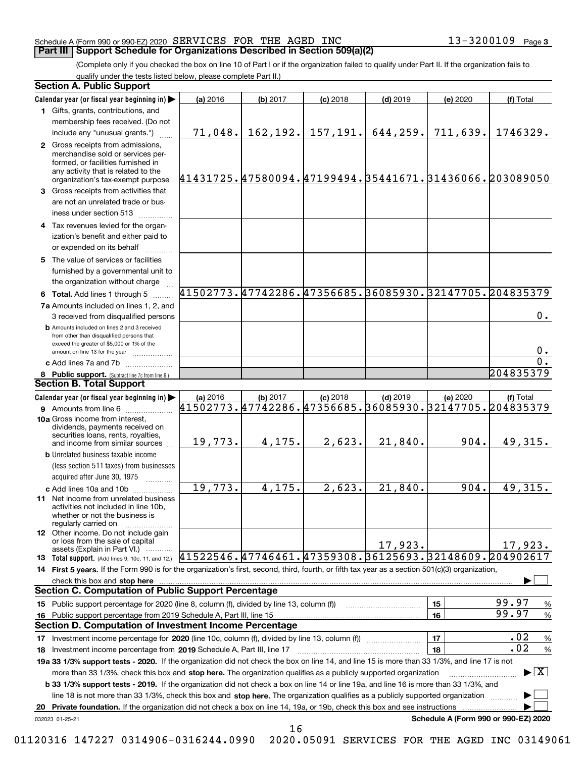Schedule A (Form 990 or 990-EZ) 2020 SERVICES FOR THE AGED INC 13-3200109 Page 3

## Part III Support Schedule for Organizations Described in Section 509(a)(2)

(Complete only if you checked the box on line 10 of Part I or if the organization failed to qualify under Part II. If the organization fails to qualify under the tests listed below, please complete Part II.)

### Section A. Public Support

| Calendar year (or fiscal year beginning in) | (a) 2016 | (b) 2017 | (c) 2018 | (d) 2019 | (e) 2020 | (f) Total |
|---|---|---|---|---|---|---|
| 1 Gifts, grants, contributions, and membership fees received. (Do not include any "unusual grants.") | 71,048. | 162,192. | 157,191. | 644,259. | 711,639. | 1746329. |
| 2 Gross receipts from admissions, merchandise sold or services performed, or facilities furnished in any activity that is related to the organization's tax-exempt purpose | 41431725. | 47580094. | 47199494. | 35441671. | 31436066. | 203089050 |
| 3 Gross receipts from activities that are not an unrelated trade or business under section 513 | | | | | | |
| 4 Tax revenues levied for the organization's benefit and either paid to or expended on its behalf | | | | | | |
| 5 The value of services or facilities furnished by a governmental unit to the organization without charge | | | | | | |
| 6 **Total.** Add lines 1 through 5 | 41502773. | 47742286. | 47356685. | 36085930. | 32147705. | 204835379 |
| 7a Amounts included on lines 1, 2, and 3 received from disqualified persons | | | | | | 0. |
| b Amounts included on lines 2 and 3 received from other than disqualified persons that exceed the greater of $5,000 or 1% of the amount on line 13 for the year | | | | | | 0. |
| c Add lines 7a and 7b | | | | | | 0. |
| 8 **Public support.** (Subtract line 7c from line 6.) | | | | | | 204835379 |

### Section B. Total Support

| Calendar year (or fiscal year beginning in) | (a) 2016 | (b) 2017 | (c) 2018 | (d) 2019 | (e) 2020 | (f) Total |
|---|---|---|---|---|---|---|
| 9 Amounts from line 6 | 41502773. | 47742286. | 47356685. | 36085930. | 32147705. | 204835379 |
| 10a Gross income from interest, dividends, payments received on securities loans, rents, royalties, and income from similar sources | 19,773. | 4,175. | 2,623. | 21,840. | 904. | 49,315. |
| b Unrelated business taxable income (less section 511 taxes) from businesses acquired after June 30, 1975 | | | | | | |
| c Add lines 10a and 10b | 19,773. | 4,175. | 2,623. | 21,840. | 904. | 49,315. |
| 11 Net income from unrelated business activities not included in line 10b, whether or not the business is regularly carried on | | | | | | |
| 12 Other income. Do not include gain or loss from the sale of capital assets (Explain in Part VI.) | | | | 17,923. | | 17,923. |
| 13 **Total support.** (Add lines 9, 10c, 11, and 12.) | 41522546. | 47746461. | 47359308. | 36125693. | 32148609. | 204902617 |

14 **First 5 years.** If the Form 990 is for the organization's first, second, third, fourth, or fifth tax year as a section 501(c)(3) organization, check this box and **stop here** ☐

### Section C. Computation of Public Support Percentage

| | | | |
|---|---|---|---|
| 15 Public support percentage for 2020 (line 8, column (f), divided by line 13, column (f)) | 15 | 99.97 | % |
| 16 Public support percentage from 2019 Schedule A, Part III, line 15 | 16 | 99.97 | % |

### Section D. Computation of Investment Income Percentage

| | | | |
|---|---|---|---|
| 17 Investment income percentage for **2020** (line 10c, column (f), divided by line 13, column (f)) | 17 | .02 | % |
| 18 Investment income percentage from **2019** Schedule A, Part III, line 17 | 18 | .02 | % |

**19a 33 1/3% support tests - 2020.** If the organization did not check the box on line 14, and line 15 is more than 33 1/3%, and line 17 is not more than 33 1/3%, check this box and **stop here.** The organization qualifies as a publicly supported organization ☒

**b 33 1/3% support tests - 2019.** If the organization did not check a box on line 14 or line 19a, and line 16 is more than 33 1/3%, and line 18 is not more than 33 1/3%, check this box and **stop here.** The organization qualifies as a publicly supported organization ☐

**20 Private foundation.** If the organization did not check a box on line 14, 19a, or 19b, check this box and see instructions ☐

032023 01-25-21 **Schedule A (Form 990 or 990-EZ) 2020**

01120316 147227 0314906-0316244.0990 2020.05091 SERVICES FOR THE AGED INC 03149061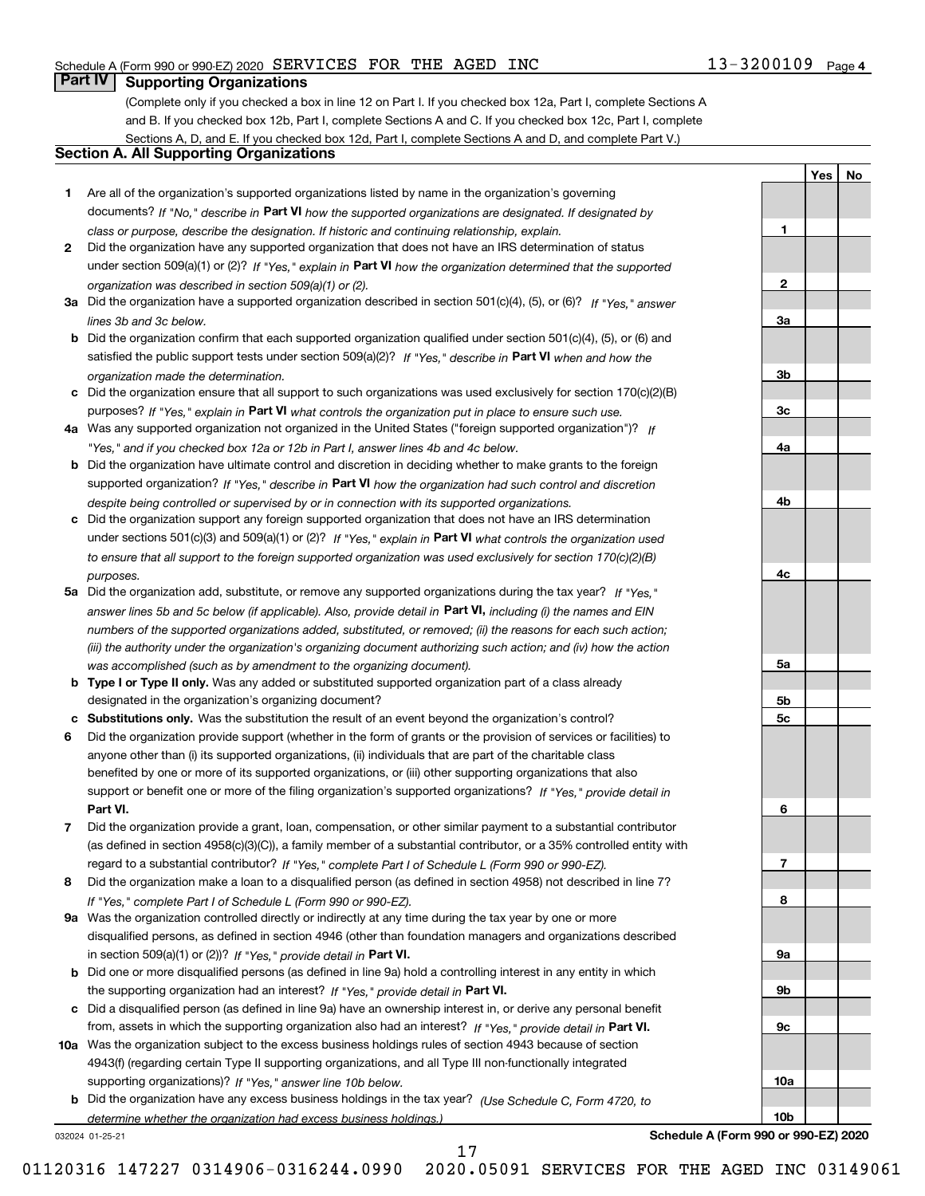Schedule A (Form 990 or 990-EZ) 2020 SERVICES FOR THE AGED INC 13-3200109 Page 4

## Part IV Supporting Organizations

(Complete only if you checked a box in line 12 on Part I. If you checked box 12a, Part I, complete Sections A and B. If you checked box 12b, Part I, complete Sections A and C. If you checked box 12c, Part I, complete Sections A, D, and E. If you checked box 12d, Part I, complete Sections A and D, and complete Part V.)

### Section A. All Supporting Organizations

| | | Line | Yes | No |
|---|---|---|---|---|
| **1** | Are all of the organization's supported organizations listed by name in the organization's governing documents? *If "No," describe in* **Part VI** *how the supported organizations are designated. If designated by class or purpose, describe the designation. If historic and continuing relationship, explain.* | **1** | | |
| **2** | Did the organization have any supported organization that does not have an IRS determination of status under section 509(a)(1) or (2)? *If "Yes," explain in* **Part VI** *how the organization determined that the supported organization was described in section 509(a)(1) or (2).* | **2** | | |
| **3a** | Did the organization have a supported organization described in section 501(c)(4), (5), or (6)? *If "Yes," answer lines 3b and 3c below.* | **3a** | | |
| **b** | Did the organization confirm that each supported organization qualified under section 501(c)(4), (5), or (6) and satisfied the public support tests under section 509(a)(2)? *If "Yes," describe in* **Part VI** *when and how the organization made the determination.* | **3b** | | |
| **c** | Did the organization ensure that all support to such organizations was used exclusively for section 170(c)(2)(B) purposes? *If "Yes," explain in* **Part VI** *what controls the organization put in place to ensure such use.* | **3c** | | |
| **4a** | Was any supported organization not organized in the United States ("foreign supported organization")? *If "Yes," and if you checked box 12a or 12b in Part I, answer lines 4b and 4c below.* | **4a** | | |
| **b** | Did the organization have ultimate control and discretion in deciding whether to make grants to the foreign supported organization? *If "Yes," describe in* **Part VI** *how the organization had such control and discretion despite being controlled or supervised by or in connection with its supported organizations.* | **4b** | | |
| **c** | Did the organization support any foreign supported organization that does not have an IRS determination under sections 501(c)(3) and 509(a)(1) or (2)? *If "Yes," explain in* **Part VI** *what controls the organization used to ensure that all support to the foreign supported organization was used exclusively for section 170(c)(2)(B) purposes.* | **4c** | | |
| **5a** | Did the organization add, substitute, or remove any supported organizations during the tax year? *If "Yes," answer lines 5b and 5c below (if applicable). Also, provide detail in* **Part VI,** *including (i) the names and EIN numbers of the supported organizations added, substituted, or removed; (ii) the reasons for each such action; (iii) the authority under the organization's organizing document authorizing such action; and (iv) how the action was accomplished (such as by amendment to the organizing document).* | **5a** | | |
| **b** | **Type I or Type II only.** Was any added or substituted supported organization part of a class already designated in the organization's organizing document? | **5b** | | |
| **c** | **Substitutions only.** Was the substitution the result of an event beyond the organization's control? | **5c** | | |
| **6** | Did the organization provide support (whether in the form of grants or the provision of services or facilities) to anyone other than (i) its supported organizations, (ii) individuals that are part of the charitable class benefited by one or more of its supported organizations, or (iii) other supporting organizations that also support or benefit one or more of the filing organization's supported organizations? *If "Yes," provide detail in* **Part VI.** | **6** | | |
| **7** | Did the organization provide a grant, loan, compensation, or other similar payment to a substantial contributor (as defined in section 4958(c)(3)(C)), a family member of a substantial contributor, or a 35% controlled entity with regard to a substantial contributor? *If "Yes," complete Part I of Schedule L (Form 990 or 990-EZ).* | **7** | | |
| **8** | Did the organization make a loan to a disqualified person (as defined in section 4958) not described in line 7? *If "Yes," complete Part I of Schedule L (Form 990 or 990-EZ).* | **8** | | |
| **9a** | Was the organization controlled directly or indirectly at any time during the tax year by one or more disqualified persons, as defined in section 4946 (other than foundation managers and organizations described in section 509(a)(1) or (2))? *If "Yes," provide detail in* **Part VI.** | **9a** | | |
| **b** | Did one or more disqualified persons (as defined in line 9a) hold a controlling interest in any entity in which the supporting organization had an interest? *If "Yes," provide detail in* **Part VI.** | **9b** | | |
| **c** | Did a disqualified person (as defined in line 9a) have an ownership interest in, or derive any personal benefit from, assets in which the supporting organization also had an interest? *If "Yes," provide detail in* **Part VI.** | **9c** | | |
| **10a** | Was the organization subject to the excess business holdings rules of section 4943 because of section 4943(f) (regarding certain Type II supporting organizations, and all Type III non-functionally integrated supporting organizations)? *If "Yes," answer line 10b below.* | **10a** | | |
| **b** | Did the organization have any excess business holdings in the tax year? *(Use Schedule C, Form 4720, to determine whether the organization had excess business holdings.)* | **10b** | | |

032024 01-25-21

**Schedule A (Form 990 or 990-EZ) 2020**

01120316 147227 0314906-0316244.0990 2020.05091 SERVICES FOR THE AGED INC 03149061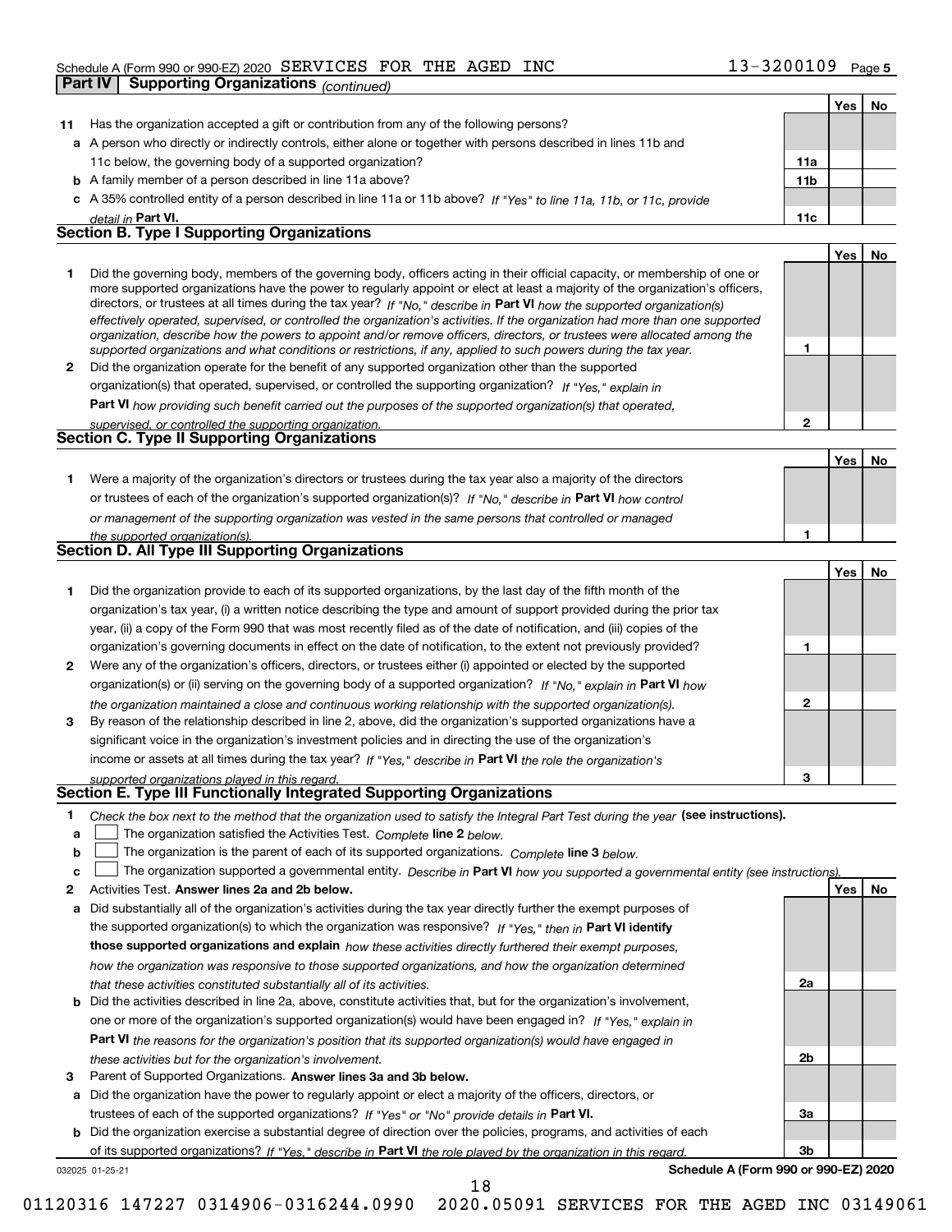Schedule A (Form 990 or 990-EZ) 2020 SERVICES FOR THE AGED INC 13-3200109 Page 5

**Part IV Supporting Organizations** *(continued)*

| | | | Yes | No |
|---|---|---|---|---|
| **11** | Has the organization accepted a gift or contribution from any of the following persons? | | | |
| **a** | A person who directly or indirectly controls, either alone or together with persons described in lines 11b and 11c below, the governing body of a supported organization? | **11a** | | |
| **b** | A family member of a person described in line 11a above? | **11b** | | |
| **c** | A 35% controlled entity of a person described in line 11a or 11b above? *If "Yes" to line 11a, 11b, or 11c, provide detail in* **Part VI.** | **11c** | | |

## Section B. Type I Supporting Organizations

| | | | Yes | No |
|---|---|---|---|---|
| **1** | Did the governing body, members of the governing body, officers acting in their official capacity, or membership of one or more supported organizations have the power to regularly appoint or elect at least a majority of the organization's officers, directors, or trustees at all times during the tax year? *If "No," describe in* **Part VI** *how the supported organization(s) effectively operated, supervised, or controlled the organization's activities. If the organization had more than one supported organization, describe how the powers to appoint and/or remove officers, directors, or trustees were allocated among the supported organizations and what conditions or restrictions, if any, applied to such powers during the tax year.* | **1** | | |
| **2** | Did the organization operate for the benefit of any supported organization other than the supported organization(s) that operated, supervised, or controlled the supporting organization? *If "Yes," explain in* **Part VI** *how providing such benefit carried out the purposes of the supported organization(s) that operated, supervised, or controlled the supporting organization.* | **2** | | |

## Section C. Type II Supporting Organizations

| | | | Yes | No |
|---|---|---|---|---|
| **1** | Were a majority of the organization's directors or trustees during the tax year also a majority of the directors or trustees of each of the organization's supported organization(s)? *If "No," describe in* **Part VI** *how control or management of the supporting organization was vested in the same persons that controlled or managed the supported organization(s).* | **1** | | |

## Section D. All Type III Supporting Organizations

| | | | Yes | No |
|---|---|---|---|---|
| **1** | Did the organization provide to each of its supported organizations, by the last day of the fifth month of the organization's tax year, (i) a written notice describing the type and amount of support provided during the prior tax year, (ii) a copy of the Form 990 that was most recently filed as of the date of notification, and (iii) copies of the organization's governing documents in effect on the date of notification, to the extent not previously provided? | **1** | | |
| **2** | Were any of the organization's officers, directors, or trustees either (i) appointed or elected by the supported organization(s) or (ii) serving on the governing body of a supported organization? *If "No," explain in* **Part VI** *how the organization maintained a close and continuous working relationship with the supported organization(s).* | **2** | | |
| **3** | By reason of the relationship described in line 2, above, did the organization's supported organizations have a significant voice in the organization's investment policies and in directing the use of the organization's income or assets at all times during the tax year? *If "Yes," describe in* **Part VI** *the role the organization's supported organizations played in this regard.* | **3** | | |

## Section E. Type III Functionally Integrated Supporting Organizations

**1** *Check the box next to the method that the organization used to satisfy the Integral Part Test during the year* **(see instructions).**

**a** ☐ The organization satisfied the Activities Test. *Complete* **line 2** *below.*

**b** ☐ The organization is the parent of each of its supported organizations. *Complete* **line 3** *below.*

**c** ☐ The organization supported a governmental entity. *Describe in* **Part VI** *how you supported a governmental entity (see instructions).*

| | | | Yes | No |
|---|---|---|---|---|
| **2** | Activities Test. **Answer lines 2a and 2b below.** | | | |
| **a** | Did substantially all of the organization's activities during the tax year directly further the exempt purposes of the supported organization(s) to which the organization was responsive? *If "Yes," then in* **Part VI identify those supported organizations and explain** *how these activities directly furthered their exempt purposes, how the organization was responsive to those supported organizations, and how the organization determined that these activities constituted substantially all of its activities.* | **2a** | | |
| **b** | Did the activities described in line 2a, above, constitute activities that, but for the organization's involvement, one or more of the organization's supported organization(s) would have been engaged in? *If "Yes," explain in* **Part VI** *the reasons for the organization's position that its supported organization(s) would have engaged in these activities but for the organization's involvement.* | **2b** | | |
| **3** | Parent of Supported Organizations. **Answer lines 3a and 3b below.** | | | |
| **a** | Did the organization have the power to regularly appoint or elect a majority of the officers, directors, or trustees of each of the supported organizations? *If "Yes" or "No" provide details in* **Part VI.** | **3a** | | |
| **b** | Did the organization exercise a substantial degree of direction over the policies, programs, and activities of each of its supported organizations? *If "Yes," describe in* **Part VI** *the role played by the organization in this regard.* | **3b** | | |

032025 01-25-21 **Schedule A (Form 990 or 990-EZ) 2020**

01120316 147227 0314906-0316244.0990 2020.05091 SERVICES FOR THE AGED INC 03149061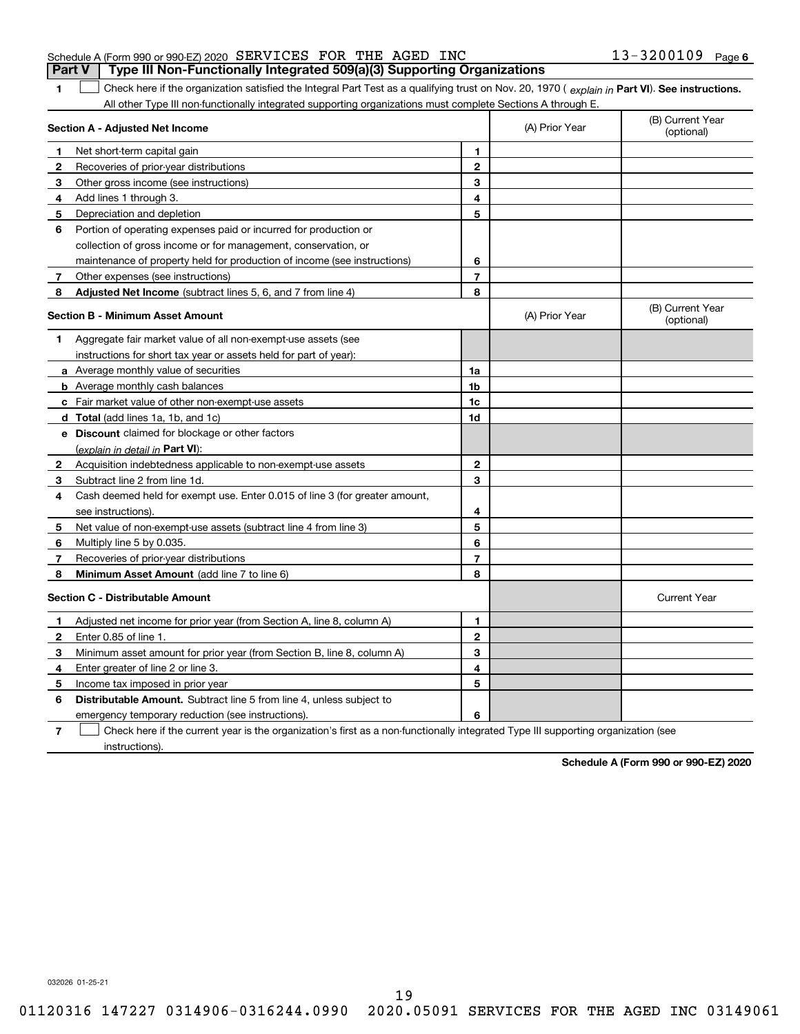Schedule A (Form 990 or 990-EZ) 2020 SERVICES FOR THE AGED INC 13-3200109 Page 6

## Part V | Type III Non-Functionally Integrated 509(a)(3) Supporting Organizations

**1** ☐ Check here if the organization satisfied the Integral Part Test as a qualifying trust on Nov. 20, 1970 ( *explain in* **Part VI**). **See instructions.** All other Type III non-functionally integrated supporting organizations must complete Sections A through E.

| **Section A - Adjusted Net Income** | | (A) Prior Year | (B) Current Year (optional) |
|---|---|---|---|
| **1** Net short-term capital gain | **1** | | |
| **2** Recoveries of prior-year distributions | **2** | | |
| **3** Other gross income (see instructions) | **3** | | |
| **4** Add lines 1 through 3. | **4** | | |
| **5** Depreciation and depletion | **5** | | |
| **6** Portion of operating expenses paid or incurred for production or collection of gross income or for management, conservation, or maintenance of property held for production of income (see instructions) | **6** | | |
| **7** Other expenses (see instructions) | **7** | | |
| **8** **Adjusted Net Income** (subtract lines 5, 6, and 7 from line 4) | **8** | | |

| **Section B - Minimum Asset Amount** | | (A) Prior Year | (B) Current Year (optional) |
|---|---|---|---|
| **1** Aggregate fair market value of all non-exempt-use assets (see instructions for short tax year or assets held for part of year): | | | |
| **a** Average monthly value of securities | **1a** | | |
| **b** Average monthly cash balances | **1b** | | |
| **c** Fair market value of other non-exempt-use assets | **1c** | | |
| **d** **Total** (add lines 1a, 1b, and 1c) | **1d** | | |
| **e** **Discount** claimed for blockage or other factors (*explain in detail in* **Part VI**): | | | |
| **2** Acquisition indebtedness applicable to non-exempt-use assets | **2** | | |
| **3** Subtract line 2 from line 1d. | **3** | | |
| **4** Cash deemed held for exempt use. Enter 0.015 of line 3 (for greater amount, see instructions). | **4** | | |
| **5** Net value of non-exempt-use assets (subtract line 4 from line 3) | **5** | | |
| **6** Multiply line 5 by 0.035. | **6** | | |
| **7** Recoveries of prior-year distributions | **7** | | |
| **8** **Minimum Asset Amount** (add line 7 to line 6) | **8** | | |

| **Section C - Distributable Amount** | | | Current Year |
|---|---|---|---|
| **1** Adjusted net income for prior year (from Section A, line 8, column A) | **1** | | |
| **2** Enter 0.85 of line 1. | **2** | | |
| **3** Minimum asset amount for prior year (from Section B, line 8, column A) | **3** | | |
| **4** Enter greater of line 2 or line 3. | **4** | | |
| **5** Income tax imposed in prior year | **5** | | |
| **6** **Distributable Amount.** Subtract line 5 from line 4, unless subject to emergency temporary reduction (see instructions). | **6** | | |

**7** ☐ Check here if the current year is the organization's first as a non-functionally integrated Type III supporting organization (see instructions).

**Schedule A (Form 990 or 990-EZ) 2020**

032026 01-25-21

01120316 147227 0314906-0316244.0990 2020.05091 SERVICES FOR THE AGED INC 03149061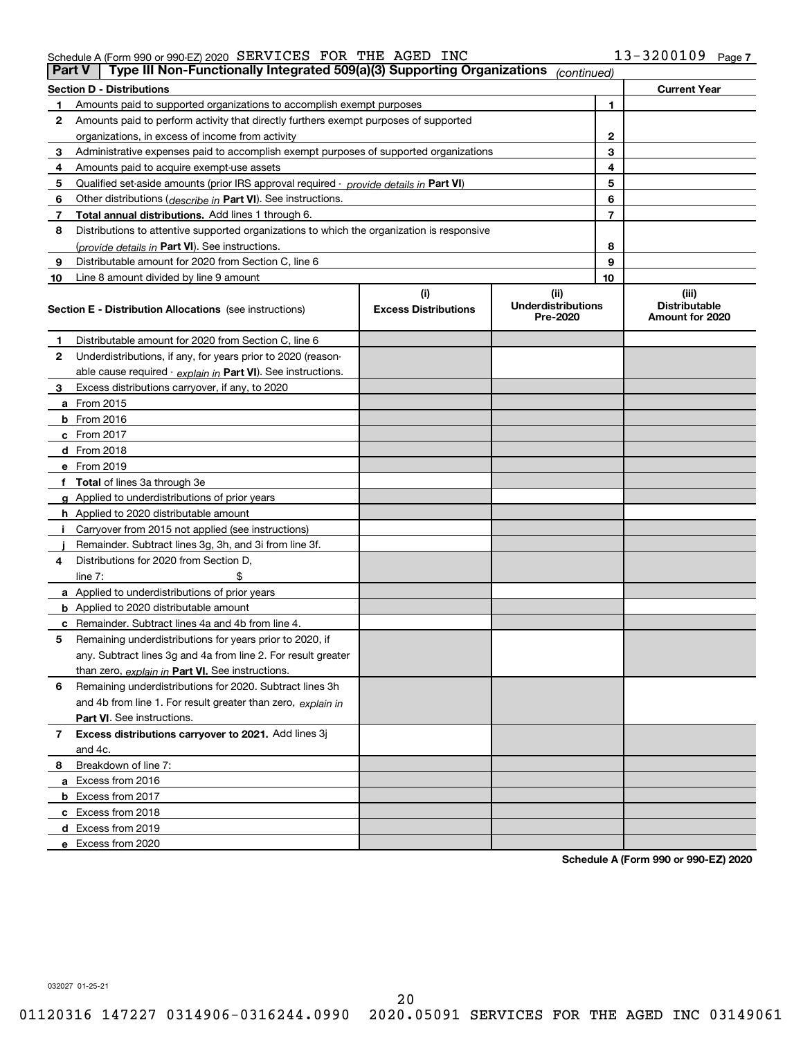Schedule A (Form 990 or 990-EZ) 2020 SERVICES FOR THE AGED INC 13-3200109

## Part V | Type III Non-Functionally Integrated 509(a)(3) Supporting Organizations *(continued)*

| Section D - Distributions | | Current Year |
|---|---|---|
| **1** Amounts paid to supported organizations to accomplish exempt purposes | 1 | |
| **2** Amounts paid to perform activity that directly furthers exempt purposes of supported organizations, in excess of income from activity | 2 | |
| **3** Administrative expenses paid to accomplish exempt purposes of supported organizations | 3 | |
| **4** Amounts paid to acquire exempt-use assets | 4 | |
| **5** Qualified set-aside amounts (prior IRS approval required - *provide details in* **Part VI**) | 5 | |
| **6** Other distributions (*describe in* **Part VI**). See instructions. | 6 | |
| **7** **Total annual distributions.** Add lines 1 through 6. | 7 | |
| **8** Distributions to attentive supported organizations to which the organization is responsive (*provide details in* **Part VI**). See instructions. | 8 | |
| **9** Distributable amount for 2020 from Section C, line 6 | 9 | |
| **10** Line 8 amount divided by line 9 amount | 10 | |

| **Section E - Distribution Allocations** (see instructions) | (i) Excess Distributions | (ii) Underdistributions Pre-2020 | (iii) Distributable Amount for 2020 |
|---|---|---|---|
| **1** Distributable amount for 2020 from Section C, line 6 | | | |
| **2** Underdistributions, if any, for years prior to 2020 (reasonable cause required - *explain in* **Part VI**). See instructions. | | | |
| **3** Excess distributions carryover, if any, to 2020 | | | |
| **a** From 2015 | | | |
| **b** From 2016 | | | |
| **c** From 2017 | | | |
| **d** From 2018 | | | |
| **e** From 2019 | | | |
| **f** **Total** of lines 3a through 3e | | | |
| **g** Applied to underdistributions of prior years | | | |
| **h** Applied to 2020 distributable amount | | | |
| **i** Carryover from 2015 not applied (see instructions) | | | |
| **j** Remainder. Subtract lines 3g, 3h, and 3i from line 3f. | | | |
| **4** Distributions for 2020 from Section D, line 7: $ | | | |
| **a** Applied to underdistributions of prior years | | | |
| **b** Applied to 2020 distributable amount | | | |
| **c** Remainder. Subtract lines 4a and 4b from line 4. | | | |
| **5** Remaining underdistributions for years prior to 2020, if any. Subtract lines 3g and 4a from line 2. For result greater than zero, *explain in* **Part VI.** See instructions. | | | |
| **6** Remaining underdistributions for 2020. Subtract lines 3h and 4b from line 1. For result greater than zero, *explain in* **Part VI**. See instructions. | | | |
| **7** **Excess distributions carryover to 2021.** Add lines 3j and 4c. | | | |
| **8** Breakdown of line 7: | | | |
| **a** Excess from 2016 | | | |
| **b** Excess from 2017 | | | |
| **c** Excess from 2018 | | | |
| **d** Excess from 2019 | | | |
| **e** Excess from 2020 | | | |

**Schedule A (Form 990 or 990-EZ) 2020**

032027 01-25-21

01120316 147227 0314906-0316244.0990 2020.05091 SERVICES FOR THE AGED INC 03149061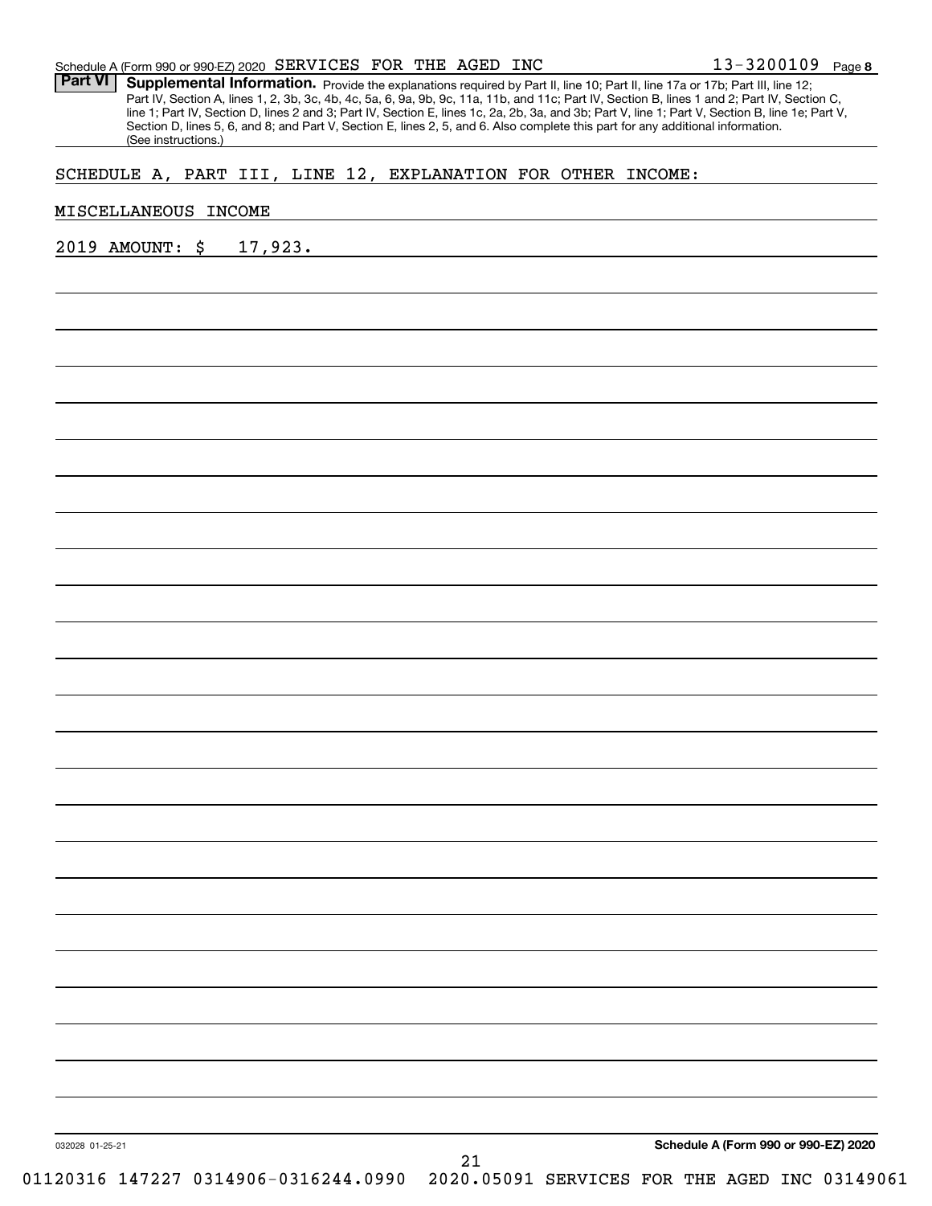Schedule A (Form 990 or 990-EZ) 2020 SERVICES FOR THE AGED INC 13-3200109

**Part VI** **Supplemental Information.** Provide the explanations required by Part II, line 10; Part II, line 17a or 17b; Part III, line 12; Part IV, Section A, lines 1, 2, 3b, 3c, 4b, 4c, 5a, 6, 9a, 9b, 9c, 11a, 11b, and 11c; Part IV, Section B, lines 1 and 2; Part IV, Section C, line 1; Part IV, Section D, lines 2 and 3; Part IV, Section E, lines 1c, 2a, 2b, 3a, and 3b; Part V, line 1; Part V, Section B, line 1e; Part V, Section D, lines 5, 6, and 8; and Part V, Section E, lines 2, 5, and 6. Also complete this part for any additional information. (See instructions.)

SCHEDULE A, PART III, LINE 12, EXPLANATION FOR OTHER INCOME:

MISCELLANEOUS INCOME

2019 AMOUNT: $ 17,923.

032028 01-25-21

**Schedule A (Form 990 or 990-EZ) 2020**

01120316 147227 0314906-0316244.0990 2020.05091 SERVICES FOR THE AGED INC 03149061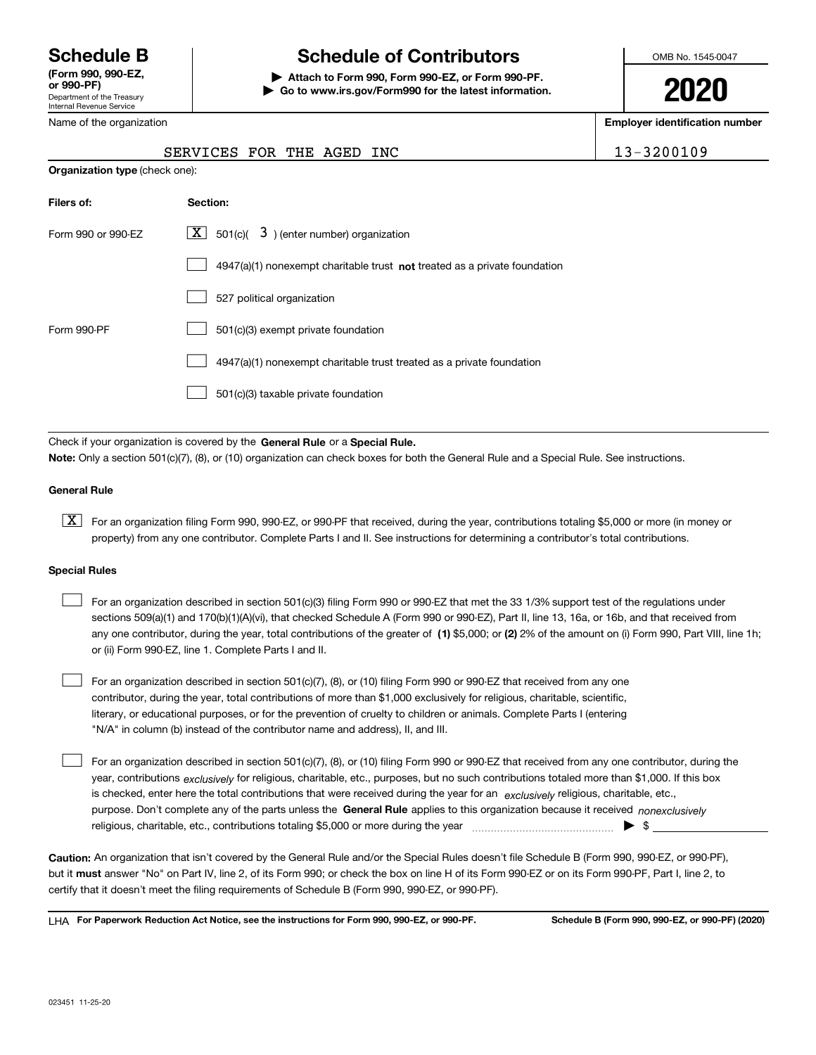# Schedule B

**(Form 990, 990-EZ, or 990-PF)**

Department of the Treasury
Internal Revenue Service

## Schedule of Contributors

▶ **Attach to Form 990, Form 990-EZ, or Form 990-PF.**
▶ **Go to www.irs.gov/Form990 for the latest information.**

OMB No. 1545-0047

**2020**

| Name of the organization | Employer identification number |
|---|---|
| SERVICES FOR THE AGED INC | 13-3200109 |

**Organization type** (check one):

| Filers of: | Section: |
|---|---|
| Form 990 or 990-EZ | [X] 501(c)( 3 ) (enter number) organization |
| | [ ] 4947(a)(1) nonexempt charitable trust **not** treated as a private foundation |
| | [ ] 527 political organization |
| Form 990-PF | [ ] 501(c)(3) exempt private foundation |
| | [ ] 4947(a)(1) nonexempt charitable trust treated as a private foundation |
| | [ ] 501(c)(3) taxable private foundation |

Check if your organization is covered by the **General Rule** or a **Special Rule.**

**Note:** Only a section 501(c)(7), (8), or (10) organization can check boxes for both the General Rule and a Special Rule. See instructions.

**General Rule**

[X] For an organization filing Form 990, 990-EZ, or 990-PF that received, during the year, contributions totaling $5,000 or more (in money or property) from any one contributor. Complete Parts I and II. See instructions for determining a contributor's total contributions.

**Special Rules**

[ ] For an organization described in section 501(c)(3) filing Form 990 or 990-EZ that met the 33 1/3% support test of the regulations under sections 509(a)(1) and 170(b)(1)(A)(vi), that checked Schedule A (Form 990 or 990-EZ), Part II, line 13, 16a, or 16b, and that received from any one contributor, during the year, total contributions of the greater of **(1)** $5,000; or **(2)** 2% of the amount on (i) Form 990, Part VIII, line 1h; or (ii) Form 990-EZ, line 1. Complete Parts I and II.

[ ] For an organization described in section 501(c)(7), (8), or (10) filing Form 990 or 990-EZ that received from any one contributor, during the year, total contributions of more than $1,000 exclusively for religious, charitable, scientific, literary, or educational purposes, or for the prevention of cruelty to children or animals. Complete Parts I (entering "N/A" in column (b) instead of the contributor name and address), II, and III.

[ ] For an organization described in section 501(c)(7), (8), or (10) filing Form 990 or 990-EZ that received from any one contributor, during the year, contributions *exclusively* for religious, charitable, etc., purposes, but no such contributions totaled more than $1,000. If this box is checked, enter here the total contributions that were received during the year for an *exclusively* religious, charitable, etc., purpose. Don't complete any of the parts unless the **General Rule** applies to this organization because it received *nonexclusively* religious, charitable, etc., contributions totaling $5,000 or more during the year ▶ $

**Caution:** An organization that isn't covered by the General Rule and/or the Special Rules doesn't file Schedule B (Form 990, 990-EZ, or 990-PF), but it **must** answer "No" on Part IV, line 2, of its Form 990; or check the box on line H of its Form 990-EZ or on its Form 990-PF, Part I, line 2, to certify that it doesn't meet the filing requirements of Schedule B (Form 990, 990-EZ, or 990-PF).

LHA **For Paperwork Reduction Act Notice, see the instructions for Form 990, 990-EZ, or 990-PF.** **Schedule B (Form 990, 990-EZ, or 990-PF) (2020)**

023451 11-25-20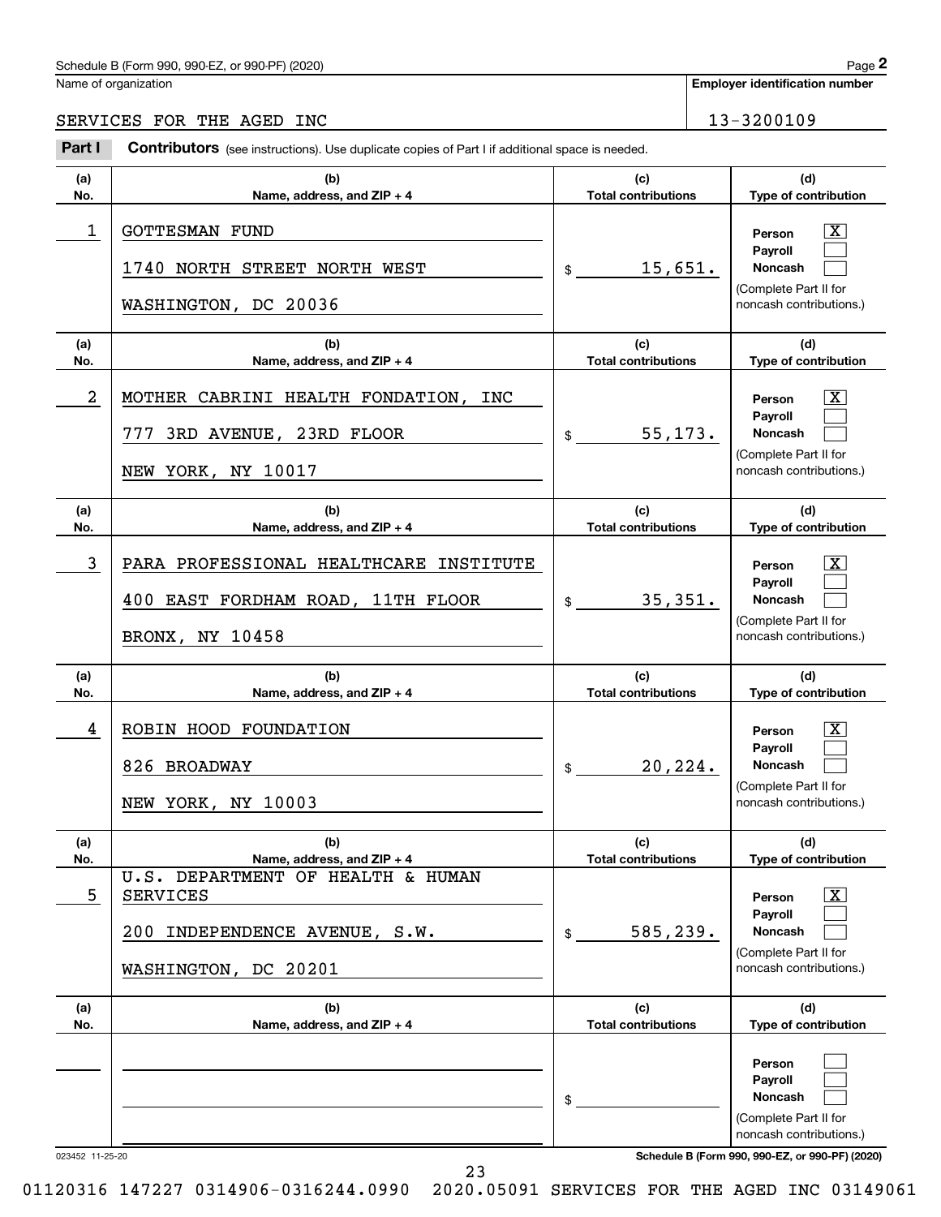Schedule B (Form 990, 990-EZ, or 990-PF) (2020)

Name of organization: SERVICES FOR THE AGED INC

**Employer identification number:** 13-3200109

**Part I** **Contributors** (see instructions). Use duplicate copies of Part I if additional space is needed.

| (a) No. | (b) Name, address, and ZIP + 4 | (c) Total contributions | (d) Type of contribution |
|---|---|---|---|
| 1 | GOTTESMAN FUND<br>1740 NORTH STREET NORTH WEST<br>WASHINGTON, DC 20036 | $ 15,651. | Person [X]<br>Payroll [ ]<br>Noncash [ ]<br>(Complete Part II for noncash contributions.) |
| 2 | MOTHER CABRINI HEALTH FONDATION, INC<br>777 3RD AVENUE, 23RD FLOOR<br>NEW YORK, NY 10017 | $ 55,173. | Person [X]<br>Payroll [ ]<br>Noncash [ ]<br>(Complete Part II for noncash contributions.) |
| 3 | PARA PROFESSIONAL HEALTHCARE INSTITUTE<br>400 EAST FORDHAM ROAD, 11TH FLOOR<br>BRONX, NY 10458 | $ 35,351. | Person [X]<br>Payroll [ ]<br>Noncash [ ]<br>(Complete Part II for noncash contributions.) |
| 4 | ROBIN HOOD FOUNDATION<br>826 BROADWAY<br>NEW YORK, NY 10003 | $ 20,224. | Person [X]<br>Payroll [ ]<br>Noncash [ ]<br>(Complete Part II for noncash contributions.) |
| 5 | U.S. DEPARTMENT OF HEALTH & HUMAN SERVICES<br>200 INDEPENDENCE AVENUE, S.W.<br>WASHINGTON, DC 20201 | $ 585,239. | Person [X]<br>Payroll [ ]<br>Noncash [ ]<br>(Complete Part II for noncash contributions.) |
| | | $ | Person [ ]<br>Payroll [ ]<br>Noncash [ ]<br>(Complete Part II for noncash contributions.) |

023452 11-25-20

01120316 147227 0314906-0316244.0990 2020.05091 SERVICES FOR THE AGED INC 03149061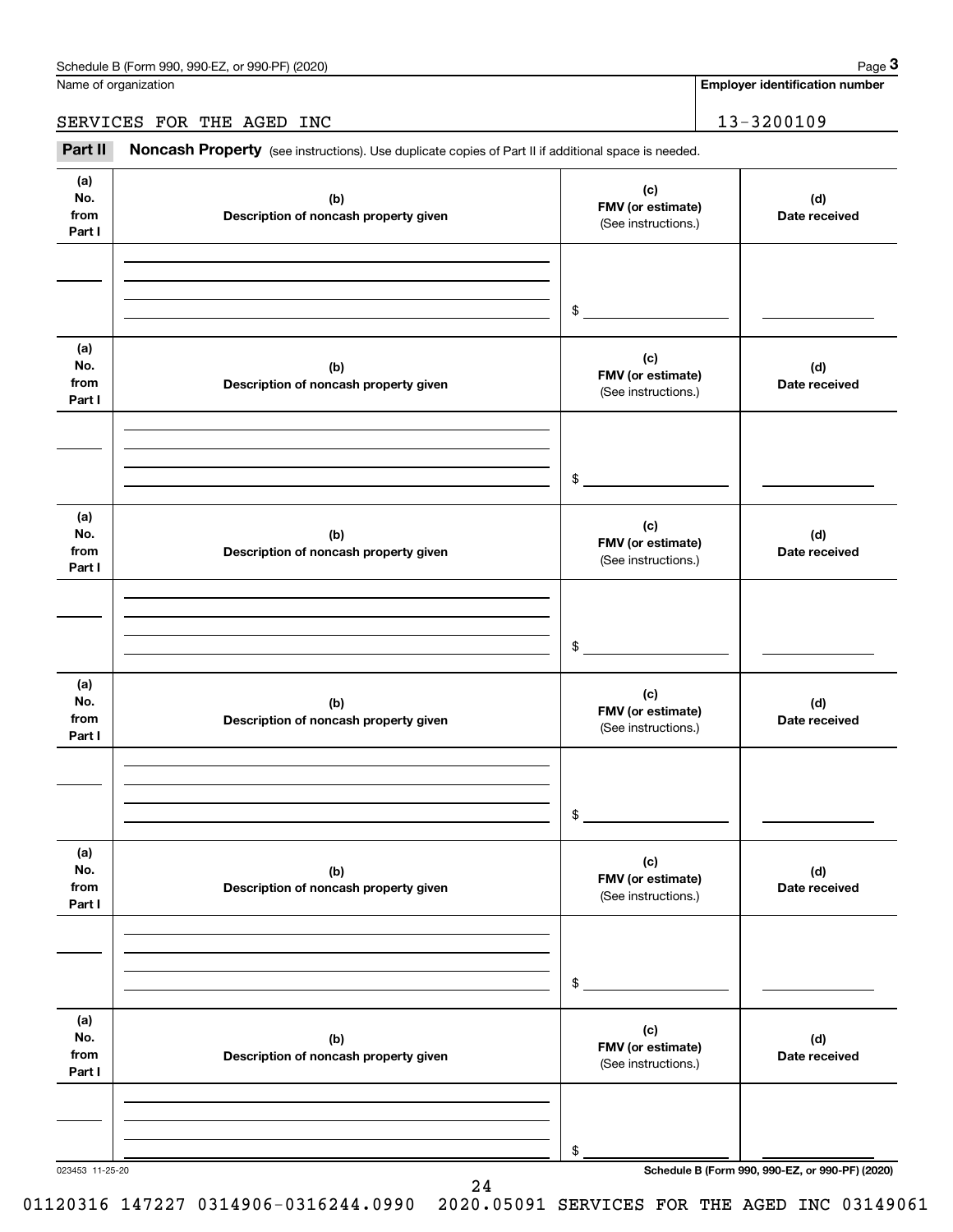Schedule B (Form 990, 990-EZ, or 990-PF) (2020)

Name of organization | Employer identification number

SERVICES FOR THE AGED INC | 13-3200109

**Part II** **Noncash Property** (see instructions). Use duplicate copies of Part II if additional space is needed.

| (a) No. from Part I | (b) Description of noncash property given | (c) FMV (or estimate) (See instructions.) | (d) Date received |
|---|---|---|---|
| | | $ | |

| (a) No. from Part I | (b) Description of noncash property given | (c) FMV (or estimate) (See instructions.) | (d) Date received |
|---|---|---|---|
| | | $ | |

| (a) No. from Part I | (b) Description of noncash property given | (c) FMV (or estimate) (See instructions.) | (d) Date received |
|---|---|---|---|
| | | $ | |

| (a) No. from Part I | (b) Description of noncash property given | (c) FMV (or estimate) (See instructions.) | (d) Date received |
|---|---|---|---|
| | | $ | |

| (a) No. from Part I | (b) Description of noncash property given | (c) FMV (or estimate) (See instructions.) | (d) Date received |
|---|---|---|---|
| | | $ | |

| (a) No. from Part I | (b) Description of noncash property given | (c) FMV (or estimate) (See instructions.) | (d) Date received |
|---|---|---|---|
| | | $ | |

023453 11-25-20

Schedule B (Form 990, 990-EZ, or 990-PF) (2020)

01120316 147227 0314906-0316244.0990 2020.05091 SERVICES FOR THE AGED INC 03149061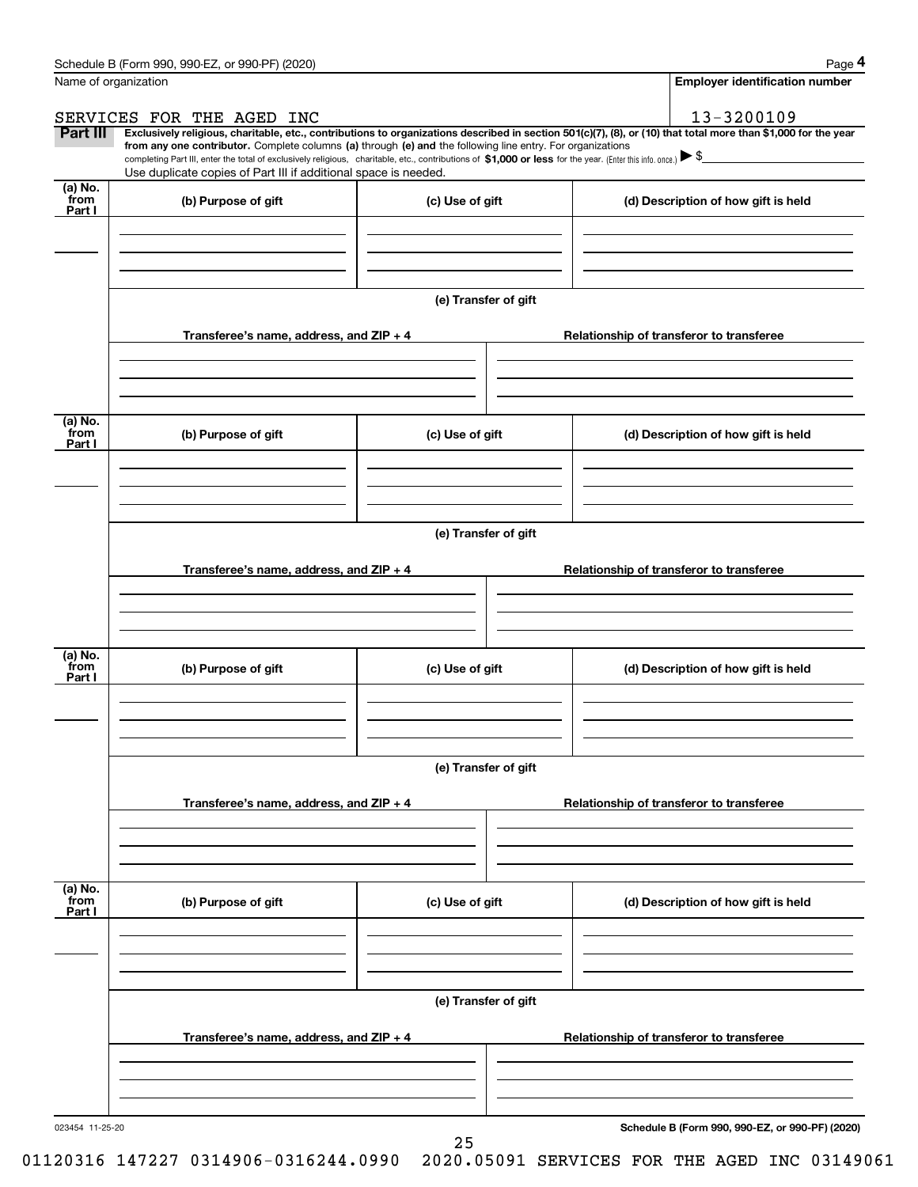Schedule B (Form 990, 990-EZ, or 990-PF) (2020) Page **4**

Name of organization

SERVICES FOR THE AGED INC

**Employer identification number**

13-3200109

**Part III** **Exclusively religious, charitable, etc., contributions to organizations described in section 501(c)(7), (8), or (10) that total more than $1,000 for the year from any one contributor.** Complete columns **(a)** through **(e)** and the following line entry. For organizations completing Part III, enter the total of exclusively religious, charitable, etc., contributions of **$1,000 or less** for the year. (Enter this info. once.) ▶ $

Use duplicate copies of Part III if additional space is needed.

| (a) No. from Part I | (b) Purpose of gift | (c) Use of gift | (d) Description of how gift is held |
|---|---|---|---|
| | | | |

(e) Transfer of gift

| Transferee's name, address, and ZIP + 4 | Relationship of transferor to transferee |
|---|---|
| | |

| (a) No. from Part I | (b) Purpose of gift | (c) Use of gift | (d) Description of how gift is held |
|---|---|---|---|
| | | | |

(e) Transfer of gift

| Transferee's name, address, and ZIP + 4 | Relationship of transferor to transferee |
|---|---|
| | |

| (a) No. from Part I | (b) Purpose of gift | (c) Use of gift | (d) Description of how gift is held |
|---|---|---|---|
| | | | |

(e) Transfer of gift

| Transferee's name, address, and ZIP + 4 | Relationship of transferor to transferee |
|---|---|
| | |

| (a) No. from Part I | (b) Purpose of gift | (c) Use of gift | (d) Description of how gift is held |
|---|---|---|---|
| | | | |

(e) Transfer of gift

| Transferee's name, address, and ZIP + 4 | Relationship of transferor to transferee |
|---|---|
| | |

023454 11-25-20 **Schedule B (Form 990, 990-EZ, or 990-PF) (2020)**

01120316 147227 0314906-0316244.0990 2020.05091 SERVICES FOR THE AGED INC 03149061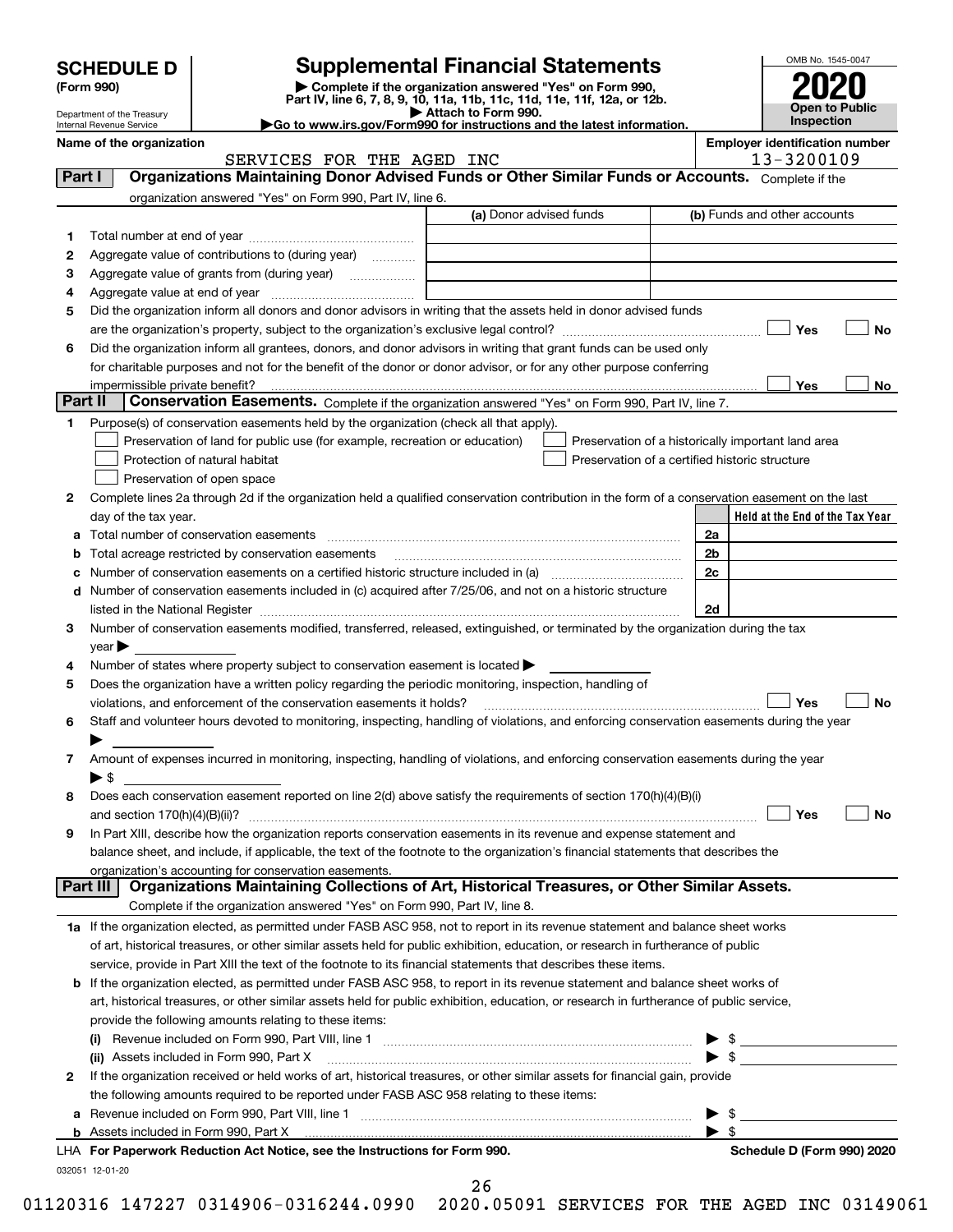# SCHEDULE D (Form 990)

Department of the Treasury
Internal Revenue Service

## Supplemental Financial Statements

▶ Complete if the organization answered "Yes" on Form 990, Part IV, line 6, 7, 8, 9, 10, 11a, 11b, 11c, 11d, 11e, 11f, 12a, or 12b.
▶ Attach to Form 990.
▶Go to www.irs.gov/Form990 for instructions and the latest information.

OMB No. 1545-0047
**2020**
**Open to Public Inspection**

**Name of the organization**
SERVICES FOR THE AGED INC

**Employer identification number**
13-3200109

### Part I — Organizations Maintaining Donor Advised Funds or Other Similar Funds or Accounts.
Complete if the organization answered "Yes" on Form 990, Part IV, line 6.

| | | (a) Donor advised funds | (b) Funds and other accounts |
|---|---|---|---|
| 1 | Total number at end of year | | |
| 2 | Aggregate value of contributions to (during year) | | |
| 3 | Aggregate value of grants from (during year) | | |
| 4 | Aggregate value at end of year | | |

5 Did the organization inform all donors and donor advisors in writing that the assets held in donor advised funds are the organization's property, subject to the organization's exclusive legal control? ☐ Yes ☐ No

6 Did the organization inform all grantees, donors, and donor advisors in writing that grant funds can be used only for charitable purposes and not for the benefit of the donor or donor advisor, or for any other purpose conferring impermissible private benefit? ☐ Yes ☐ No

### Part II — Conservation Easements.
Complete if the organization answered "Yes" on Form 990, Part IV, line 7.

1 Purpose(s) of conservation easements held by the organization (check all that apply).

- ☐ Preservation of land for public use (for example, recreation or education)
- ☐ Protection of natural habitat
- ☐ Preservation of open space
- ☐ Preservation of a historically important land area
- ☐ Preservation of a certified historic structure

2 Complete lines 2a through 2d if the organization held a qualified conservation contribution in the form of a conservation easement on the last day of the tax year.

| | | | Held at the End of the Tax Year |
|---|---|---|---|
| a | Total number of conservation easements | 2a | |
| b | Total acreage restricted by conservation easements | 2b | |
| c | Number of conservation easements on a certified historic structure included in (a) | 2c | |
| d | Number of conservation easements included in (c) acquired after 7/25/06, and not on a historic structure listed in the National Register | 2d | |

3 Number of conservation easements modified, transferred, released, extinguished, or terminated by the organization during the tax year ▶

4 Number of states where property subject to conservation easement is located ▶

5 Does the organization have a written policy regarding the periodic monitoring, inspection, handling of violations, and enforcement of the conservation easements it holds? ☐ Yes ☐ No

6 Staff and volunteer hours devoted to monitoring, inspecting, handling of violations, and enforcing conservation easements during the year ▶

7 Amount of expenses incurred in monitoring, inspecting, handling of violations, and enforcing conservation easements during the year ▶ $

8 Does each conservation easement reported on line 2(d) above satisfy the requirements of section 170(h)(4)(B)(i) and section 170(h)(4)(B)(ii)? ☐ Yes ☐ No

9 In Part XIII, describe how the organization reports conservation easements in its revenue and expense statement and balance sheet, and include, if applicable, the text of the footnote to the organization's financial statements that describes the organization's accounting for conservation easements.

### Part III — Organizations Maintaining Collections of Art, Historical Treasures, or Other Similar Assets.
Complete if the organization answered "Yes" on Form 990, Part IV, line 8.

1a If the organization elected, as permitted under FASB ASC 958, not to report in its revenue statement and balance sheet works of art, historical treasures, or other similar assets held for public exhibition, education, or research in furtherance of public service, provide in Part XIII the text of the footnote to its financial statements that describes these items.

b If the organization elected, as permitted under FASB ASC 958, to report in its revenue statement and balance sheet works of art, historical treasures, or other similar assets held for public exhibition, education, or research in furtherance of public service, provide the following amounts relating to these items:

(i) Revenue included on Form 990, Part VIII, line 1 ▶ $

(ii) Assets included in Form 990, Part X ▶ $

2 If the organization received or held works of art, historical treasures, or other similar assets for financial gain, provide the following amounts required to be reported under FASB ASC 958 relating to these items:

a Revenue included on Form 990, Part VIII, line 1 ▶ $

b Assets included in Form 990, Part X ▶ $

**LHA For Paperwork Reduction Act Notice, see the Instructions for Form 990.** **Schedule D (Form 990) 2020**

032051 12-01-20

01120316 147227 0314906-0316244.0990 2020.05091 SERVICES FOR THE AGED INC 03149061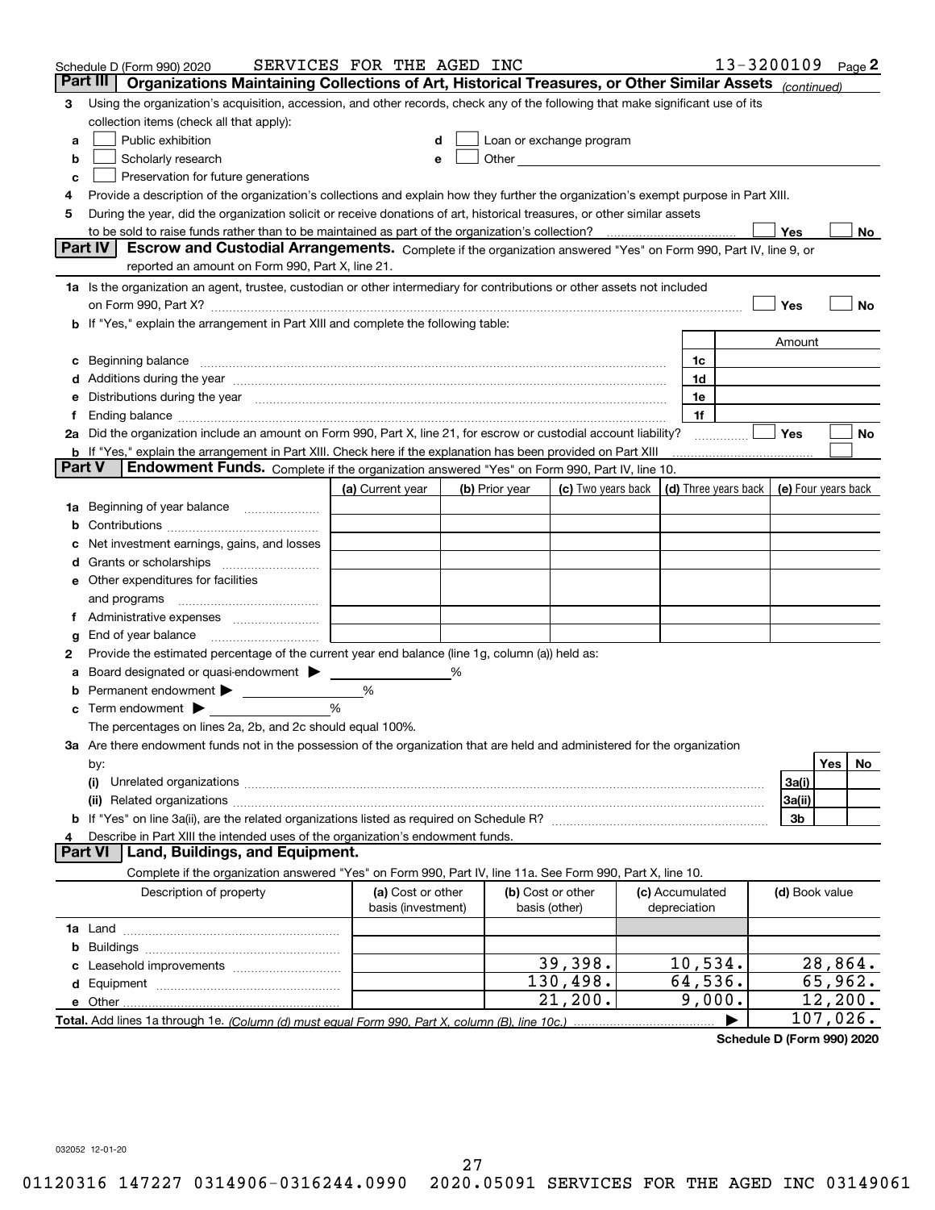Schedule D (Form 990) 2020 SERVICES FOR THE AGED INC 13-3200109 Page 2

**Part III** **Organizations Maintaining Collections of Art, Historical Treasures, or Other Similar Assets** *(continued)*

**3** Using the organization's acquisition, accession, and other records, check any of the following that make significant use of its collection items (check all that apply):

- **a** ☐ Public exhibition
- **b** ☐ Scholarly research
- **c** ☐ Preservation for future generations
- **d** ☐ Loan or exchange program
- **e** ☐ Other

**4** Provide a description of the organization's collections and explain how they further the organization's exempt purpose in Part XIII.

**5** During the year, did the organization solicit or receive donations of art, historical treasures, or other similar assets to be sold to raise funds rather than to be maintained as part of the organization's collection? ☐ Yes ☐ No

**Part IV** **Escrow and Custodial Arrangements.** Complete if the organization answered "Yes" on Form 990, Part IV, line 9, or reported an amount on Form 990, Part X, line 21.

**1a** Is the organization an agent, trustee, custodian or other intermediary for contributions or other assets not included on Form 990, Part X? ☐ Yes ☐ No

**b** If "Yes," explain the arrangement in Part XIII and complete the following table:

| | | Amount |
|---|---|---|
| **c** Beginning balance | 1c | |
| **d** Additions during the year | 1d | |
| **e** Distributions during the year | 1e | |
| **f** Ending balance | 1f | |

**2a** Did the organization include an amount on Form 990, Part X, line 21, for escrow or custodial account liability? ☐ Yes ☐ No

**b** If "Yes," explain the arrangement in Part XIII. Check here if the explanation has been provided on Part XIII ☐

**Part V** **Endowment Funds.** Complete if the organization answered "Yes" on Form 990, Part IV, line 10.

| | (a) Current year | (b) Prior year | (c) Two years back | (d) Three years back | (e) Four years back |
|---|---|---|---|---|---|
| **1a** Beginning of year balance | | | | | |
| **b** Contributions | | | | | |
| **c** Net investment earnings, gains, and losses | | | | | |
| **d** Grants or scholarships | | | | | |
| **e** Other expenditures for facilities and programs | | | | | |
| **f** Administrative expenses | | | | | |
| **g** End of year balance | | | | | |

**2** Provide the estimated percentage of the current year end balance (line 1g, column (a)) held as:

- **a** Board designated or quasi-endowment ▶ ______ %
- **b** Permanent endowment ▶ ______ %
- **c** Term endowment ▶ ______ %

The percentages on lines 2a, 2b, and 2c should equal 100%.

**3a** Are there endowment funds not in the possession of the organization that are held and administered for the organization by:

| | | Yes | No |
|---|---|---|---|
| **(i)** Unrelated organizations | 3a(i) | | |
| **(ii)** Related organizations | 3a(ii) | | |
| **b** If "Yes" on line 3a(ii), are the related organizations listed as required on Schedule R? | 3b | | |

**4** Describe in Part XIII the intended uses of the organization's endowment funds.

**Part VI** **Land, Buildings, and Equipment.**

Complete if the organization answered "Yes" on Form 990, Part IV, line 11a. See Form 990, Part X, line 10.

| Description of property | (a) Cost or other basis (investment) | (b) Cost or other basis (other) | (c) Accumulated depreciation | (d) Book value |
|---|---|---|---|---|
| **1a** Land | | | | |
| **b** Buildings | | | | |
| **c** Leasehold improvements | | 39,398. | 10,534. | 28,864. |
| **d** Equipment | | 130,498. | 64,536. | 65,962. |
| **e** Other | | 21,200. | 9,000. | 12,200. |
| **Total.** Add lines 1a through 1e. *(Column (d) must equal Form 990, Part X, column (B), line 10c.)* | | | ▶ | 107,026. |

**Schedule D (Form 990) 2020**

032052 12-01-20

01120316 147227 0314906-0316244.0990 2020.05091 SERVICES FOR THE AGED INC 03149061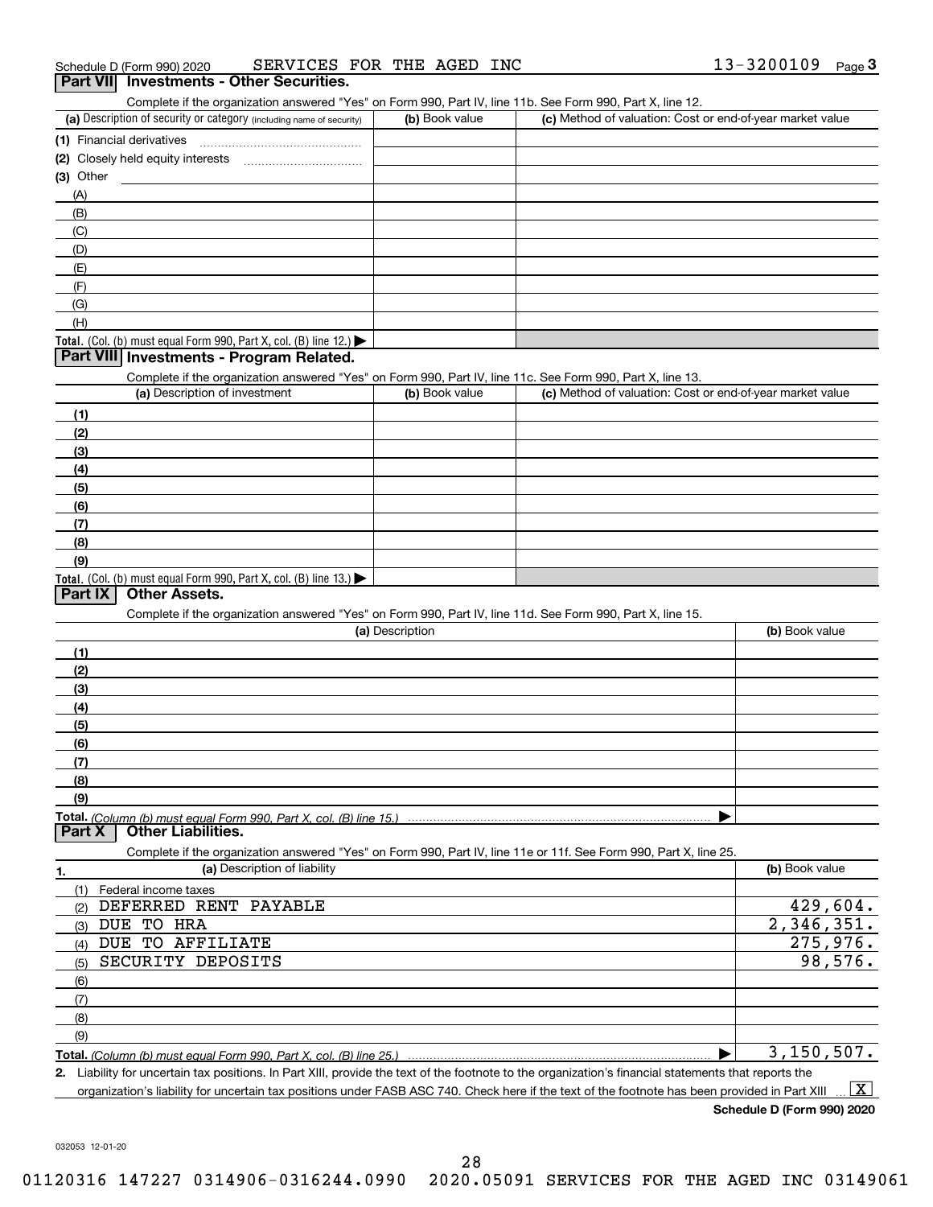Schedule D (Form 990) 2020 SERVICES FOR THE AGED INC 13-3200109 Page 3

## Part VII Investments - Other Securities.

Complete if the organization answered "Yes" on Form 990, Part IV, line 11b. See Form 990, Part X, line 12.

| (a) Description of security or category (including name of security) | (b) Book value | (c) Method of valuation: Cost or end-of-year market value |
|---|---|---|
| (1) Financial derivatives | | |
| (2) Closely held equity interests | | |
| (3) Other | | |
| (A) | | |
| (B) | | |
| (C) | | |
| (D) | | |
| (E) | | |
| (F) | | |
| (G) | | |
| (H) | | |
| **Total.** (Col. (b) must equal Form 990, Part X, col. (B) line 12.) ▶ | | |

## Part VIII Investments - Program Related.

Complete if the organization answered "Yes" on Form 990, Part IV, line 11c. See Form 990, Part X, line 13.

| (a) Description of investment | (b) Book value | (c) Method of valuation: Cost or end-of-year market value |
|---|---|---|
| (1) | | |
| (2) | | |
| (3) | | |
| (4) | | |
| (5) | | |
| (6) | | |
| (7) | | |
| (8) | | |
| (9) | | |
| **Total.** (Col. (b) must equal Form 990, Part X, col. (B) line 13.) ▶ | | |

## Part IX Other Assets.

Complete if the organization answered "Yes" on Form 990, Part IV, line 11d. See Form 990, Part X, line 15.

| (a) Description | (b) Book value |
|---|---|
| (1) | |
| (2) | |
| (3) | |
| (4) | |
| (5) | |
| (6) | |
| (7) | |
| (8) | |
| (9) | |
| **Total.** *(Column (b) must equal Form 990, Part X, col. (B) line 15.)* ▶ | |

## Part X Other Liabilities.

Complete if the organization answered "Yes" on Form 990, Part IV, line 11e or 11f. See Form 990, Part X, line 25.

| 1. (a) Description of liability | (b) Book value |
|---|---|
| (1) Federal income taxes | |
| (2) DEFERRED RENT PAYABLE | 429,604. |
| (3) DUE TO HRA | 2,346,351. |
| (4) DUE TO AFFILIATE | 275,976. |
| (5) SECURITY DEPOSITS | 98,576. |
| (6) | |
| (7) | |
| (8) | |
| (9) | |
| **Total.** *(Column (b) must equal Form 990, Part X, col. (B) line 25.)* ▶ | 3,150,507. |

2. Liability for uncertain tax positions. In Part XIII, provide the text of the footnote to the organization's financial statements that reports the organization's liability for uncertain tax positions under FASB ASC 740. Check here if the text of the footnote has been provided in Part XIII ... [X]

**Schedule D (Form 990) 2020**

032053 12-01-20

01120316 147227 0314906-0316244.0990 2020.05091 SERVICES FOR THE AGED INC 03149061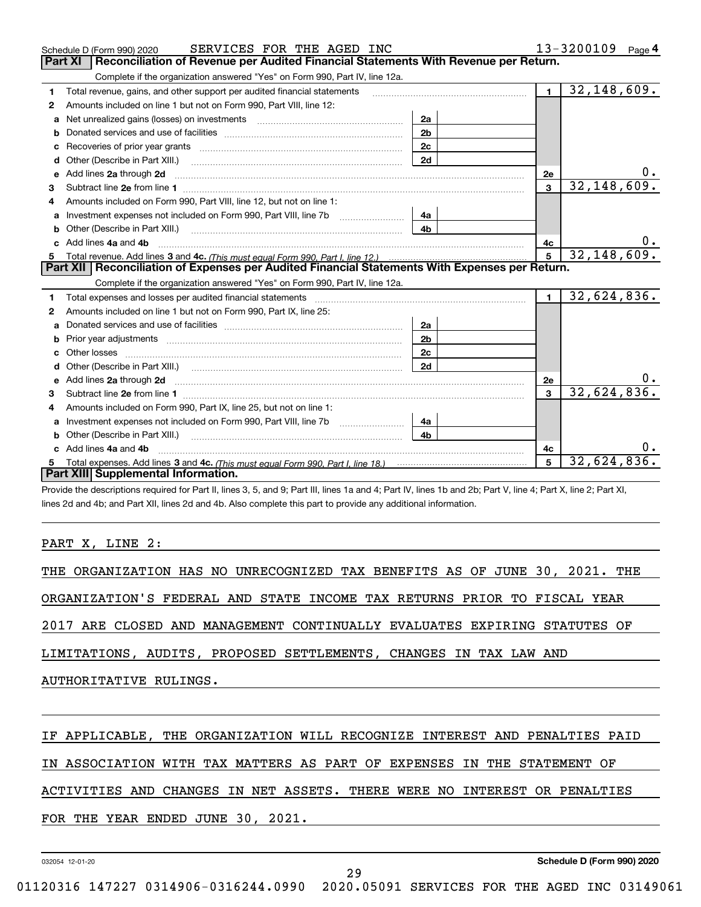Schedule D (Form 990) 2020 SERVICES FOR THE AGED INC 13-3200109 Page 4

## Part XI Reconciliation of Revenue per Audited Financial Statements With Revenue per Return.

Complete if the organization answered "Yes" on Form 990, Part IV, line 12a.

| | | | | | |
|---|---|---|---|---|---|
| 1 | Total revenue, gains, and other support per audited financial statements | | | 1 | 32,148,609. |
| 2 | Amounts included on line 1 but not on Form 990, Part VIII, line 12: | | | | |
| a | Net unrealized gains (losses) on investments | 2a | | | |
| b | Donated services and use of facilities | 2b | | | |
| c | Recoveries of prior year grants | 2c | | | |
| d | Other (Describe in Part XIII.) | 2d | | | |
| e | Add lines 2a through 2d | | | 2e | 0. |
| 3 | Subtract line 2e from line 1 | | | 3 | 32,148,609. |
| 4 | Amounts included on Form 990, Part VIII, line 12, but not on line 1: | | | | |
| a | Investment expenses not included on Form 990, Part VIII, line 7b | 4a | | | |
| b | Other (Describe in Part XIII.) | 4b | | | |
| c | Add lines 4a and 4b | | | 4c | 0. |
| 5 | Total revenue. Add lines 3 and 4c. *(This must equal Form 990, Part I, line 12.)* | | | 5 | 32,148,609. |

## Part XII Reconciliation of Expenses per Audited Financial Statements With Expenses per Return.

Complete if the organization answered "Yes" on Form 990, Part IV, line 12a.

| | | | | | |
|---|---|---|---|---|---|
| 1 | Total expenses and losses per audited financial statements | | | 1 | 32,624,836. |
| 2 | Amounts included on line 1 but not on Form 990, Part IX, line 25: | | | | |
| a | Donated services and use of facilities | 2a | | | |
| b | Prior year adjustments | 2b | | | |
| c | Other losses | 2c | | | |
| d | Other (Describe in Part XIII.) | 2d | | | |
| e | Add lines 2a through 2d | | | 2e | 0. |
| 3 | Subtract line 2e from line 1 | | | 3 | 32,624,836. |
| 4 | Amounts included on Form 990, Part IX, line 25, but not on line 1: | | | | |
| a | Investment expenses not included on Form 990, Part VIII, line 7b | 4a | | | |
| b | Other (Describe in Part XIII.) | 4b | | | |
| c | Add lines 4a and 4b | | | 4c | 0. |
| 5 | Total expenses. Add lines 3 and 4c. *(This must equal Form 990, Part I, line 18.)* | | | 5 | 32,624,836. |

## Part XIII Supplemental Information.

Provide the descriptions required for Part II, lines 3, 5, and 9; Part III, lines 1a and 4; Part IV, lines 1b and 2b; Part V, line 4; Part X, line 2; Part XI, lines 2d and 4b; and Part XII, lines 2d and 4b. Also complete this part to provide any additional information.

PART X, LINE 2:

THE ORGANIZATION HAS NO UNRECOGNIZED TAX BENEFITS AS OF JUNE 30, 2021. THE ORGANIZATION'S FEDERAL AND STATE INCOME TAX RETURNS PRIOR TO FISCAL YEAR 2017 ARE CLOSED AND MANAGEMENT CONTINUALLY EVALUATES EXPIRING STATUTES OF LIMITATIONS, AUDITS, PROPOSED SETTLEMENTS, CHANGES IN TAX LAW AND AUTHORITATIVE RULINGS.

IF APPLICABLE, THE ORGANIZATION WILL RECOGNIZE INTEREST AND PENALTIES PAID IN ASSOCIATION WITH TAX MATTERS AS PART OF EXPENSES IN THE STATEMENT OF ACTIVITIES AND CHANGES IN NET ASSETS. THERE WERE NO INTEREST OR PENALTIES FOR THE YEAR ENDED JUNE 30, 2021.

032054 12-01-20 **Schedule D (Form 990) 2020**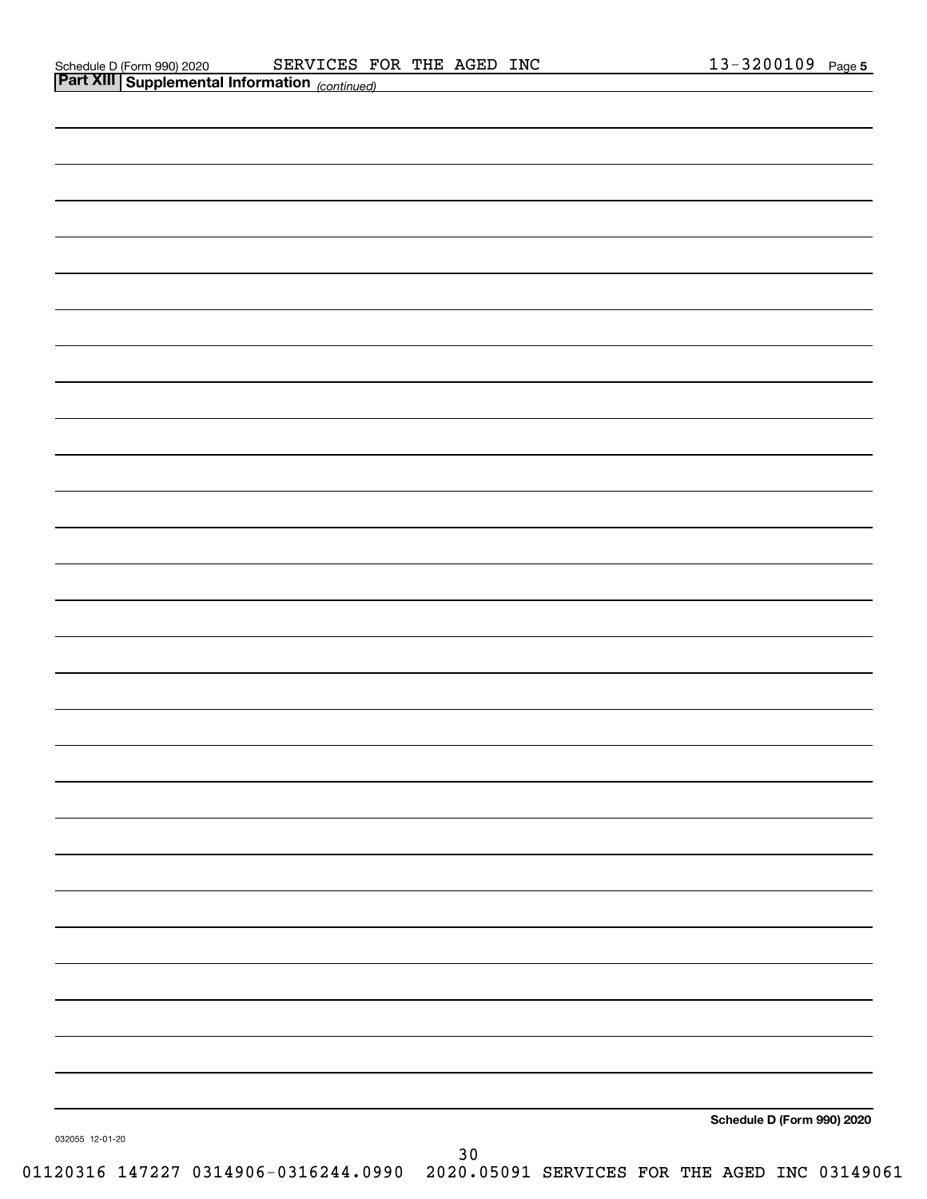Schedule D (Form 990) 2020 SERVICES FOR THE AGED INC 13-3200109 Page 5

**Part XIII | Supplemental Information** *(continued)*

**Schedule D (Form 990) 2020**

032055 12-01-20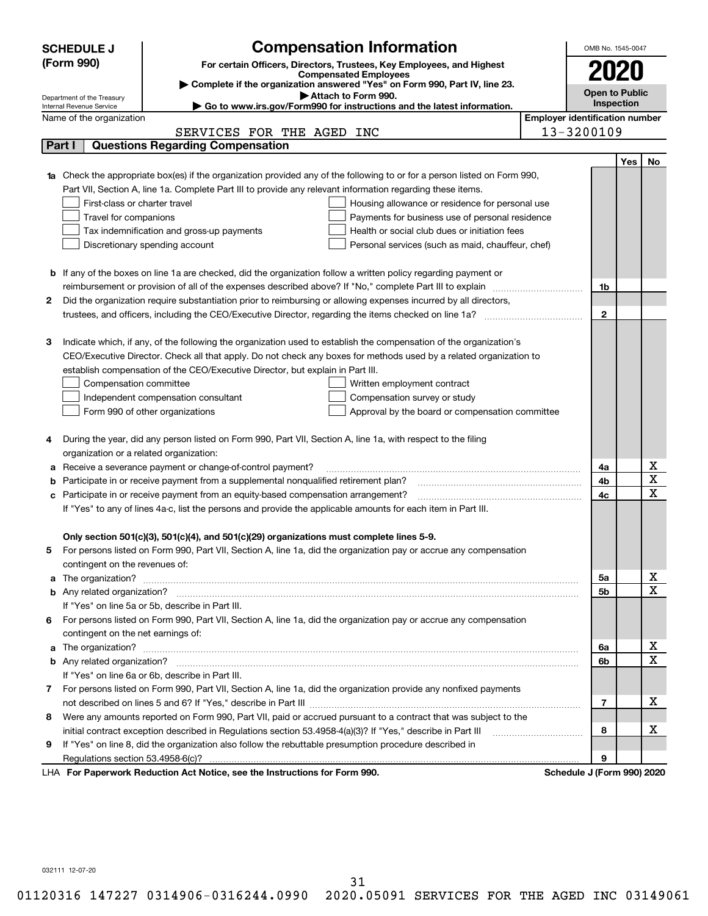**SCHEDULE J (Form 990)**

Department of the Treasury
Internal Revenue Service

# Compensation Information

**For certain Officers, Directors, Trustees, Key Employees, and Highest Compensated Employees**

▶ **Complete if the organization answered "Yes" on Form 990, Part IV, line 23.**

▶ **Attach to Form 990.**

▶ **Go to www.irs.gov/Form990 for instructions and the latest information.**

OMB No. 1545-0047

**2020**

**Open to Public Inspection**

Name of the organization: SERVICES FOR THE AGED INC

**Employer identification number:** 13-3200109

## Part I Questions Regarding Compensation

| | | | Yes | No |
|---|---|---|---|---|
| **1a** | Check the appropriate box(es) if the organization provided any of the following to or for a person listed on Form 990, Part VII, Section A, line 1a. Complete Part III to provide any relevant information regarding these items.<br>☐ First-class or charter travel ☐ Housing allowance or residence for personal use<br>☐ Travel for companions ☐ Payments for business use of personal residence<br>☐ Tax indemnification and gross-up payments ☐ Health or social club dues or initiation fees<br>☐ Discretionary spending account ☐ Personal services (such as maid, chauffeur, chef) | | | |
| **b** | If any of the boxes on line 1a are checked, did the organization follow a written policy regarding payment or reimbursement or provision of all of the expenses described above? If "No," complete Part III to explain | 1b | | |
| **2** | Did the organization require substantiation prior to reimbursing or allowing expenses incurred by all directors, trustees, and officers, including the CEO/Executive Director, regarding the items checked on line 1a? | 2 | | |
| **3** | Indicate which, if any, of the following the organization used to establish the compensation of the organization's CEO/Executive Director. Check all that apply. Do not check any boxes for methods used by a related organization to establish compensation of the CEO/Executive Director, but explain in Part III.<br>☐ Compensation committee ☐ Written employment contract<br>☐ Independent compensation consultant ☐ Compensation survey or study<br>☐ Form 990 of other organizations ☐ Approval by the board or compensation committee | | | |
| **4** | During the year, did any person listed on Form 990, Part VII, Section A, line 1a, with respect to the filing organization or a related organization: | | | |
| **a** | Receive a severance payment or change-of-control payment? | 4a | | X |
| **b** | Participate in or receive payment from a supplemental nonqualified retirement plan? | 4b | | X |
| **c** | Participate in or receive payment from an equity-based compensation arrangement? | 4c | | X |
| | If "Yes" to any of lines 4a-c, list the persons and provide the applicable amounts for each item in Part III. | | | |
| | **Only section 501(c)(3), 501(c)(4), and 501(c)(29) organizations must complete lines 5-9.** | | | |
| **5** | For persons listed on Form 990, Part VII, Section A, line 1a, did the organization pay or accrue any compensation contingent on the revenues of: | | | |
| **a** | The organization? | 5a | | X |
| **b** | Any related organization? | 5b | | X |
| | If "Yes" on line 5a or 5b, describe in Part III. | | | |
| **6** | For persons listed on Form 990, Part VII, Section A, line 1a, did the organization pay or accrue any compensation contingent on the net earnings of: | | | |
| **a** | The organization? | 6a | | X |
| **b** | Any related organization? | 6b | | X |
| | If "Yes" on line 6a or 6b, describe in Part III. | | | |
| **7** | For persons listed on Form 990, Part VII, Section A, line 1a, did the organization provide any nonfixed payments not described on lines 5 and 6? If "Yes," describe in Part III | 7 | | X |
| **8** | Were any amounts reported on Form 990, Part VII, paid or accrued pursuant to a contract that was subject to the initial contract exception described in Regulations section 53.4958-4(a)(3)? If "Yes," describe in Part III | 8 | | X |
| **9** | If "Yes" on line 8, did the organization also follow the rebuttable presumption procedure described in Regulations section 53.4958-6(c)? | 9 | | |

LHA **For Paperwork Reduction Act Notice, see the Instructions for Form 990.** **Schedule J (Form 990) 2020**

032111 12-07-20

01120316 147227 0314906-0316244.0990 2020.05091 SERVICES FOR THE AGED INC 03149061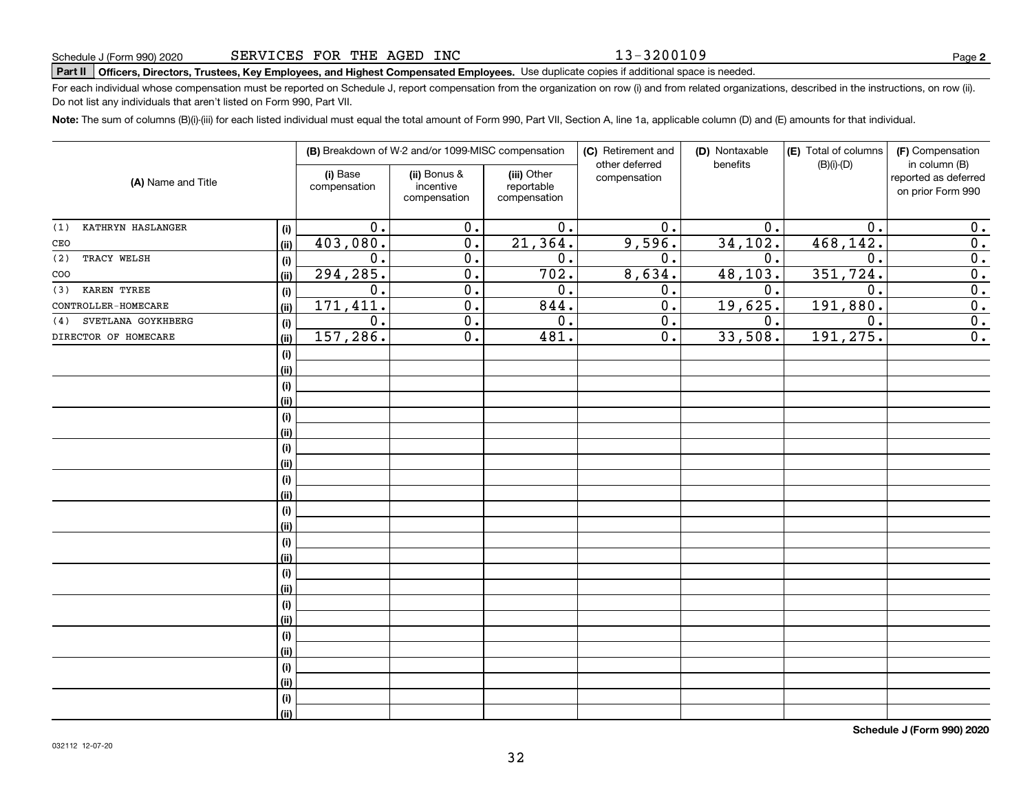Schedule J (Form 990) 2020 SERVICES FOR THE AGED INC 13-3200109

**Part II** **Officers, Directors, Trustees, Key Employees, and Highest Compensated Employees.** Use duplicate copies if additional space is needed.

For each individual whose compensation must be reported on Schedule J, report compensation from the organization on row (i) and from related organizations, described in the instructions, on row (ii). Do not list any individuals that aren't listed on Form 990, Part VII.

**Note:** The sum of columns (B)(i)-(iii) for each listed individual must equal the total amount of Form 990, Part VII, Section A, line 1a, applicable column (D) and (E) amounts for that individual.

| (A) Name and Title | | (B) Breakdown of W-2 and/or 1099-MISC compensation | | | (C) Retirement and other deferred compensation | (D) Nontaxable benefits | (E) Total of columns (B)(i)-(D) | (F) Compensation in column (B) reported as deferred on prior Form 990 |
|---|---|---|---|---|---|---|---|---|
| | | (i) Base compensation | (ii) Bonus & incentive compensation | (iii) Other reportable compensation | | | | |
| (1) KATHRYN HASLANGER | (i) | 0. | 0. | 0. | 0. | 0. | 0. | 0. |
| CEO | (ii) | 403,080. | 0. | 21,364. | 9,596. | 34,102. | 468,142. | 0. |
| (2) TRACY WELSH | (i) | 0. | 0. | 0. | 0. | 0. | 0. | 0. |
| COO | (ii) | 294,285. | 0. | 702. | 8,634. | 48,103. | 351,724. | 0. |
| (3) KAREN TYREE | (i) | 0. | 0. | 0. | 0. | 0. | 0. | 0. |
| CONTROLLER-HOMECARE | (ii) | 171,411. | 0. | 844. | 0. | 19,625. | 191,880. | 0. |
| (4) SVETLANA GOYKHBERG | (i) | 0. | 0. | 0. | 0. | 0. | 0. | 0. |
| DIRECTOR OF HOMECARE | (ii) | 157,286. | 0. | 481. | 0. | 33,508. | 191,275. | 0. |
| | (i) | | | | | | | |
| | (ii) | | | | | | | |
| | (i) | | | | | | | |
| | (ii) | | | | | | | |
| | (i) | | | | | | | |
| | (ii) | | | | | | | |
| | (i) | | | | | | | |
| | (ii) | | | | | | | |
| | (i) | | | | | | | |
| | (ii) | | | | | | | |
| | (i) | | | | | | | |
| | (ii) | | | | | | | |
| | (i) | | | | | | | |
| | (ii) | | | | | | | |
| | (i) | | | | | | | |
| | (ii) | | | | | | | |
| | (i) | | | | | | | |
| | (ii) | | | | | | | |
| | (i) | | | | | | | |
| | (ii) | | | | | | | |
| | (i) | | | | | | | |
| | (ii) | | | | | | | |
| | (i) | | | | | | | |
| | (ii) | | | | | | | |

**Schedule J (Form 990) 2020**

032112 12-07-20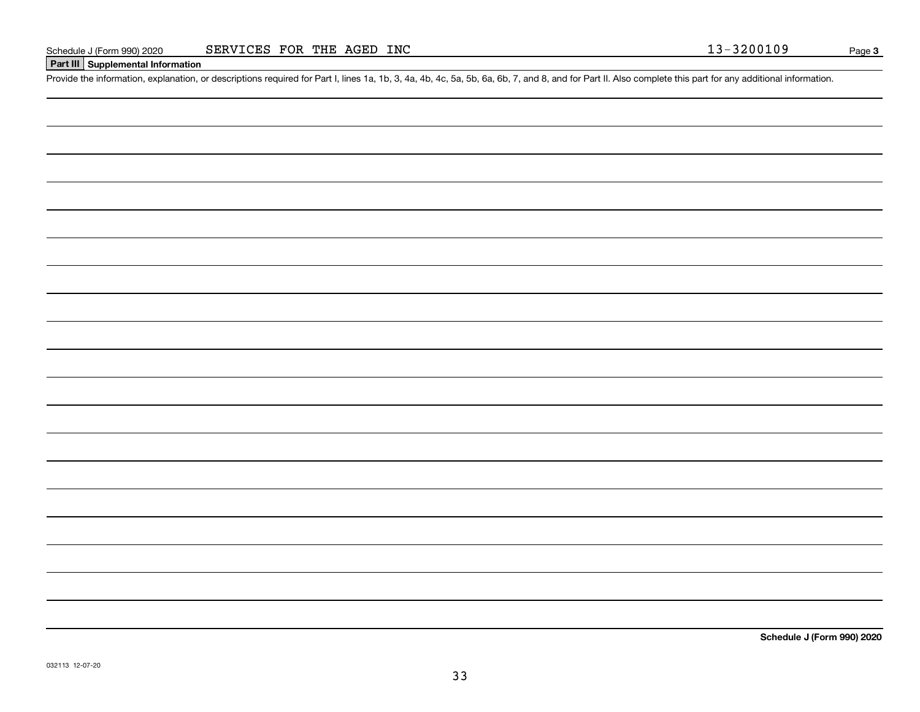Schedule J (Form 990) 2020 SERVICES FOR THE AGED INC 13-3200109

## Part III Supplemental Information

Provide the information, explanation, or descriptions required for Part I, lines 1a, 1b, 3, 4a, 4b, 4c, 5a, 5b, 6a, 6b, 7, and 8, and for Part II. Also complete this part for any additional information.

**Schedule J (Form 990) 2020**

032113 12-07-20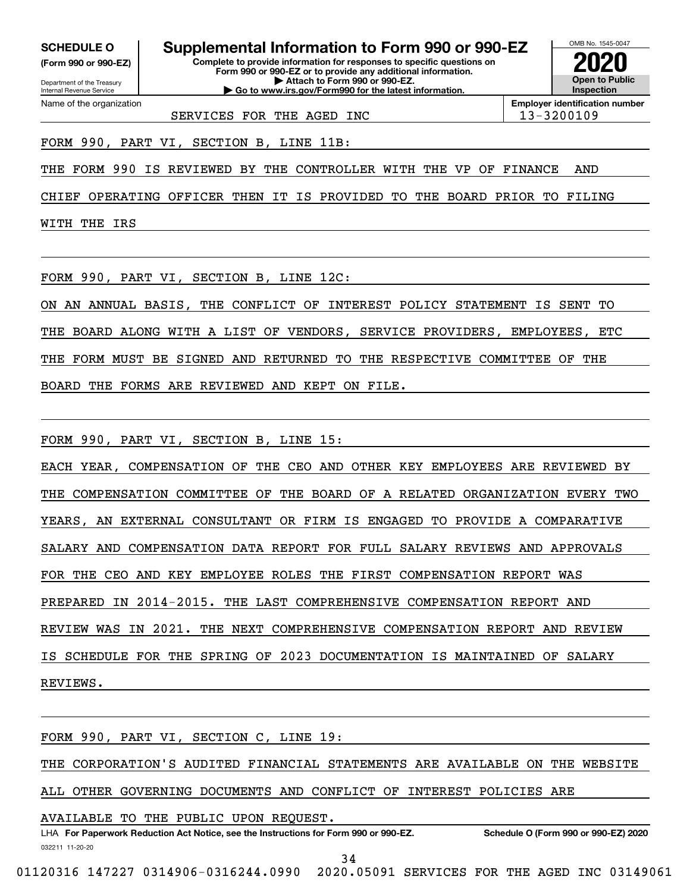**SCHEDULE O**
**(Form 990 or 990-EZ)**

Department of the Treasury
Internal Revenue Service

# Supplemental Information to Form 990 or 990-EZ

**Complete to provide information for responses to specific questions on Form 990 or 990-EZ or to provide any additional information.**
**▶ Attach to Form 990 or 990-EZ.**
**▶ Go to www.irs.gov/Form990 for the latest information.**

OMB No. 1545-0047
**2020**
**Open to Public Inspection**

Name of the organization: SERVICES FOR THE AGED INC
**Employer identification number:** 13-3200109

FORM 990, PART VI, SECTION B, LINE 11B:

THE FORM 990 IS REVIEWED BY THE CONTROLLER WITH THE VP OF FINANCE AND CHIEF OPERATING OFFICER THEN IT IS PROVIDED TO THE BOARD PRIOR TO FILING WITH THE IRS

FORM 990, PART VI, SECTION B, LINE 12C:

ON AN ANNUAL BASIS, THE CONFLICT OF INTEREST POLICY STATEMENT IS SENT TO THE BOARD ALONG WITH A LIST OF VENDORS, SERVICE PROVIDERS, EMPLOYEES, ETC THE FORM MUST BE SIGNED AND RETURNED TO THE RESPECTIVE COMMITTEE OF THE BOARD THE FORMS ARE REVIEWED AND KEPT ON FILE.

FORM 990, PART VI, SECTION B, LINE 15:

EACH YEAR, COMPENSATION OF THE CEO AND OTHER KEY EMPLOYEES ARE REVIEWED BY THE COMPENSATION COMMITTEE OF THE BOARD OF A RELATED ORGANIZATION EVERY TWO YEARS, AN EXTERNAL CONSULTANT OR FIRM IS ENGAGED TO PROVIDE A COMPARATIVE SALARY AND COMPENSATION DATA REPORT FOR FULL SALARY REVIEWS AND APPROVALS FOR THE CEO AND KEY EMPLOYEE ROLES THE FIRST COMPENSATION REPORT WAS PREPARED IN 2014-2015. THE LAST COMPREHENSIVE COMPENSATION REPORT AND REVIEW WAS IN 2021. THE NEXT COMPREHENSIVE COMPENSATION REPORT AND REVIEW IS SCHEDULE FOR THE SPRING OF 2023 DOCUMENTATION IS MAINTAINED OF SALARY REVIEWS.

FORM 990, PART VI, SECTION C, LINE 19:

THE CORPORATION'S AUDITED FINANCIAL STATEMENTS ARE AVAILABLE ON THE WEBSITE ALL OTHER GOVERNING DOCUMENTS AND CONFLICT OF INTEREST POLICIES ARE AVAILABLE TO THE PUBLIC UPON REQUEST.

LHA **For Paperwork Reduction Act Notice, see the Instructions for Form 990 or 990-EZ.** **Schedule O (Form 990 or 990-EZ) 2020**

032211 11-20-20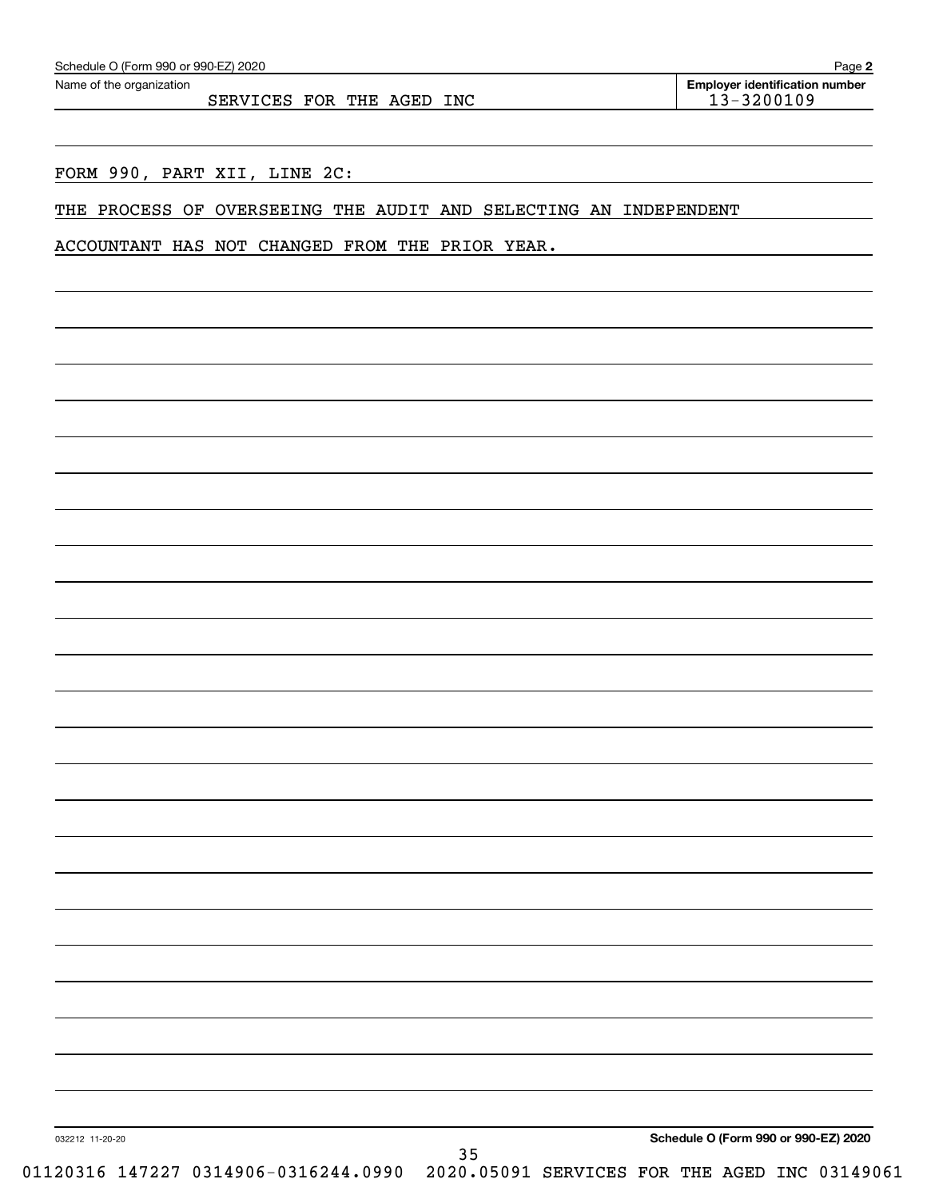Schedule O (Form 990 or 990-EZ) 2020

Name of the organization: SERVICES FOR THE AGED INC

Employer identification number: 13-3200109

FORM 990, PART XII, LINE 2C:

THE PROCESS OF OVERSEEING THE AUDIT AND SELECTING AN INDEPENDENT ACCOUNTANT HAS NOT CHANGED FROM THE PRIOR YEAR.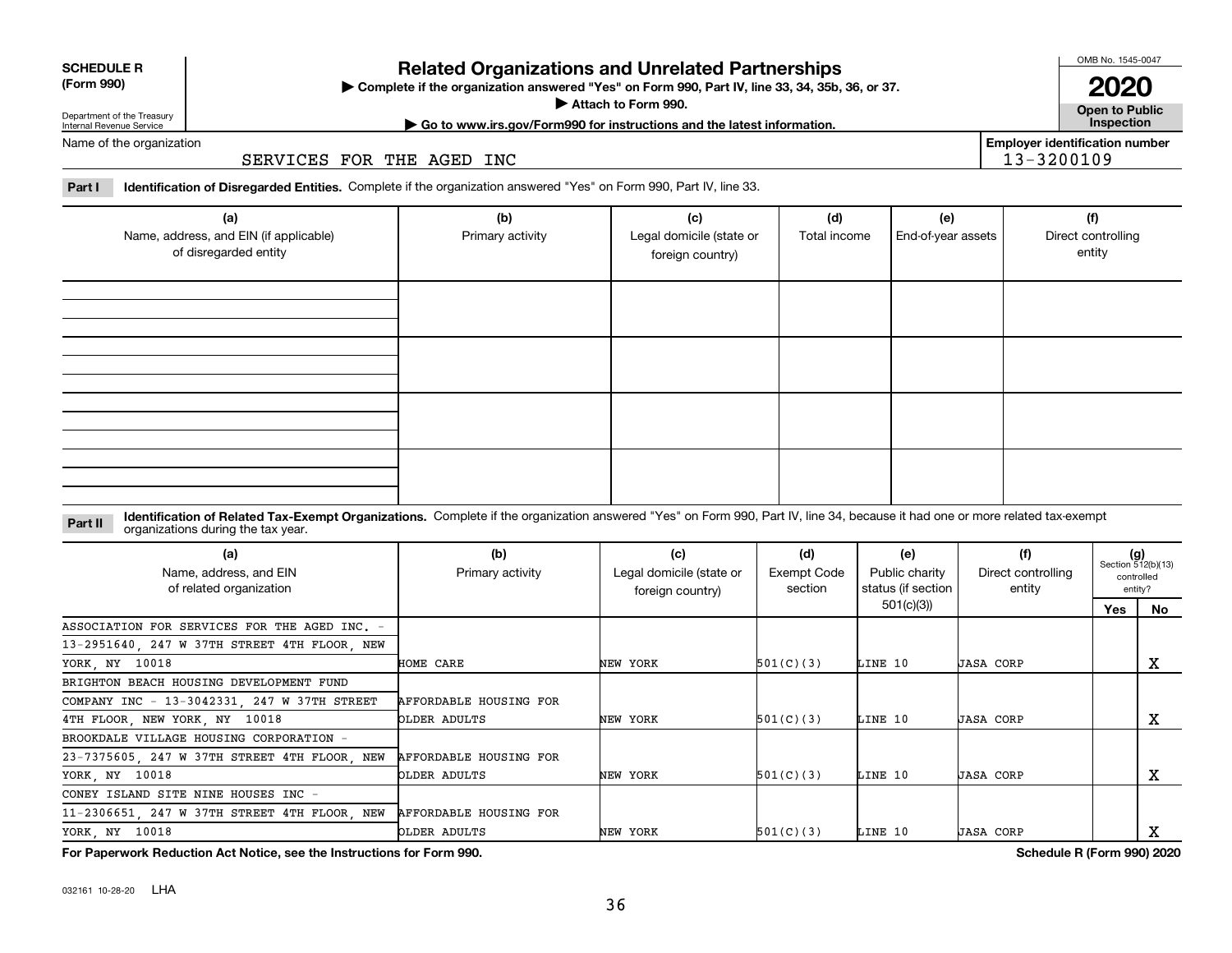**SCHEDULE R (Form 990)**

Department of the Treasury
Internal Revenue Service

# Related Organizations and Unrelated Partnerships

▶ Complete if the organization answered "Yes" on Form 990, Part IV, line 33, 34, 35b, 36, or 37.
▶ Attach to Form 990.
▶ Go to www.irs.gov/Form990 for instructions and the latest information.

OMB No. 1545-0047
**2020**
**Open to Public Inspection**

Name of the organization: SERVICES FOR THE AGED INC

Employer identification number: 13-3200109

**Part I Identification of Disregarded Entities.** Complete if the organization answered "Yes" on Form 990, Part IV, line 33.

| (a) Name, address, and EIN (if applicable) of disregarded entity | (b) Primary activity | (c) Legal domicile (state or foreign country) | (d) Total income | (e) End-of-year assets | (f) Direct controlling entity |
|---|---|---|---|---|---|
| | | | | | |
| | | | | | |
| | | | | | |
| | | | | | |

**Part II Identification of Related Tax-Exempt Organizations.** Complete if the organization answered "Yes" on Form 990, Part IV, line 34, because it had one or more related tax-exempt organizations during the tax year.

| (a) Name, address, and EIN of related organization | (b) Primary activity | (c) Legal domicile (state or foreign country) | (d) Exempt Code section | (e) Public charity status (if section 501(c)(3)) | (f) Direct controlling entity | (g) Section 512(b)(13) controlled entity? Yes | No |
|---|---|---|---|---|---|---|---|
| ASSOCIATION FOR SERVICES FOR THE AGED INC. - 13-2951640, 247 W 37TH STREET 4TH FLOOR, NEW YORK, NY 10018 | HOME CARE | NEW YORK | 501(C)(3) | LINE 10 | JASA CORP | | X |
| BRIGHTON BEACH HOUSING DEVELOPMENT FUND COMPANY INC - 13-3042331, 247 W 37TH STREET 4TH FLOOR, NEW YORK, NY 10018 | AFFORDABLE HOUSING FOR OLDER ADULTS | NEW YORK | 501(C)(3) | LINE 10 | JASA CORP | | X |
| BROOKDALE VILLAGE HOUSING CORPORATION - 23-7375605, 247 W 37TH STREET 4TH FLOOR, NEW YORK, NY 10018 | AFFORDABLE HOUSING FOR OLDER ADULTS | NEW YORK | 501(C)(3) | LINE 10 | JASA CORP | | X |
| CONEY ISLAND SITE NINE HOUSES INC - 11-2306651, 247 W 37TH STREET 4TH FLOOR, NEW YORK, NY 10018 | AFFORDABLE HOUSING FOR OLDER ADULTS | NEW YORK | 501(C)(3) | LINE 10 | JASA CORP | | X |

**For Paperwork Reduction Act Notice, see the Instructions for Form 990.**

**Schedule R (Form 990) 2020**

032161 10-28-20 LHA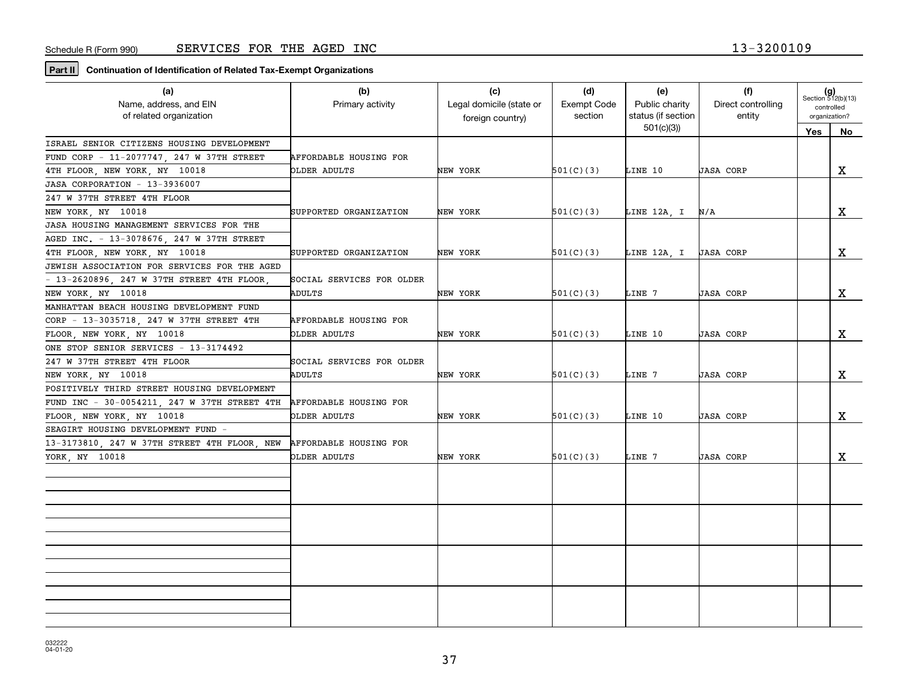Schedule R (Form 990) SERVICES FOR THE AGED INC 13-3200109

**Part II** **Continuation of Identification of Related Tax-Exempt Organizations**

| (a) Name, address, and EIN of related organization | (b) Primary activity | (c) Legal domicile (state or foreign country) | (d) Exempt Code section | (e) Public charity status (if section 501(c)(3)) | (f) Direct controlling entity | (g) Section 512(b)(13) controlled organization? Yes | No |
|---|---|---|---|---|---|---|---|
| ISRAEL SENIOR CITIZENS HOUSING DEVELOPMENT FUND CORP - 11-2077747, 247 W 37TH STREET 4TH FLOOR, NEW YORK, NY 10018 | AFFORDABLE HOUSING FOR OLDER ADULTS | NEW YORK | 501(C)(3) | LINE 10 | JASA CORP | | X |
| JASA CORPORATION - 13-3936007 247 W 37TH STREET 4TH FLOOR NEW YORK, NY 10018 | SUPPORTED ORGANIZATION | NEW YORK | 501(C)(3) | LINE 12A, I | N/A | | X |
| JASA HOUSING MANAGEMENT SERVICES FOR THE AGED INC. - 13-3078676, 247 W 37TH STREET 4TH FLOOR, NEW YORK, NY 10018 | SUPPORTED ORGANIZATION | NEW YORK | 501(C)(3) | LINE 12A, I | JASA CORP | | X |
| JEWISH ASSOCIATION FOR SERVICES FOR THE AGED - 13-2620896, 247 W 37TH STREET 4TH FLOOR, NEW YORK, NY 10018 | SOCIAL SERVICES FOR OLDER ADULTS | NEW YORK | 501(C)(3) | LINE 7 | JASA CORP | | X |
| MANHATTAN BEACH HOUSING DEVELOPMENT FUND CORP - 13-3035718, 247 W 37TH STREET 4TH FLOOR, NEW YORK, NY 10018 | AFFORDABLE HOUSING FOR OLDER ADULTS | NEW YORK | 501(C)(3) | LINE 10 | JASA CORP | | X |
| ONE STOP SENIOR SERVICES - 13-3174492 247 W 37TH STREET 4TH FLOOR NEW YORK, NY 10018 | SOCIAL SERVICES FOR OLDER ADULTS | NEW YORK | 501(C)(3) | LINE 7 | JASA CORP | | X |
| POSITIVELY THIRD STREET HOUSING DEVELOPMENT FUND INC - 30-0054211, 247 W 37TH STREET 4TH FLOOR, NEW YORK, NY 10018 | AFFORDABLE HOUSING FOR OLDER ADULTS | NEW YORK | 501(C)(3) | LINE 10 | JASA CORP | | X |
| SEAGIRT HOUSING DEVELOPMENT FUND - 13-3173810, 247 W 37TH STREET 4TH FLOOR, NEW YORK, NY 10018 | AFFORDABLE HOUSING FOR OLDER ADULTS | NEW YORK | 501(C)(3) | LINE 7 | JASA CORP | | X |
| | | | | | | | |
| | | | | | | | |
| | | | | | | | |
| | | | | | | | |

032222 04-01-20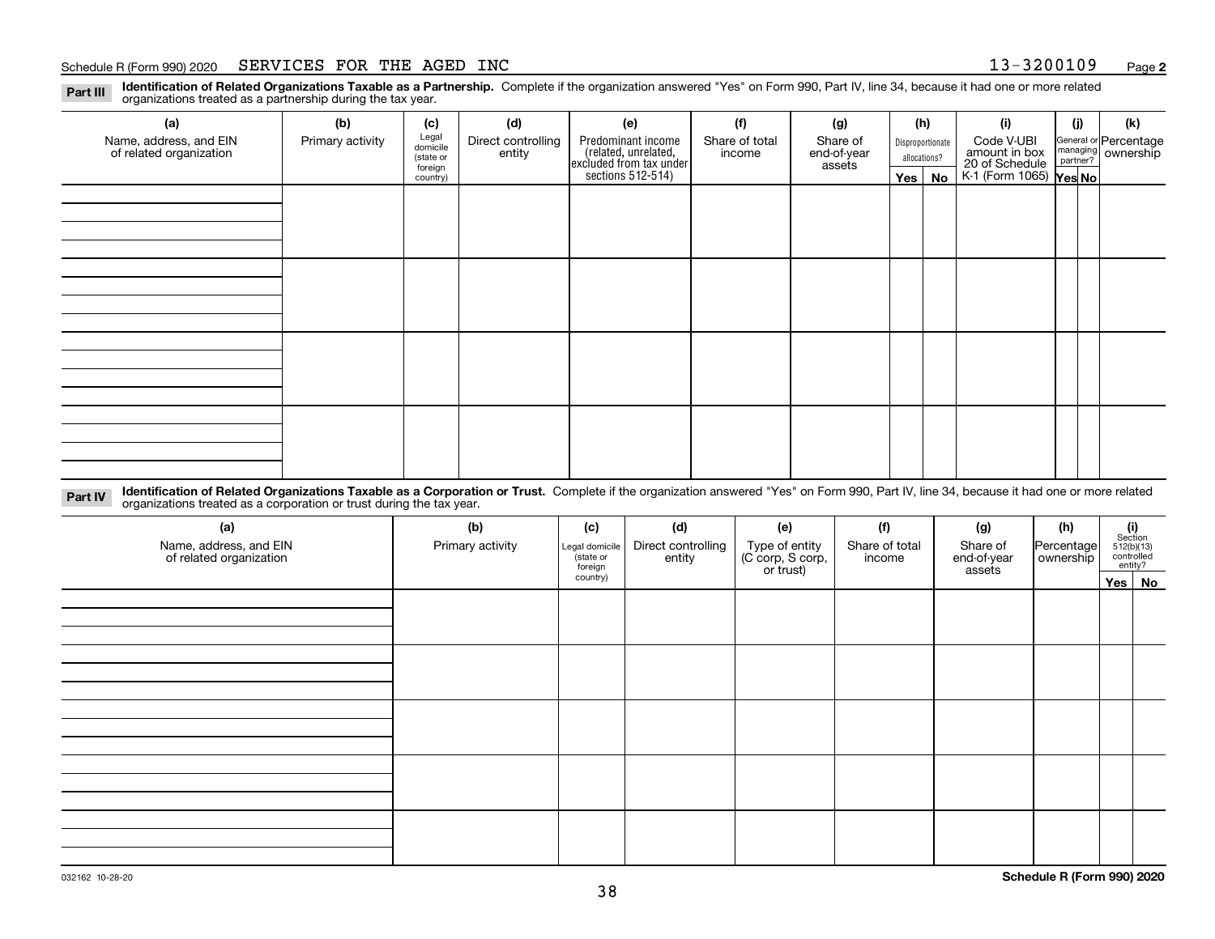Schedule R (Form 990) 2020 SERVICES FOR THE AGED INC 13-3200109 Page 2

**Part III** **Identification of Related Organizations Taxable as a Partnership.** Complete if the organization answered "Yes" on Form 990, Part IV, line 34, because it had one or more related organizations treated as a partnership during the tax year.

| (a) Name, address, and EIN of related organization | (b) Primary activity | (c) Legal domicile (state or foreign country) | (d) Direct controlling entity | (e) Predominant income (related, unrelated, excluded from tax under sections 512-514) | (f) Share of total income | (g) Share of end-of-year assets | (h) Disproportionate allocations? Yes | (h) No | (i) Code V-UBI amount in box 20 of Schedule K-1 (Form 1065) | (j) General or managing partner? Yes | (j) No | (k) Percentage ownership |
|---|---|---|---|---|---|---|---|---|---|---|---|---|
| | | | | | | | | | | | | |
| | | | | | | | | | | | | |
| | | | | | | | | | | | | |
| | | | | | | | | | | | | |

**Part IV** **Identification of Related Organizations Taxable as a Corporation or Trust.** Complete if the organization answered "Yes" on Form 990, Part IV, line 34, because it had one or more related organizations treated as a corporation or trust during the tax year.

| (a) Name, address, and EIN of related organization | (b) Primary activity | (c) Legal domicile (state or foreign country) | (d) Direct controlling entity | (e) Type of entity (C corp, S corp, or trust) | (f) Share of total income | (g) Share of end-of-year assets | (h) Percentage ownership | (i) Section 512(b)(13) controlled entity? Yes | (i) No |
|---|---|---|---|---|---|---|---|---|---|
| | | | | | | | | | |
| | | | | | | | | | |
| | | | | | | | | | |
| | | | | | | | | | |
| | | | | | | | | | |

032162 10-28-20 **Schedule R (Form 990) 2020**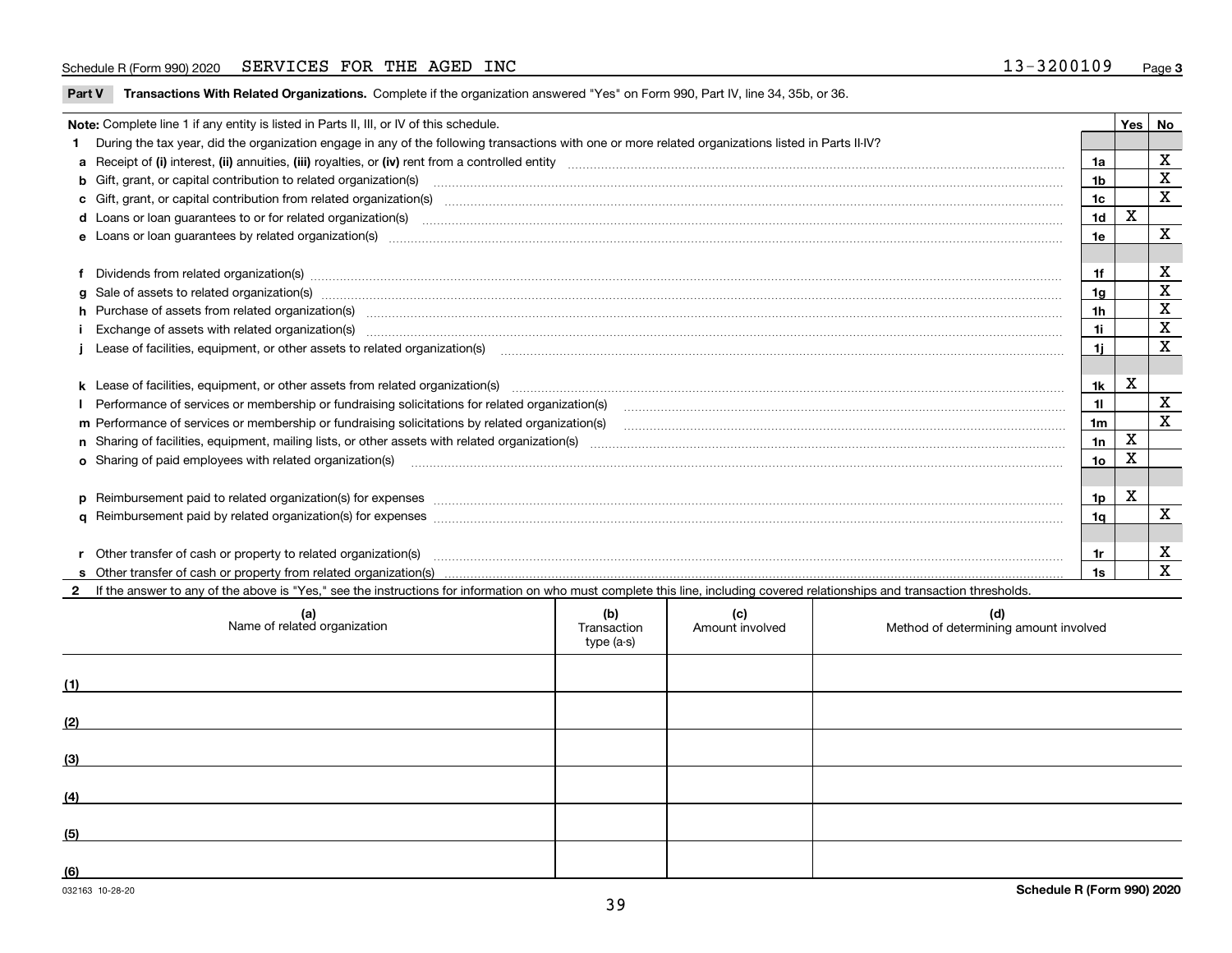Schedule R (Form 990) 2020 SERVICES FOR THE AGED INC 13-3200109 Page **3**

**Part V Transactions With Related Organizations.** Complete if the organization answered "Yes" on Form 990, Part IV, line 34, 35b, or 36.

| **Note:** Complete line 1 if any entity is listed in Parts II, III, or IV of this schedule. | | Yes | No |
|---|---|---|---|
| **1** During the tax year, did the organization engage in any of the following transactions with one or more related organizations listed in Parts II-IV? | | | |
| **a** Receipt of **(i)** interest, **(ii)** annuities, **(iii)** royalties, or **(iv)** rent from a controlled entity | 1a | | X |
| **b** Gift, grant, or capital contribution to related organization(s) | 1b | | X |
| **c** Gift, grant, or capital contribution from related organization(s) | 1c | | X |
| **d** Loans or loan guarantees to or for related organization(s) | 1d | X | |
| **e** Loans or loan guarantees by related organization(s) | 1e | | X |
| **f** Dividends from related organization(s) | 1f | | X |
| **g** Sale of assets to related organization(s) | 1g | | X |
| **h** Purchase of assets from related organization(s) | 1h | | X |
| **i** Exchange of assets with related organization(s) | 1i | | X |
| **j** Lease of facilities, equipment, or other assets to related organization(s) | 1j | | X |
| **k** Lease of facilities, equipment, or other assets from related organization(s) | 1k | X | |
| **l** Performance of services or membership or fundraising solicitations for related organization(s) | 1l | | X |
| **m** Performance of services or membership or fundraising solicitations by related organization(s) | 1m | | X |
| **n** Sharing of facilities, equipment, mailing lists, or other assets with related organization(s) | 1n | X | |
| **o** Sharing of paid employees with related organization(s) | 1o | X | |
| **p** Reimbursement paid to related organization(s) for expenses | 1p | X | |
| **q** Reimbursement paid by related organization(s) for expenses | 1q | | X |
| **r** Other transfer of cash or property to related organization(s) | 1r | | X |
| **s** Other transfer of cash or property from related organization(s) | 1s | | X |

**2** If the answer to any of the above is "Yes," see the instructions for information on who must complete this line, including covered relationships and transaction thresholds.

| | (a) Name of related organization | (b) Transaction type (a-s) | (c) Amount involved | (d) Method of determining amount involved |
|---|---|---|---|---|
| (1) | | | | |
| (2) | | | | |
| (3) | | | | |
| (4) | | | | |
| (5) | | | | |
| (6) | | | | |

032163 10-28-20 **Schedule R (Form 990) 2020**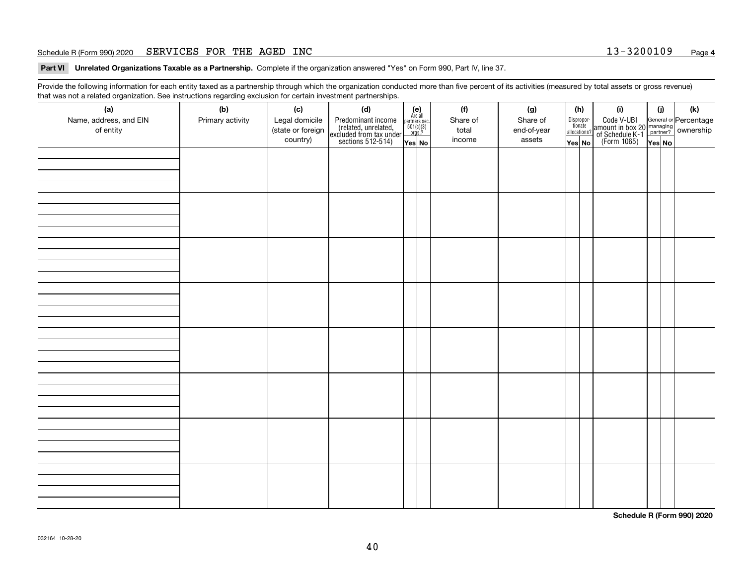Schedule R (Form 990) 2020 SERVICES FOR THE AGED INC 13-3200109

**Part VI Unrelated Organizations Taxable as a Partnership.** Complete if the organization answered "Yes" on Form 990, Part IV, line 37.

Provide the following information for each entity taxed as a partnership through which the organization conducted more than five percent of its activities (measured by total assets or gross revenue) that was not a related organization. See instructions regarding exclusion for certain investment partnerships.

| (a) Name, address, and EIN of entity | (b) Primary activity | (c) Legal domicile (state or foreign country) | (d) Predominant income (related, unrelated, excluded from tax under sections 512-514) | (e) Are all partners sec. 501(c)(3) orgs.? | | (f) Share of total income | (g) Share of end-of-year assets | (h) Disproportionate allocations? | | (i) Code V-UBI amount in box 20 of Schedule K-1 (Form 1065) | (j) General or managing partner? | | (k) Percentage ownership |
|---|---|---|---|---|---|---|---|---|---|---|---|---|---|
| | | | | Yes | No | | | Yes | No | | Yes | No | |
| | | | | | | | | | | | | | |
| | | | | | | | | | | | | | |
| | | | | | | | | | | | | | |
| | | | | | | | | | | | | | |
| | | | | | | | | | | | | | |
| | | | | | | | | | | | | | |
| | | | | | | | | | | | | | |
| | | | | | | | | | | | | | |

**Schedule R (Form 990) 2020**

032164 10-28-20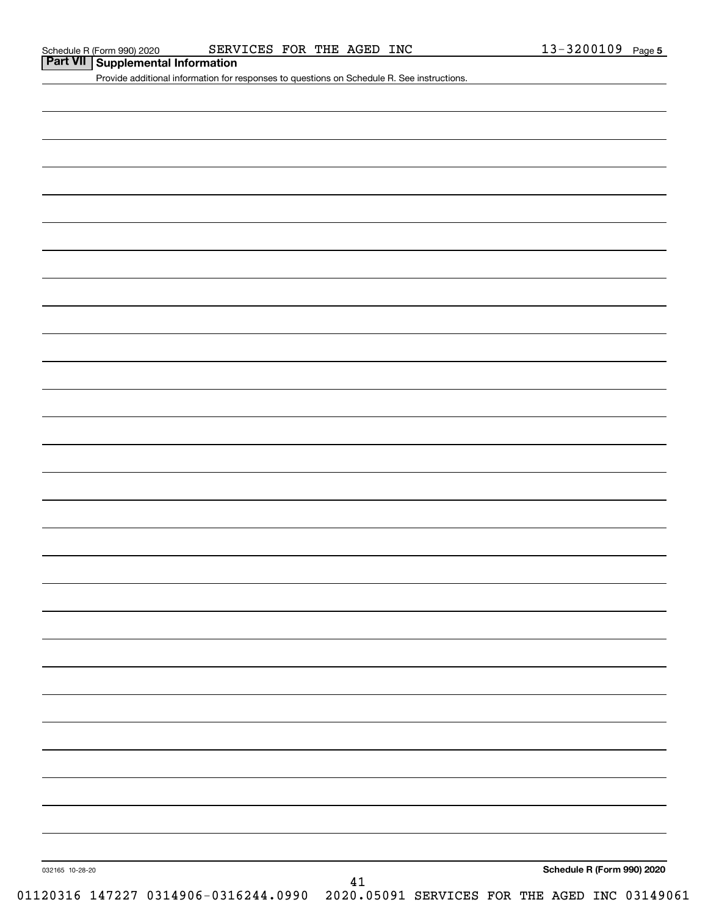Schedule R (Form 990) 2020 SERVICES FOR THE AGED INC 13-3200109 Page **5**

## Part VII Supplemental Information

Provide additional information for responses to questions on Schedule R. See instructions.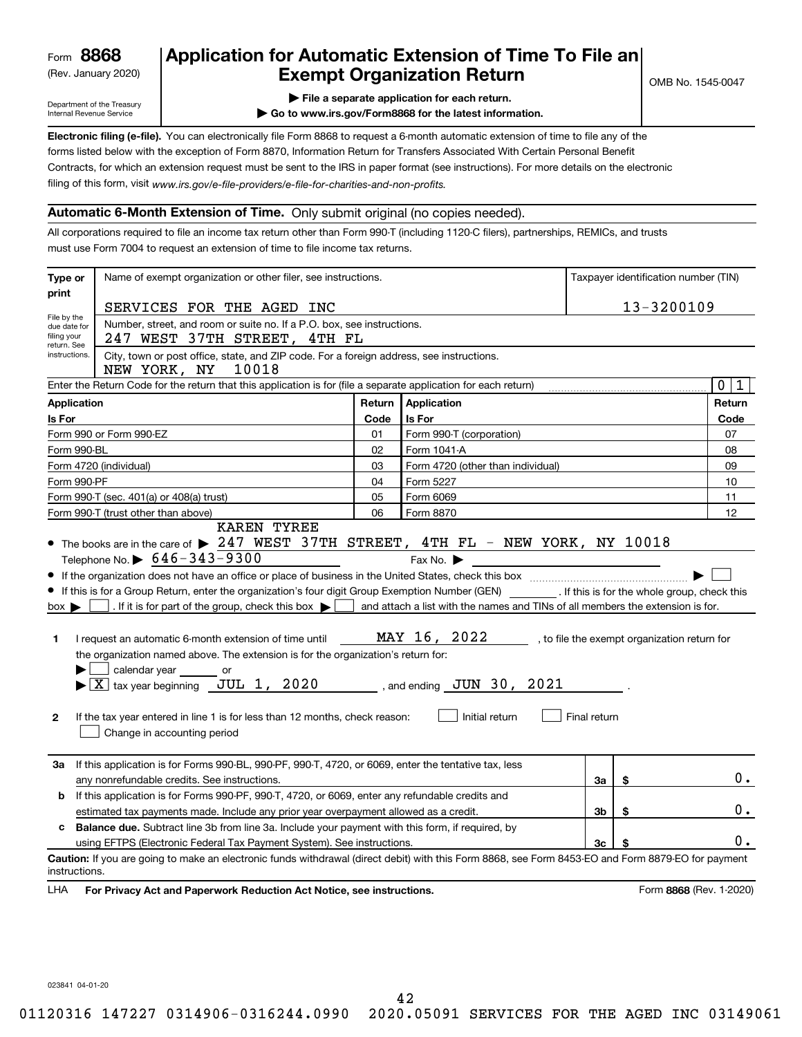Form **8868**
(Rev. January 2020)
Department of the Treasury
Internal Revenue Service

# Application for Automatic Extension of Time To File an Exempt Organization Return

OMB No. 1545-0047

▶ File a separate application for each return.
▶ Go to www.irs.gov/Form8868 for the latest information.

**Electronic filing (e-file).** You can electronically file Form 8868 to request a 6-month automatic extension of time to file any of the forms listed below with the exception of Form 8870, Information Return for Transfers Associated With Certain Personal Benefit Contracts, for which an extension request must be sent to the IRS in paper format (see instructions). For more details on the electronic filing of this form, visit *www.irs.gov/e-file-providers/e-file-for-charities-and-non-profits.*

## Automatic 6-Month Extension of Time. Only submit original (no copies needed).

All corporations required to file an income tax return other than Form 990-T (including 1120-C filers), partnerships, REMICs, and trusts must use Form 7004 to request an extension of time to file income tax returns.

**Type or print** — File by the due date for filing your return. See instructions.

Name of exempt organization or other filer, see instructions: SERVICES FOR THE AGED INC
Taxpayer identification number (TIN): 13-3200109

Number, street, and room or suite no. If a P.O. box, see instructions: 247 WEST 37TH STREET, 4TH FL

City, town or post office, state, and ZIP code. For a foreign address, see instructions: NEW YORK, NY 10018

Enter the Return Code for the return that this application is for (file a separate application for each return): 01

| Application Is For | Return Code | Application Is For | Return Code |
|---|---|---|---|
| Form 990 or Form 990-EZ | 01 | Form 990-T (corporation) | 07 |
| Form 990-BL | 02 | Form 1041-A | 08 |
| Form 4720 (individual) | 03 | Form 4720 (other than individual) | 09 |
| Form 990-PF | 04 | Form 5227 | 10 |
| Form 990-T (sec. 401(a) or 408(a) trust) | 05 | Form 6069 | 11 |
| Form 990-T (trust other than above) | 06 | Form 8870 | 12 |

- The books are in the care of ▶ KAREN TYREE 247 WEST 37TH STREET, 4TH FL - NEW YORK, NY 10018
  Telephone No. ▶ 646-343-9300 Fax No. ▶
- If the organization does not have an office or place of business in the United States, check this box ▶ ☐
- If this is for a Group Return, enter the organization's four digit Group Exemption Number (GEN) ______ . If this is for the whole group, check this box ▶ ☐ . If it is for part of the group, check this box ▶ ☐ and attach a list with the names and TINs of all members the extension is for.

**1** I request an automatic 6-month extension of time until MAY 16, 2022 , to file the exempt organization return for the organization named above. The extension is for the organization's return for:
▶ ☐ calendar year ______ or
▶ ☒ tax year beginning JUL 1, 2020 , and ending JUN 30, 2021 .

**2** If the tax year entered in line 1 is for less than 12 months, check reason: ☐ Initial return ☐ Final return ☐ Change in accounting period

| | | | |
|---|---|---|---|
| **3a** | If this application is for Forms 990-BL, 990-PF, 990-T, 4720, or 6069, enter the tentative tax, less any nonrefundable credits. See instructions. | 3a | $ 0. |
| **b** | If this application is for Forms 990-PF, 990-T, 4720, or 6069, enter any refundable credits and estimated tax payments made. Include any prior year overpayment allowed as a credit. | 3b | $ 0. |
| **c** | **Balance due.** Subtract line 3b from line 3a. Include your payment with this form, if required, by using EFTPS (Electronic Federal Tax Payment System). See instructions. | 3c | $ 0. |

**Caution:** If you are going to make an electronic funds withdrawal (direct debit) with this Form 8868, see Form 8453-EO and Form 8879-EO for payment instructions.

LHA **For Privacy Act and Paperwork Reduction Act Notice, see instructions.** Form **8868** (Rev. 1-2020)

023841 04-01-20

01120316 147227 0314906-0316244.0990 2020.05091 SERVICES FOR THE AGED INC 03149061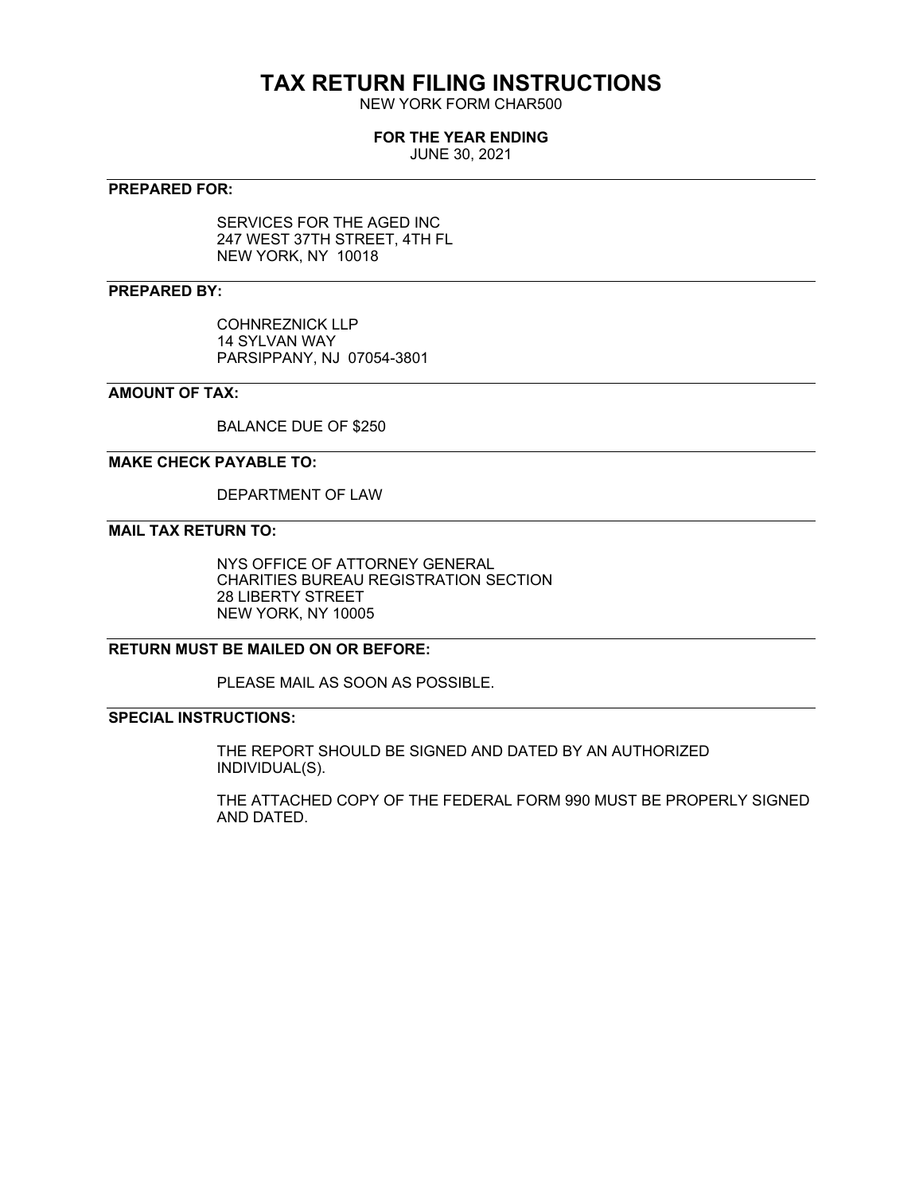# TAX RETURN FILING INSTRUCTIONS

NEW YORK FORM CHAR500

**FOR THE YEAR ENDING**

JUNE 30, 2021

---

**PREPARED FOR:**

SERVICES FOR THE AGED INC
247 WEST 37TH STREET, 4TH FL
NEW YORK, NY 10018

---

**PREPARED BY:**

COHNREZNICK LLP
14 SYLVAN WAY
PARSIPPANY, NJ 07054-3801

---

**AMOUNT OF TAX:**

BALANCE DUE OF $250

---

**MAKE CHECK PAYABLE TO:**

DEPARTMENT OF LAW

---

**MAIL TAX RETURN TO:**

NYS OFFICE OF ATTORNEY GENERAL
CHARITIES BUREAU REGISTRATION SECTION
28 LIBERTY STREET
NEW YORK, NY 10005

---

**RETURN MUST BE MAILED ON OR BEFORE:**

PLEASE MAIL AS SOON AS POSSIBLE.

---

**SPECIAL INSTRUCTIONS:**

THE REPORT SHOULD BE SIGNED AND DATED BY AN AUTHORIZED INDIVIDUAL(S).

THE ATTACHED COPY OF THE FEDERAL FORM 990 MUST BE PROPERLY SIGNED AND DATED.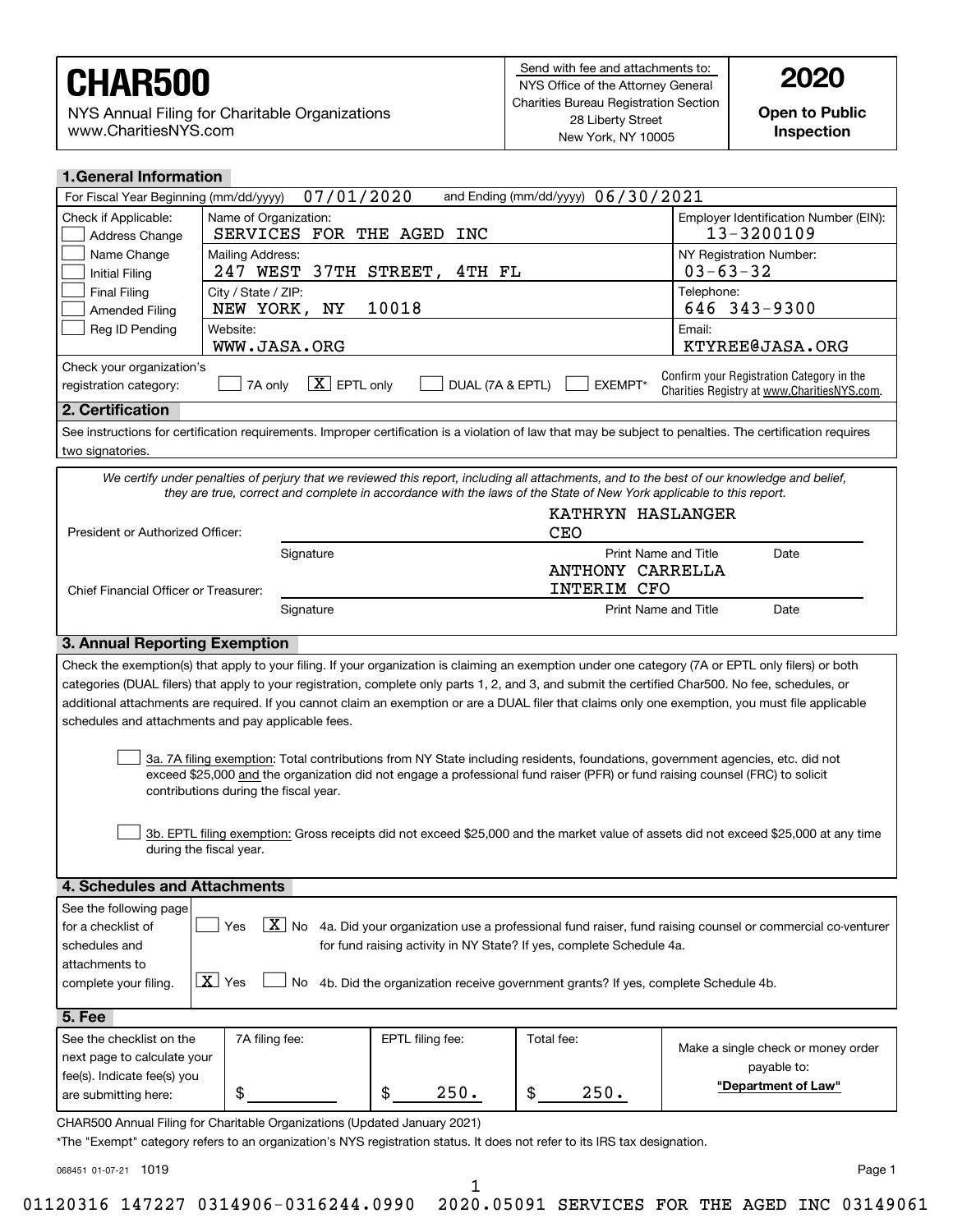# CHAR500

NYS Annual Filing for Charitable Organizations
www.CharitiesNYS.com

Send with fee and attachments to:
NYS Office of the Attorney General
Charities Bureau Registration Section
28 Liberty Street
New York, NY 10005

**2020**

**Open to Public Inspection**

## 1. General Information

For Fiscal Year Beginning (mm/dd/yyyy) 07/01/2020 and Ending (mm/dd/yyyy) 06/30/2021

| Check if Applicable: | | |
|---|---|---|
| ☐ Address Change | Name of Organization: SERVICES FOR THE AGED INC | Employer Identification Number (EIN): 13-3200109 |
| ☐ Name Change<br>☐ Initial Filing | Mailing Address: 247 WEST 37TH STREET, 4TH FL | NY Registration Number: 03-63-32 |
| ☐ Final Filing<br>☐ Amended Filing | City / State / ZIP: NEW YORK, NY 10018 | Telephone: 646 343-9300 |
| ☐ Reg ID Pending | Website: WWW.JASA.ORG | Email: KTYREE@JASA.ORG |

Check your organization's registration category: ☐ 7A only ☒ EPTL only ☐ DUAL (7A & EPTL) ☐ EXEMPT*

Confirm your Registration Category in the Charities Registry at www.CharitiesNYS.com.

## 2. Certification

See instructions for certification requirements. Improper certification is a violation of law that may be subject to penalties. The certification requires two signatories.

*We certify under penalties of perjury that we reviewed this report, including all attachments, and to the best of our knowledge and belief, they are true, correct and complete in accordance with the laws of the State of New York applicable to this report.*

President or Authorized Officer: ____________ Signature | KATHRYN HASLANGER CEO — Print Name and Title | Date

Chief Financial Officer or Treasurer: ____________ Signature | ANTHONY CARRELLA INTERIM CFO — Print Name and Title | Date

## 3. Annual Reporting Exemption

Check the exemption(s) that apply to your filing. If your organization is claiming an exemption under one category (7A or EPTL only filers) or both categories (DUAL filers) that apply to your registration, complete only parts 1, 2, and 3, and submit the certified Char500. No fee, schedules, or additional attachments are required. If you cannot claim an exemption or are a DUAL filer that claims only one exemption, you must file applicable schedules and attachments and pay applicable fees.

☐ 3a. 7A filing exemption: Total contributions from NY State including residents, foundations, government agencies, etc. did not exceed $25,000 and the organization did not engage a professional fund raiser (PFR) or fund raising counsel (FRC) to solicit contributions during the fiscal year.

☐ 3b. EPTL filing exemption: Gross receipts did not exceed $25,000 and the market value of assets did not exceed $25,000 at any time during the fiscal year.

## 4. Schedules and Attachments

See the following page for a checklist of schedules and attachments to complete your filing.

☐ Yes ☒ No 4a. Did your organization use a professional fund raiser, fund raising counsel or commercial co-venturer for fund raising activity in NY State? If yes, complete Schedule 4a.

☒ Yes ☐ No 4b. Did the organization receive government grants? If yes, complete Schedule 4b.

## 5. Fee

| See the checklist on the next page to calculate your fee(s). Indicate fee(s) you are submitting here: | 7A filing fee: | EPTL filing fee: | Total fee: | Make a single check or money order payable to: |
|---|---|---|---|---|
| | $ | $ 250. | $ 250. | **"Department of Law"** |

CHAR500 Annual Filing for Charitable Organizations (Updated January 2021)

*The "Exempt" category refers to an organization's NYS registration status. It does not refer to its IRS tax designation.

068451 01-07-21 1019

01120316 147227 0314906-0316244.0990 2020.05091 SERVICES FOR THE AGED INC 03149061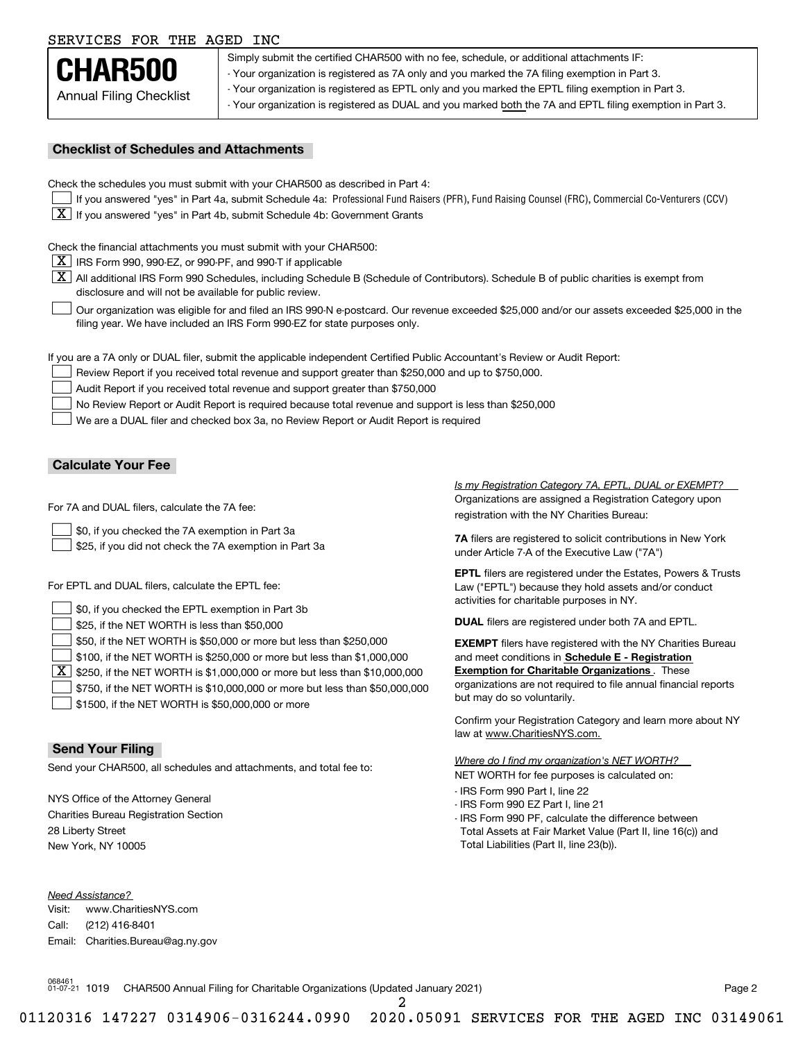SERVICES FOR THE AGED INC

# CHAR500

Annual Filing Checklist

Simply submit the certified CHAR500 with no fee, schedule, or additional attachments IF:
- Your organization is registered as 7A only and you marked the 7A filing exemption in Part 3.
- Your organization is registered as EPTL only and you marked the EPTL filing exemption in Part 3.
- Your organization is registered as DUAL and you marked both the 7A and EPTL filing exemption in Part 3.

## Checklist of Schedules and Attachments

Check the schedules you must submit with your CHAR500 as described in Part 4:

- [ ] If you answered "yes" in Part 4a, submit Schedule 4a: Professional Fund Raisers (PFR), Fund Raising Counsel (FRC), Commercial Co-Venturers (CCV)
- [X] If you answered "yes" in Part 4b, submit Schedule 4b: Government Grants

Check the financial attachments you must submit with your CHAR500:

- [X] IRS Form 990, 990-EZ, or 990-PF, and 990-T if applicable
- [X] All additional IRS Form 990 Schedules, including Schedule B (Schedule of Contributors). Schedule B of public charities is exempt from disclosure and will not be available for public review.
- [ ] Our organization was eligible for and filed an IRS 990-N e-postcard. Our revenue exceeded $25,000 and/or our assets exceeded $25,000 in the filing year. We have included an IRS Form 990-EZ for state purposes only.

If you are a 7A only or DUAL filer, submit the applicable independent Certified Public Accountant's Review or Audit Report:

- [ ] Review Report if you received total revenue and support greater than $250,000 and up to $750,000.
- [ ] Audit Report if you received total revenue and support greater than $750,000
- [ ] No Review Report or Audit Report is required because total revenue and support is less than $250,000
- [ ] We are a DUAL filer and checked box 3a, no Review Report or Audit Report is required

## Calculate Your Fee

For 7A and DUAL filers, calculate the 7A fee:

- [ ] $0, if you checked the 7A exemption in Part 3a
- [ ] $25, if you did not check the 7A exemption in Part 3a

For EPTL and DUAL filers, calculate the EPTL fee:

- [ ] $0, if you checked the EPTL exemption in Part 3b
- [ ] $25, if the NET WORTH is less than $50,000
- [ ] $50, if the NET WORTH is $50,000 or more but less than $250,000
- [ ] $100, if the NET WORTH is $250,000 or more but less than $1,000,000
- [X] $250, if the NET WORTH is $1,000,000 or more but less than $10,000,000
- [ ] $750, if the NET WORTH is $10,000,000 or more but less than $50,000,000
- [ ] $1500, if the NET WORTH is $50,000,000 or more

*Is my Registration Category 7A, EPTL, DUAL or EXEMPT?*
Organizations are assigned a Registration Category upon registration with the NY Charities Bureau:

**7A** filers are registered to solicit contributions in New York under Article 7-A of the Executive Law ("7A")

**EPTL** filers are registered under the Estates, Powers & Trusts Law ("EPTL") because they hold assets and/or conduct activities for charitable purposes in NY.

**DUAL** filers are registered under both 7A and EPTL.

**EXEMPT** filers have registered with the NY Charities Bureau and meet conditions in **Schedule E - Registration Exemption for Charitable Organizations**. These organizations are not required to file annual financial reports but may do so voluntarily.

Confirm your Registration Category and learn more about NY law at www.CharitiesNYS.com.

*Where do I find my organization's NET WORTH?*
NET WORTH for fee purposes is calculated on:
- IRS Form 990 Part I, line 22
- IRS Form 990 EZ Part I, line 21
- IRS Form 990 PF, calculate the difference between Total Assets at Fair Market Value (Part II, line 16(c)) and Total Liabilities (Part II, line 23(b)).

## Send Your Filing

Send your CHAR500, all schedules and attachments, and total fee to:

NYS Office of the Attorney General
Charities Bureau Registration Section
28 Liberty Street
New York, NY 10005

*Need Assistance?*
Visit: www.CharitiesNYS.com
Call: (212) 416-8401
Email: Charities.Bureau@ag.ny.gov

068461 01-07-21 1019 CHAR500 Annual Filing for Charitable Organizations (Updated January 2021)

01120316 147227 0314906-0316244.0990 2020.05091 SERVICES FOR THE AGED INC 03149061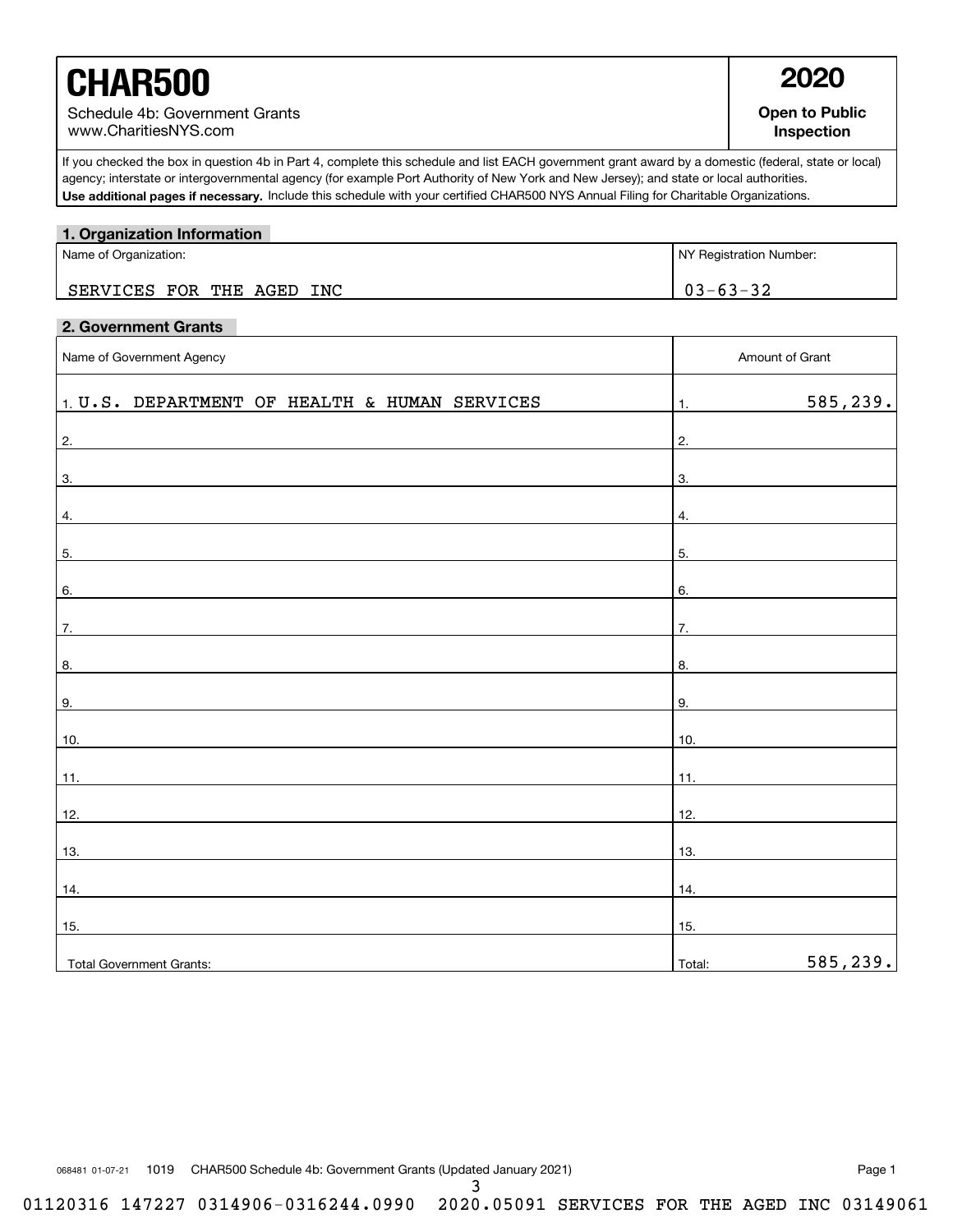# CHAR500

Schedule 4b: Government Grants
www.CharitiesNYS.com

**2020**

**Open to Public Inspection**

If you checked the box in question 4b in Part 4, complete this schedule and list EACH government grant award by a domestic (federal, state or local) agency; interstate or intergovernmental agency (for example Port Authority of New York and New Jersey); and state or local authorities. **Use additional pages if necessary.** Include this schedule with your certified CHAR500 NYS Annual Filing for Charitable Organizations.

## 1. Organization Information

| Name of Organization: | NY Registration Number: |
|---|---|
| SERVICES FOR THE AGED INC | 03-63-32 |

## 2. Government Grants

| Name of Government Agency | Amount of Grant |
|---|---|
| 1. U.S. DEPARTMENT OF HEALTH & HUMAN SERVICES | 1. 585,239. |
| 2. | 2. |
| 3. | 3. |
| 4. | 4. |
| 5. | 5. |
| 6. | 6. |
| 7. | 7. |
| 8. | 8. |
| 9. | 9. |
| 10. | 10. |
| 11. | 11. |
| 12. | 12. |
| 13. | 13. |
| 14. | 14. |
| 15. | 15. |
| Total Government Grants: | Total: 585,239. |

068481 01-07-21 1019 CHAR500 Schedule 4b: Government Grants (Updated January 2021)

01120316 147227 0314906-0316244.0990 2020.05091 SERVICES FOR THE AGED INC 03149061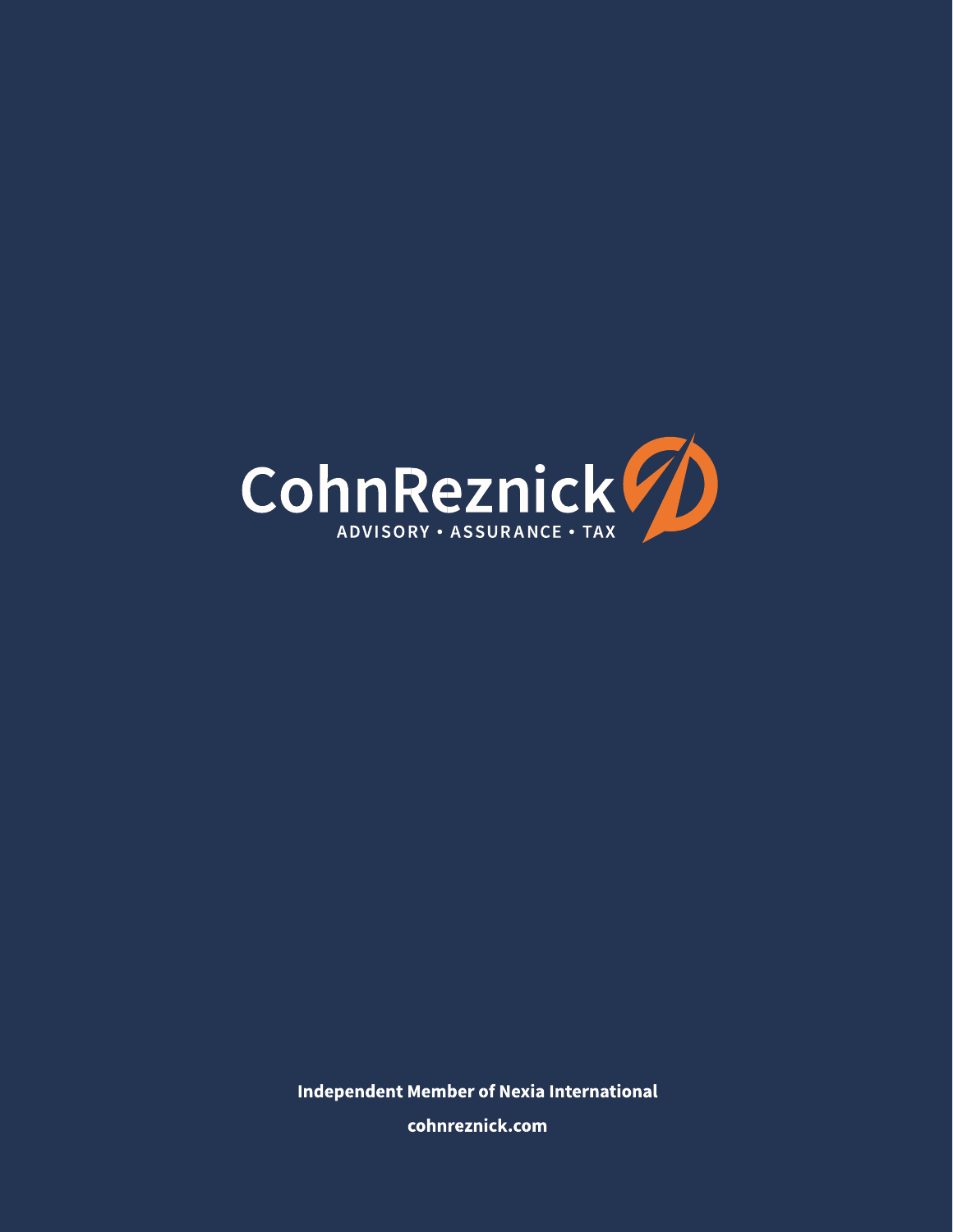CohnReznick

ADVISORY • ASSURANCE • TAX

**Independent Member of Nexia International**

**cohnreznick.com**